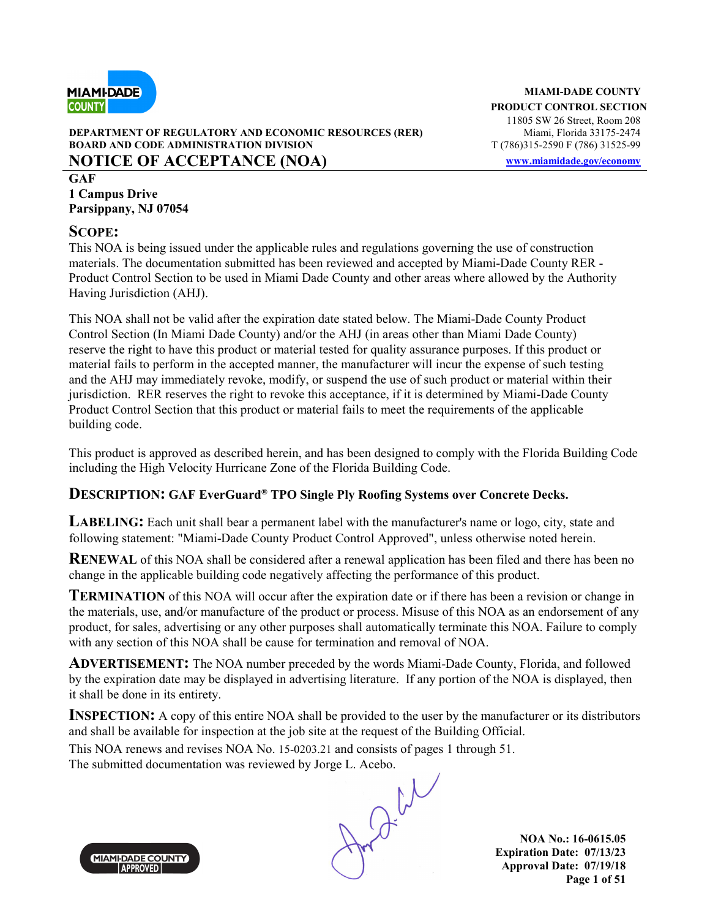MIAMI-DADE COUNTY
PRODUCT CONTROL SECTION
11805 SW 26 Street, Room 208
Miami, Florida 33175-2474
T (786)315-2590 F (786) 31525-99
www.miamidade.gov/economy

**DEPARTMENT OF REGULATORY AND ECONOMIC RESOURCES (RER)**
**BOARD AND CODE ADMINISTRATION DIVISION**

# NOTICE OF ACCEPTANCE (NOA)

**GAF**
**1 Campus Drive**
**Parsippany, NJ 07054**

## SCOPE:

This NOA is being issued under the applicable rules and regulations governing the use of construction materials. The documentation submitted has been reviewed and accepted by Miami-Dade County RER - Product Control Section to be used in Miami Dade County and other areas where allowed by the Authority Having Jurisdiction (AHJ).

This NOA shall not be valid after the expiration date stated below. The Miami-Dade County Product Control Section (In Miami Dade County) and/or the AHJ (in areas other than Miami Dade County) reserve the right to have this product or material tested for quality assurance purposes. If this product or material fails to perform in the accepted manner, the manufacturer will incur the expense of such testing and the AHJ may immediately revoke, modify, or suspend the use of such product or material within their jurisdiction. RER reserves the right to revoke this acceptance, if it is determined by Miami-Dade County Product Control Section that this product or material fails to meet the requirements of the applicable building code.

This product is approved as described herein, and has been designed to comply with the Florida Building Code including the High Velocity Hurricane Zone of the Florida Building Code.

## DESCRIPTION: GAF EverGuard® TPO Single Ply Roofing Systems over Concrete Decks.

**LABELING:** Each unit shall bear a permanent label with the manufacturer's name or logo, city, state and following statement: "Miami-Dade County Product Control Approved", unless otherwise noted herein.

**RENEWAL** of this NOA shall be considered after a renewal application has been filed and there has been no change in the applicable building code negatively affecting the performance of this product.

**TERMINATION** of this NOA will occur after the expiration date or if there has been a revision or change in the materials, use, and/or manufacture of the product or process. Misuse of this NOA as an endorsement of any product, for sales, advertising or any other purposes shall automatically terminate this NOA. Failure to comply with any section of this NOA shall be cause for termination and removal of NOA.

**ADVERTISEMENT:** The NOA number preceded by the words Miami-Dade County, Florida, and followed by the expiration date may be displayed in advertising literature. If any portion of the NOA is displayed, then it shall be done in its entirety.

**INSPECTION:** A copy of this entire NOA shall be provided to the user by the manufacturer or its distributors and shall be available for inspection at the job site at the request of the Building Official.

This NOA renews and revises NOA No. 15-0203.21 and consists of pages 1 through 51.
The submitted documentation was reviewed by Jorge L. Acebo.

**NOA No.: 16-0615.05**
**Expiration Date: 07/13/23**
**Approval Date: 07/19/18**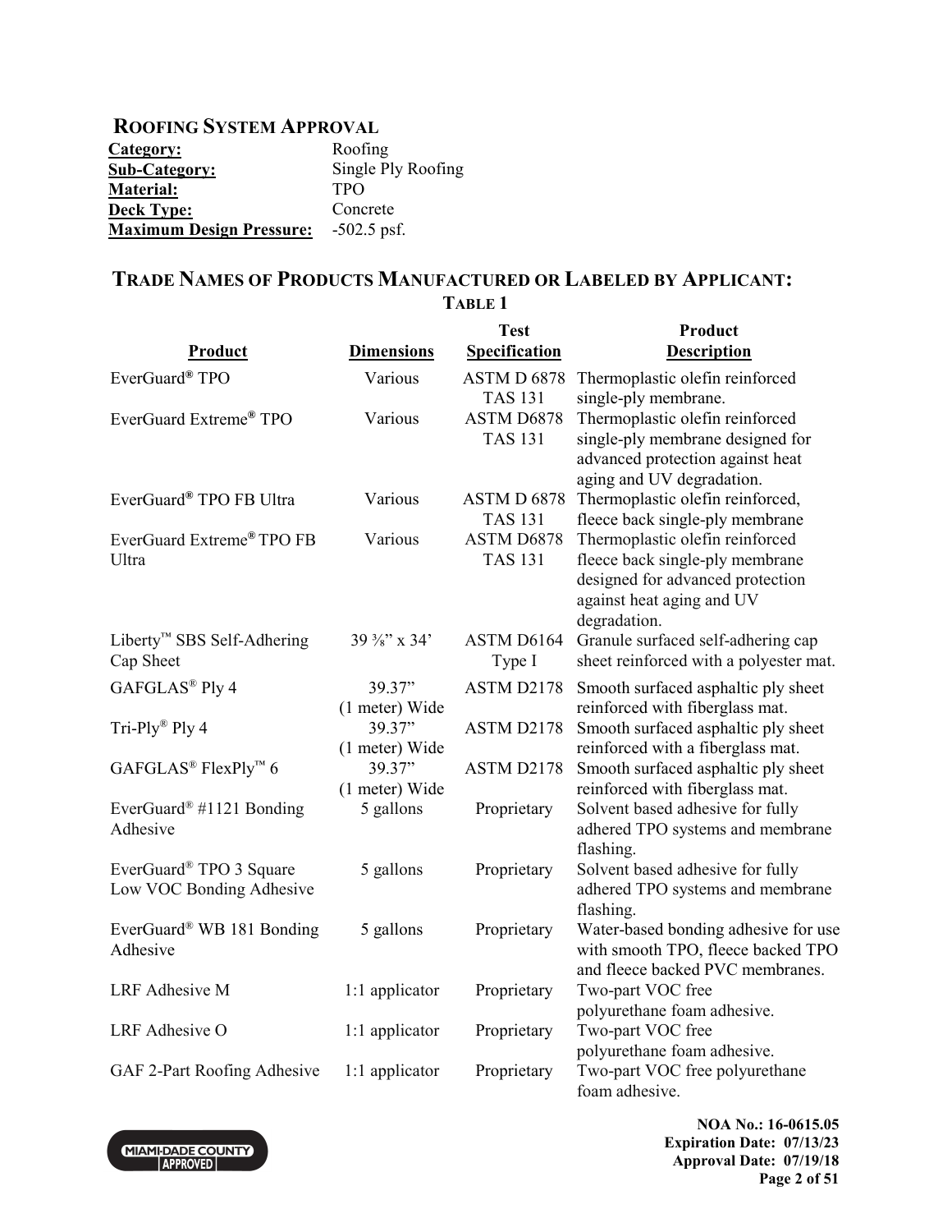## ROOFING SYSTEM APPROVAL

**Category:** Roofing
**Sub-Category:** Single Ply Roofing
**Material:** TPO
**Deck Type:** Concrete
**Maximum Design Pressure:** -502.5 psf.

## TRADE NAMES OF PRODUCTS MANUFACTURED OR LABELED BY APPLICANT:

**TABLE 1**

| Product | Dimensions | Test Specification | Product Description |
|---|---|---|---|
| EverGuard® TPO | Various | ASTM D 6878 TAS 131 | Thermoplastic olefin reinforced single-ply membrane. |
| EverGuard Extreme® TPO | Various | ASTM D6878 TAS 131 | Thermoplastic olefin reinforced single-ply membrane designed for advanced protection against heat aging and UV degradation. |
| EverGuard® TPO FB Ultra | Various | ASTM D 6878 TAS 131 | Thermoplastic olefin reinforced, fleece back single-ply membrane |
| EverGuard Extreme® TPO FB Ultra | Various | ASTM D6878 TAS 131 | Thermoplastic olefin reinforced fleece back single-ply membrane designed for advanced protection against heat aging and UV degradation. |
| Liberty™ SBS Self-Adhering Cap Sheet | 39 ⅜" x 34' | ASTM D6164 Type I | Granule surfaced self-adhering cap sheet reinforced with a polyester mat. |
| GAFGLAS® Ply 4 | 39.37" (1 meter) Wide | ASTM D2178 | Smooth surfaced asphaltic ply sheet reinforced with fiberglass mat. |
| Tri-Ply® Ply 4 | 39.37" (1 meter) Wide | ASTM D2178 | Smooth surfaced asphaltic ply sheet reinforced with a fiberglass mat. |
| GAFGLAS® FlexPly™ 6 | 39.37" (1 meter) Wide | ASTM D2178 | Smooth surfaced asphaltic ply sheet reinforced with fiberglass mat. |
| EverGuard® #1121 Bonding Adhesive | 5 gallons | Proprietary | Solvent based adhesive for fully adhered TPO systems and membrane flashing. |
| EverGuard® TPO 3 Square Low VOC Bonding Adhesive | 5 gallons | Proprietary | Solvent based adhesive for fully adhered TPO systems and membrane flashing. |
| EverGuard® WB 181 Bonding Adhesive | 5 gallons | Proprietary | Water-based bonding adhesive for use with smooth TPO, fleece backed TPO and fleece backed PVC membranes. |
| LRF Adhesive M | 1:1 applicator | Proprietary | Two-part VOC free polyurethane foam adhesive. |
| LRF Adhesive O | 1:1 applicator | Proprietary | Two-part VOC free polyurethane foam adhesive. |
| GAF 2-Part Roofing Adhesive | 1:1 applicator | Proprietary | Two-part VOC free polyurethane foam adhesive. |

**NOA No.: 16-0615.05**
**Expiration Date: 07/13/23**
**Approval Date: 07/19/18**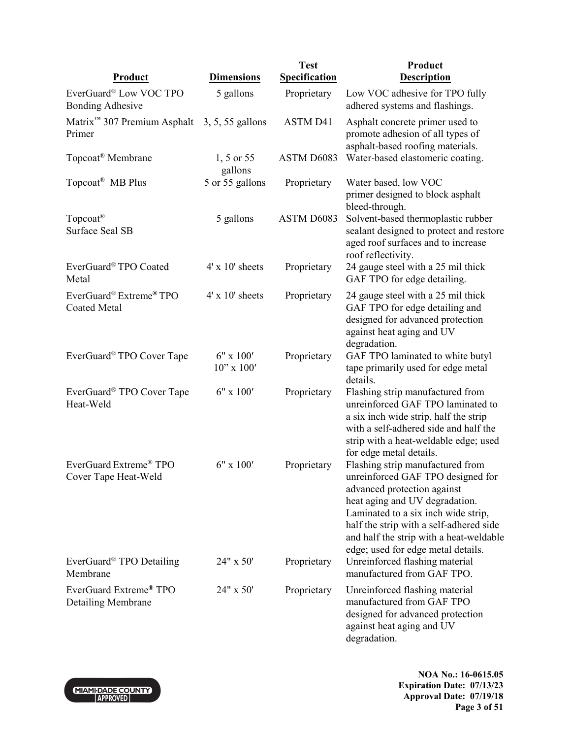| Product | Dimensions | Test Specification | Product Description |
|---|---|---|---|
| EverGuard® Low VOC TPO Bonding Adhesive | 5 gallons | Proprietary | Low VOC adhesive for TPO fully adhered systems and flashings. |
| Matrix™ 307 Premium Asphalt Primer | 3, 5, 55 gallons | ASTM D41 | Asphalt concrete primer used to promote adhesion of all types of asphalt-based roofing materials. |
| Topcoat® Membrane | 1, 5 or 55 gallons | ASTM D6083 | Water-based elastomeric coating. |
| Topcoat® MB Plus | 5 or 55 gallons | Proprietary | Water based, low VOC primer designed to block asphalt bleed-through. |
| Topcoat® Surface Seal SB | 5 gallons | ASTM D6083 | Solvent-based thermoplastic rubber sealant designed to protect and restore aged roof surfaces and to increase roof reflectivity. |
| EverGuard® TPO Coated Metal | 4' x 10' sheets | Proprietary | 24 gauge steel with a 25 mil thick GAF TPO for edge detailing. |
| EverGuard® Extreme® TPO Coated Metal | 4' x 10' sheets | Proprietary | 24 gauge steel with a 25 mil thick GAF TPO for edge detailing and designed for advanced protection against heat aging and UV degradation. |
| EverGuard® TPO Cover Tape | 6" x 100′<br>10" x 100′ | Proprietary | GAF TPO laminated to white butyl tape primarily used for edge metal details. |
| EverGuard® TPO Cover Tape Heat-Weld | 6" x 100′ | Proprietary | Flashing strip manufactured from unreinforced GAF TPO laminated to a six inch wide strip, half the strip with a self-adhered side and half the strip with a heat-weldable edge; used for edge metal details. |
| EverGuard Extreme® TPO Cover Tape Heat-Weld | 6" x 100′ | Proprietary | Flashing strip manufactured from unreinforced GAF TPO designed for advanced protection against heat aging and UV degradation. Laminated to a six inch wide strip, half the strip with a self-adhered side and half the strip with a heat-weldable edge; used for edge metal details. |
| EverGuard® TPO Detailing Membrane | 24" x 50' | Proprietary | Unreinforced flashing material manufactured from GAF TPO. |
| EverGuard Extreme® TPO Detailing Membrane | 24" x 50' | Proprietary | Unreinforced flashing material manufactured from GAF TPO designed for advanced protection against heat aging and UV degradation. |

MIAMI-DADE COUNTY APPROVED

**NOA No.: 16-0615.05**
**Expiration Date: 07/13/23**
**Approval Date: 07/19/18**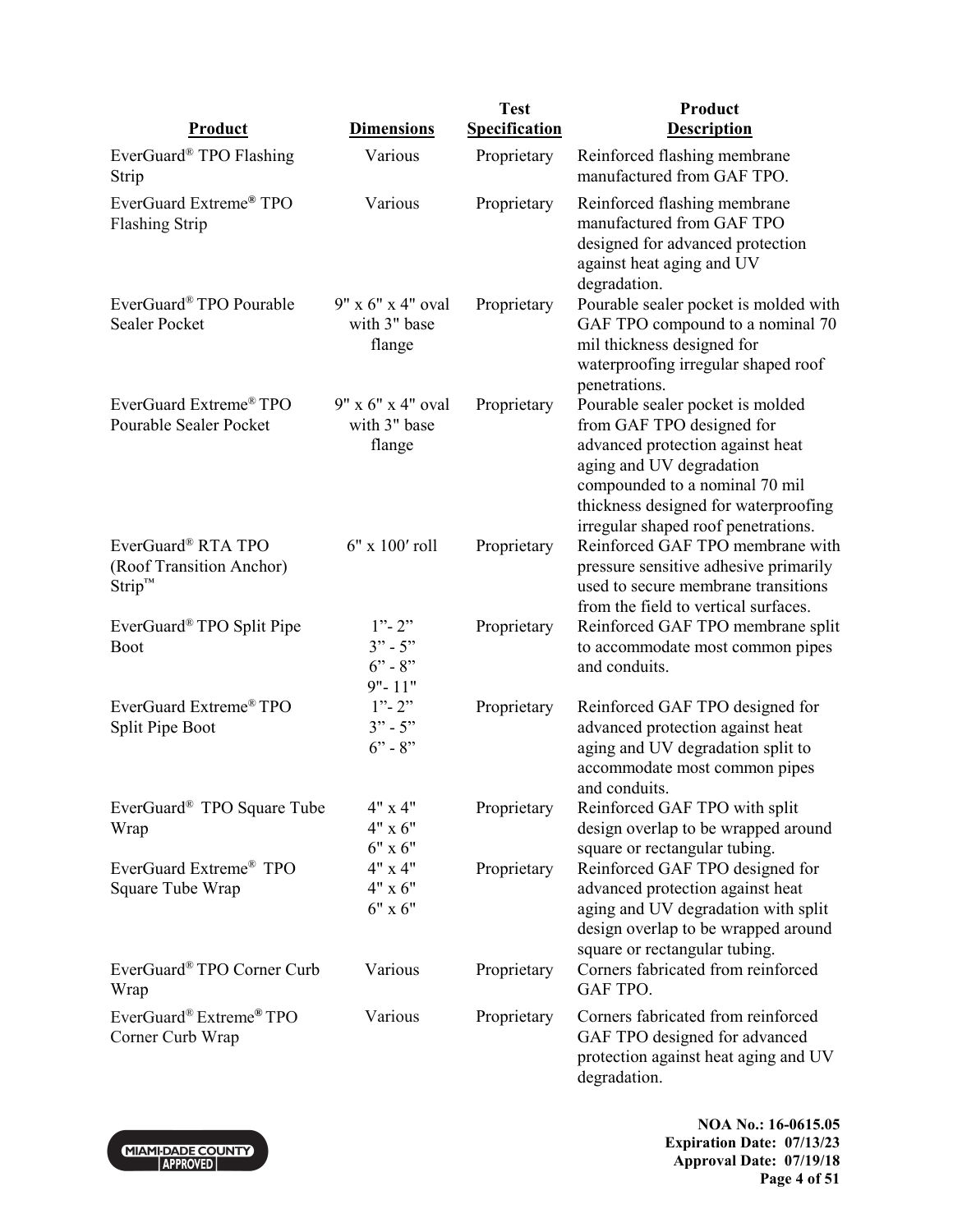| Product | Dimensions | Test Specification | Product Description |
|---|---|---|---|
| EverGuard® TPO Flashing Strip | Various | Proprietary | Reinforced flashing membrane manufactured from GAF TPO. |
| EverGuard Extreme® TPO Flashing Strip | Various | Proprietary | Reinforced flashing membrane manufactured from GAF TPO designed for advanced protection against heat aging and UV degradation. |
| EverGuard® TPO Pourable Sealer Pocket | 9" x 6" x 4" oval with 3" base flange | Proprietary | Pourable sealer pocket is molded with GAF TPO compound to a nominal 70 mil thickness designed for waterproofing irregular shaped roof penetrations. |
| EverGuard Extreme® TPO Pourable Sealer Pocket | 9" x 6" x 4" oval with 3" base flange | Proprietary | Pourable sealer pocket is molded from GAF TPO designed for advanced protection against heat aging and UV degradation compounded to a nominal 70 mil thickness designed for waterproofing irregular shaped roof penetrations. |
| EverGuard® RTA TPO (Roof Transition Anchor) Strip™ | 6" x 100′ roll | Proprietary | Reinforced GAF TPO membrane with pressure sensitive adhesive primarily used to secure membrane transitions from the field to vertical surfaces. |
| EverGuard® TPO Split Pipe Boot | 1"- 2"<br>3" - 5"<br>6" - 8"<br>9"- 11" | Proprietary | Reinforced GAF TPO membrane split to accommodate most common pipes and conduits. |
| EverGuard Extreme® TPO Split Pipe Boot | 1"- 2"<br>3" - 5"<br>6" - 8" | Proprietary | Reinforced GAF TPO designed for advanced protection against heat aging and UV degradation split to accommodate most common pipes and conduits. |
| EverGuard® TPO Square Tube Wrap | 4" x 4"<br>4" x 6"<br>6" x 6" | Proprietary | Reinforced GAF TPO with split design overlap to be wrapped around square or rectangular tubing. |
| EverGuard Extreme® TPO Square Tube Wrap | 4" x 4"<br>4" x 6"<br>6" x 6" | Proprietary | Reinforced GAF TPO designed for advanced protection against heat aging and UV degradation with split design overlap to be wrapped around square or rectangular tubing. |
| EverGuard® TPO Corner Curb Wrap | Various | Proprietary | Corners fabricated from reinforced GAF TPO. |
| EverGuard® Extreme® TPO Corner Curb Wrap | Various | Proprietary | Corners fabricated from reinforced GAF TPO designed for advanced protection against heat aging and UV degradation. |

MIAMI-DADE COUNTY APPROVED

**NOA No.: 16-0615.05**
**Expiration Date: 07/13/23**
**Approval Date: 07/19/18**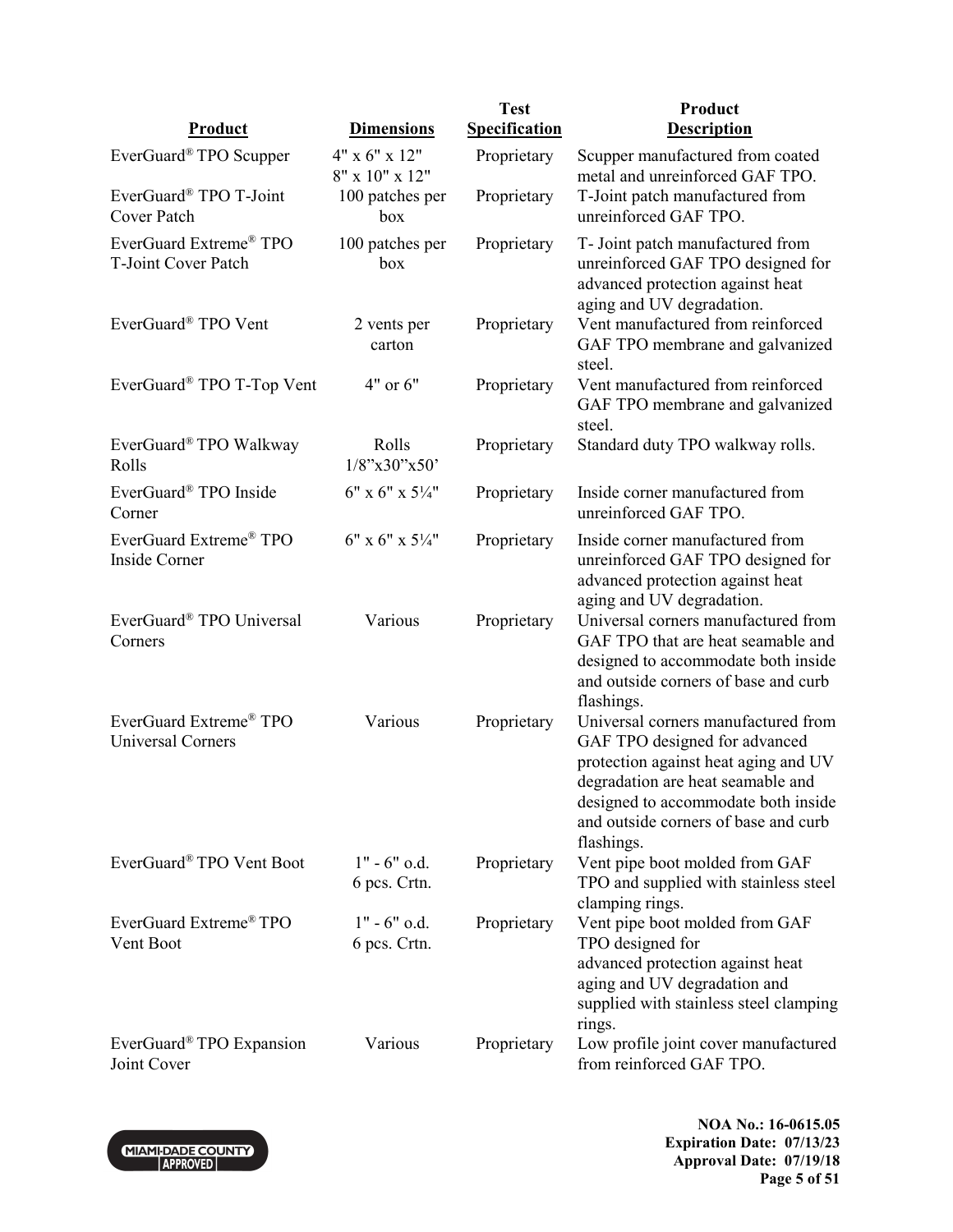| Product | Dimensions | Test Specification | Product Description |
|---|---|---|---|
| EverGuard® TPO Scupper | 4" x 6" x 12"<br>8" x 10" x 12" | Proprietary | Scupper manufactured from coated metal and unreinforced GAF TPO. |
| EverGuard® TPO T-Joint Cover Patch | 100 patches per box | Proprietary | T-Joint patch manufactured from unreinforced GAF TPO. |
| EverGuard Extreme® TPO T-Joint Cover Patch | 100 patches per box | Proprietary | T- Joint patch manufactured from unreinforced GAF TPO designed for advanced protection against heat aging and UV degradation. |
| EverGuard® TPO Vent | 2 vents per carton | Proprietary | Vent manufactured from reinforced GAF TPO membrane and galvanized steel. |
| EverGuard® TPO T-Top Vent | 4" or 6" | Proprietary | Vent manufactured from reinforced GAF TPO membrane and galvanized steel. |
| EverGuard® TPO Walkway Rolls | Rolls<br>1/8"x30"x50' | Proprietary | Standard duty TPO walkway rolls. |
| EverGuard® TPO Inside Corner | 6" x 6" x 5¼" | Proprietary | Inside corner manufactured from unreinforced GAF TPO. |
| EverGuard Extreme® TPO Inside Corner | 6" x 6" x 5¼" | Proprietary | Inside corner manufactured from unreinforced GAF TPO designed for advanced protection against heat aging and UV degradation. |
| EverGuard® TPO Universal Corners | Various | Proprietary | Universal corners manufactured from GAF TPO that are heat seamable and designed to accommodate both inside and outside corners of base and curb flashings. |
| EverGuard Extreme® TPO Universal Corners | Various | Proprietary | Universal corners manufactured from GAF TPO designed for advanced protection against heat aging and UV degradation are heat seamable and designed to accommodate both inside and outside corners of base and curb flashings. |
| EverGuard® TPO Vent Boot | 1" - 6" o.d.<br>6 pcs. Crtn. | Proprietary | Vent pipe boot molded from GAF TPO and supplied with stainless steel clamping rings. |
| EverGuard Extreme® TPO Vent Boot | 1" - 6" o.d.<br>6 pcs. Crtn. | Proprietary | Vent pipe boot molded from GAF TPO designed for advanced protection against heat aging and UV degradation and supplied with stainless steel clamping rings. |
| EverGuard® TPO Expansion Joint Cover | Various | Proprietary | Low profile joint cover manufactured from reinforced GAF TPO. |

MIAMI-DADE COUNTY APPROVED

**NOA No.: 16-0615.05**
**Expiration Date: 07/13/23**
**Approval Date: 07/19/18**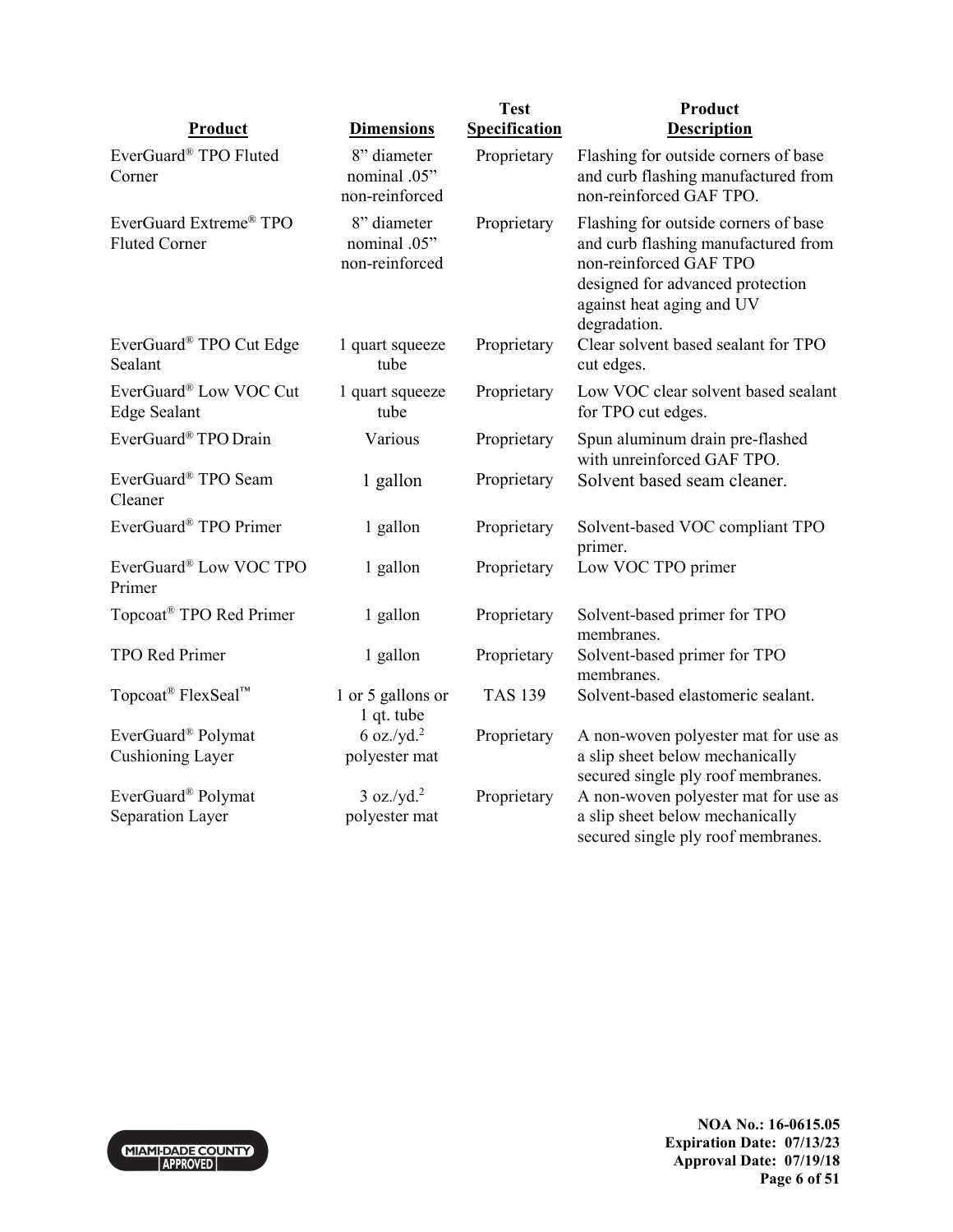| Product | Dimensions | Test Specification | Product Description |
|---|---|---|---|
| EverGuard® TPO Fluted Corner | 8" diameter nominal .05" non-reinforced | Proprietary | Flashing for outside corners of base and curb flashing manufactured from non-reinforced GAF TPO. |
| EverGuard Extreme® TPO Fluted Corner | 8" diameter nominal .05" non-reinforced | Proprietary | Flashing for outside corners of base and curb flashing manufactured from non-reinforced GAF TPO designed for advanced protection against heat aging and UV degradation. |
| EverGuard® TPO Cut Edge Sealant | 1 quart squeeze tube | Proprietary | Clear solvent based sealant for TPO cut edges. |
| EverGuard® Low VOC Cut Edge Sealant | 1 quart squeeze tube | Proprietary | Low VOC clear solvent based sealant for TPO cut edges. |
| EverGuard® TPO Drain | Various | Proprietary | Spun aluminum drain pre-flashed with unreinforced GAF TPO. |
| EverGuard® TPO Seam Cleaner | 1 gallon | Proprietary | Solvent based seam cleaner. |
| EverGuard® TPO Primer | 1 gallon | Proprietary | Solvent-based VOC compliant TPO primer. |
| EverGuard® Low VOC TPO Primer | 1 gallon | Proprietary | Low VOC TPO primer |
| Topcoat® TPO Red Primer | 1 gallon | Proprietary | Solvent-based primer for TPO membranes. |
| TPO Red Primer | 1 gallon | Proprietary | Solvent-based primer for TPO membranes. |
| Topcoat® FlexSeal™ | 1 or 5 gallons or 1 qt. tube | TAS 139 | Solvent-based elastomeric sealant. |
| EverGuard® Polymat Cushioning Layer | 6 oz./yd.$^2$ polyester mat | Proprietary | A non-woven polyester mat for use as a slip sheet below mechanically secured single ply roof membranes. |
| EverGuard® Polymat Separation Layer | 3 oz./yd.$^2$ polyester mat | Proprietary | A non-woven polyester mat for use as a slip sheet below mechanically secured single ply roof membranes. |

**NOA No.: 16-0615.05**
**Expiration Date: 07/13/23**
**Approval Date: 07/19/18**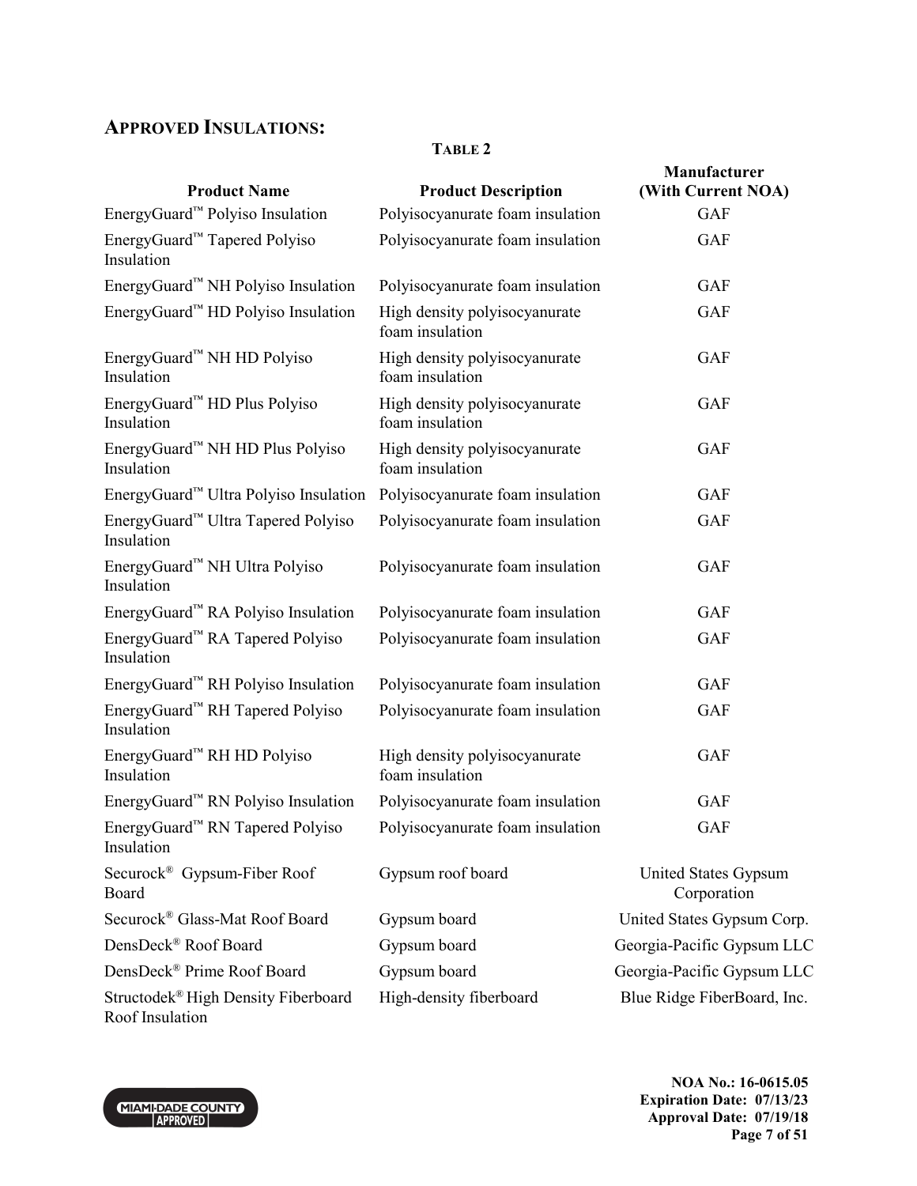## APPROVED INSULATIONS:

**TABLE 2**

| Product Name | Product Description | Manufacturer (With Current NOA) |
|---|---|---|
| EnergyGuard™ Polyiso Insulation | Polyisocyanurate foam insulation | GAF |
| EnergyGuard™ Tapered Polyiso Insulation | Polyisocyanurate foam insulation | GAF |
| EnergyGuard™ NH Polyiso Insulation | Polyisocyanurate foam insulation | GAF |
| EnergyGuard™ HD Polyiso Insulation | High density polyisocyanurate foam insulation | GAF |
| EnergyGuard™ NH HD Polyiso Insulation | High density polyisocyanurate foam insulation | GAF |
| EnergyGuard™ HD Plus Polyiso Insulation | High density polyisocyanurate foam insulation | GAF |
| EnergyGuard™ NH HD Plus Polyiso Insulation | High density polyisocyanurate foam insulation | GAF |
| EnergyGuard™ Ultra Polyiso Insulation | Polyisocyanurate foam insulation | GAF |
| EnergyGuard™ Ultra Tapered Polyiso Insulation | Polyisocyanurate foam insulation | GAF |
| EnergyGuard™ NH Ultra Polyiso Insulation | Polyisocyanurate foam insulation | GAF |
| EnergyGuard™ RA Polyiso Insulation | Polyisocyanurate foam insulation | GAF |
| EnergyGuard™ RA Tapered Polyiso Insulation | Polyisocyanurate foam insulation | GAF |
| EnergyGuard™ RH Polyiso Insulation | Polyisocyanurate foam insulation | GAF |
| EnergyGuard™ RH Tapered Polyiso Insulation | Polyisocyanurate foam insulation | GAF |
| EnergyGuard™ RH HD Polyiso Insulation | High density polyisocyanurate foam insulation | GAF |
| EnergyGuard™ RN Polyiso Insulation | Polyisocyanurate foam insulation | GAF |
| EnergyGuard™ RN Tapered Polyiso Insulation | Polyisocyanurate foam insulation | GAF |
| Securock® Gypsum-Fiber Roof Board | Gypsum roof board | United States Gypsum Corporation |
| Securock® Glass-Mat Roof Board | Gypsum board | United States Gypsum Corp. |
| DensDeck® Roof Board | Gypsum board | Georgia-Pacific Gypsum LLC |
| DensDeck® Prime Roof Board | Gypsum board | Georgia-Pacific Gypsum LLC |
| Structodek® High Density Fiberboard Roof Insulation | High-density fiberboard | Blue Ridge FiberBoard, Inc. |

NOA No.: 16-0615.05
Expiration Date: 07/13/23
Approval Date: 07/19/18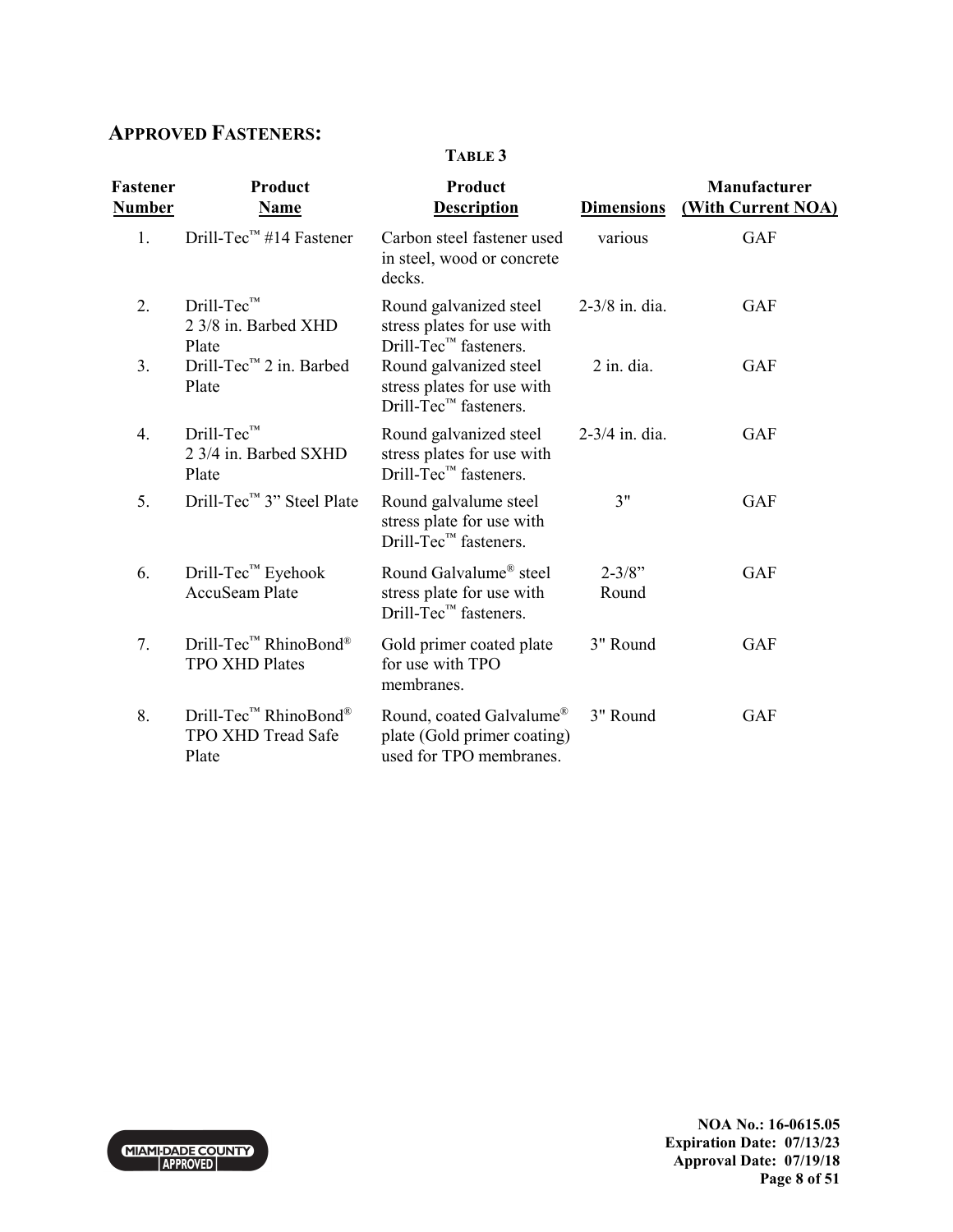## APPROVED FASTENERS:

**TABLE 3**

| Fastener Number | Product Name | Product Description | Dimensions | Manufacturer (With Current NOA) |
|---|---|---|---|---|
| 1. | Drill-Tec™ #14 Fastener | Carbon steel fastener used in steel, wood or concrete decks. | various | GAF |
| 2. | Drill-Tec™ 2 3/8 in. Barbed XHD Plate | Round galvanized steel stress plates for use with Drill-Tec™ fasteners. | 2-3/8 in. dia. | GAF |
| 3. | Drill-Tec™ 2 in. Barbed Plate | Round galvanized steel stress plates for use with Drill-Tec™ fasteners. | 2 in. dia. | GAF |
| 4. | Drill-Tec™ 2 3/4 in. Barbed SXHD Plate | Round galvanized steel stress plates for use with Drill-Tec™ fasteners. | 2-3/4 in. dia. | GAF |
| 5. | Drill-Tec™ 3" Steel Plate | Round galvalume steel stress plate for use with Drill-Tec™ fasteners. | 3" | GAF |
| 6. | Drill-Tec™ Eyehook AccuSeam Plate | Round Galvalume® steel stress plate for use with Drill-Tec™ fasteners. | 2-3/8" Round | GAF |
| 7. | Drill-Tec™ RhinoBond® TPO XHD Plates | Gold primer coated plate for use with TPO membranes. | 3" Round | GAF |
| 8. | Drill-Tec™ RhinoBond® TPO XHD Tread Safe Plate | Round, coated Galvalume® plate (Gold primer coating) used for TPO membranes. | 3" Round | GAF |

MIAMI-DADE COUNTY APPROVED

**NOA No.: 16-0615.05**
**Expiration Date: 07/13/23**
**Approval Date: 07/19/18**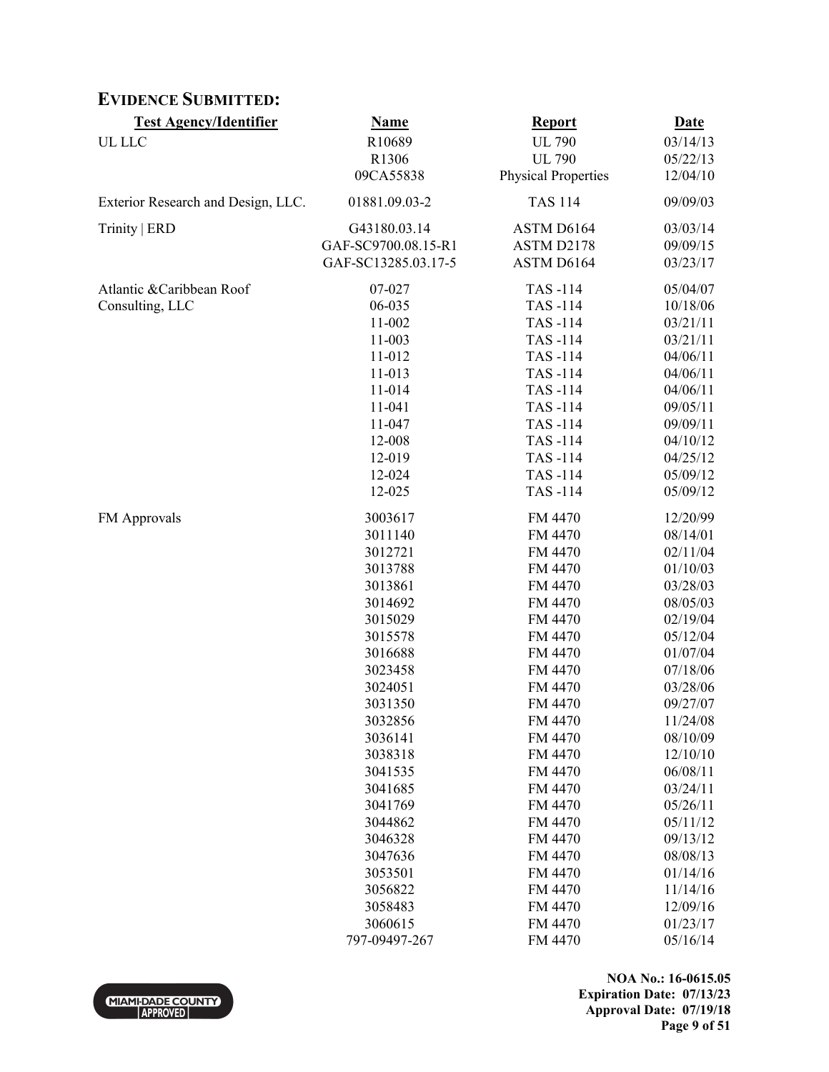## EVIDENCE SUBMITTED:

| Test Agency/Identifier | Name | Report | Date |
|---|---|---|---|
| UL LLC | R10689 | UL 790 | 03/14/13 |
| | R1306 | UL 790 | 05/22/13 |
| | 09CA55838 | Physical Properties | 12/04/10 |
| Exterior Research and Design, LLC. | 01881.09.03-2 | TAS 114 | 09/09/03 |
| Trinity \| ERD | G43180.03.14 | ASTM D6164 | 03/03/14 |
| | GAF-SC9700.08.15-R1 | ASTM D2178 | 09/09/15 |
| | GAF-SC13285.03.17-5 | ASTM D6164 | 03/23/17 |
| Atlantic &Caribbean Roof Consulting, LLC | 07-027 | TAS -114 | 05/04/07 |
| | 06-035 | TAS -114 | 10/18/06 |
| | 11-002 | TAS -114 | 03/21/11 |
| | 11-003 | TAS -114 | 03/21/11 |
| | 11-012 | TAS -114 | 04/06/11 |
| | 11-013 | TAS -114 | 04/06/11 |
| | 11-014 | TAS -114 | 04/06/11 |
| | 11-041 | TAS -114 | 09/05/11 |
| | 11-047 | TAS -114 | 09/09/11 |
| | 12-008 | TAS -114 | 04/10/12 |
| | 12-019 | TAS -114 | 04/25/12 |
| | 12-024 | TAS -114 | 05/09/12 |
| | 12-025 | TAS -114 | 05/09/12 |
| FM Approvals | 3003617 | FM 4470 | 12/20/99 |
| | 3011140 | FM 4470 | 08/14/01 |
| | 3012721 | FM 4470 | 02/11/04 |
| | 3013788 | FM 4470 | 01/10/03 |
| | 3013861 | FM 4470 | 03/28/03 |
| | 3014692 | FM 4470 | 08/05/03 |
| | 3015029 | FM 4470 | 02/19/04 |
| | 3015578 | FM 4470 | 05/12/04 |
| | 3016688 | FM 4470 | 01/07/04 |
| | 3023458 | FM 4470 | 07/18/06 |
| | 3024051 | FM 4470 | 03/28/06 |
| | 3031350 | FM 4470 | 09/27/07 |
| | 3032856 | FM 4470 | 11/24/08 |
| | 3036141 | FM 4470 | 08/10/09 |
| | 3038318 | FM 4470 | 12/10/10 |
| | 3041535 | FM 4470 | 06/08/11 |
| | 3041685 | FM 4470 | 03/24/11 |
| | 3041769 | FM 4470 | 05/26/11 |
| | 3044862 | FM 4470 | 05/11/12 |
| | 3046328 | FM 4470 | 09/13/12 |
| | 3047636 | FM 4470 | 08/08/13 |
| | 3053501 | FM 4470 | 01/14/16 |
| | 3056822 | FM 4470 | 11/14/16 |
| | 3058483 | FM 4470 | 12/09/16 |
| | 3060615 | FM 4470 | 01/23/17 |
| | 797-09497-267 | FM 4470 | 05/16/14 |

NOA No.: 16-0615.05
Expiration Date: 07/13/23
Approval Date: 07/19/18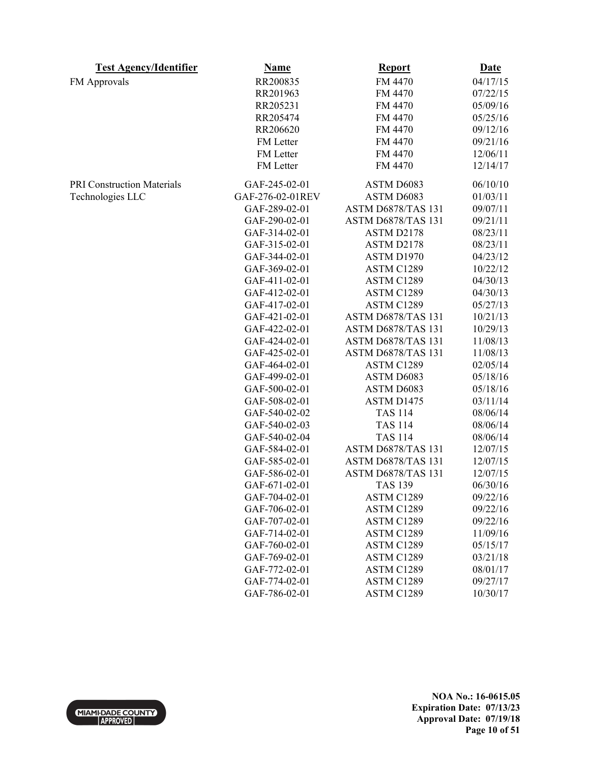| Test Agency/Identifier | Name | Report | Date |
|---|---|---|---|
| FM Approvals | RR200835 | FM 4470 | 04/17/15 |
| | RR201963 | FM 4470 | 07/22/15 |
| | RR205231 | FM 4470 | 05/09/16 |
| | RR205474 | FM 4470 | 05/25/16 |
| | RR206620 | FM 4470 | 09/12/16 |
| | FM Letter | FM 4470 | 09/21/16 |
| | FM Letter | FM 4470 | 12/06/11 |
| | FM Letter | FM 4470 | 12/14/17 |
| PRI Construction Materials Technologies LLC | GAF-245-02-01 | ASTM D6083 | 06/10/10 |
| | GAF-276-02-01REV | ASTM D6083 | 01/03/11 |
| | GAF-289-02-01 | ASTM D6878/TAS 131 | 09/07/11 |
| | GAF-290-02-01 | ASTM D6878/TAS 131 | 09/21/11 |
| | GAF-314-02-01 | ASTM D2178 | 08/23/11 |
| | GAF-315-02-01 | ASTM D2178 | 08/23/11 |
| | GAF-344-02-01 | ASTM D1970 | 04/23/12 |
| | GAF-369-02-01 | ASTM C1289 | 10/22/12 |
| | GAF-411-02-01 | ASTM C1289 | 04/30/13 |
| | GAF-412-02-01 | ASTM C1289 | 04/30/13 |
| | GAF-417-02-01 | ASTM C1289 | 05/27/13 |
| | GAF-421-02-01 | ASTM D6878/TAS 131 | 10/21/13 |
| | GAF-422-02-01 | ASTM D6878/TAS 131 | 10/29/13 |
| | GAF-424-02-01 | ASTM D6878/TAS 131 | 11/08/13 |
| | GAF-425-02-01 | ASTM D6878/TAS 131 | 11/08/13 |
| | GAF-464-02-01 | ASTM C1289 | 02/05/14 |
| | GAF-499-02-01 | ASTM D6083 | 05/18/16 |
| | GAF-500-02-01 | ASTM D6083 | 05/18/16 |
| | GAF-508-02-01 | ASTM D1475 | 03/11/14 |
| | GAF-540-02-02 | TAS 114 | 08/06/14 |
| | GAF-540-02-03 | TAS 114 | 08/06/14 |
| | GAF-540-02-04 | TAS 114 | 08/06/14 |
| | GAF-584-02-01 | ASTM D6878/TAS 131 | 12/07/15 |
| | GAF-585-02-01 | ASTM D6878/TAS 131 | 12/07/15 |
| | GAF-586-02-01 | ASTM D6878/TAS 131 | 12/07/15 |
| | GAF-671-02-01 | TAS 139 | 06/30/16 |
| | GAF-704-02-01 | ASTM C1289 | 09/22/16 |
| | GAF-706-02-01 | ASTM C1289 | 09/22/16 |
| | GAF-707-02-01 | ASTM C1289 | 09/22/16 |
| | GAF-714-02-01 | ASTM C1289 | 11/09/16 |
| | GAF-760-02-01 | ASTM C1289 | 05/15/17 |
| | GAF-769-02-01 | ASTM C1289 | 03/21/18 |
| | GAF-772-02-01 | ASTM C1289 | 08/01/17 |
| | GAF-774-02-01 | ASTM C1289 | 09/27/17 |
| | GAF-786-02-01 | ASTM C1289 | 10/30/17 |

**NOA No.: 16-0615.05**
**Expiration Date: 07/13/23**
**Approval Date: 07/19/18**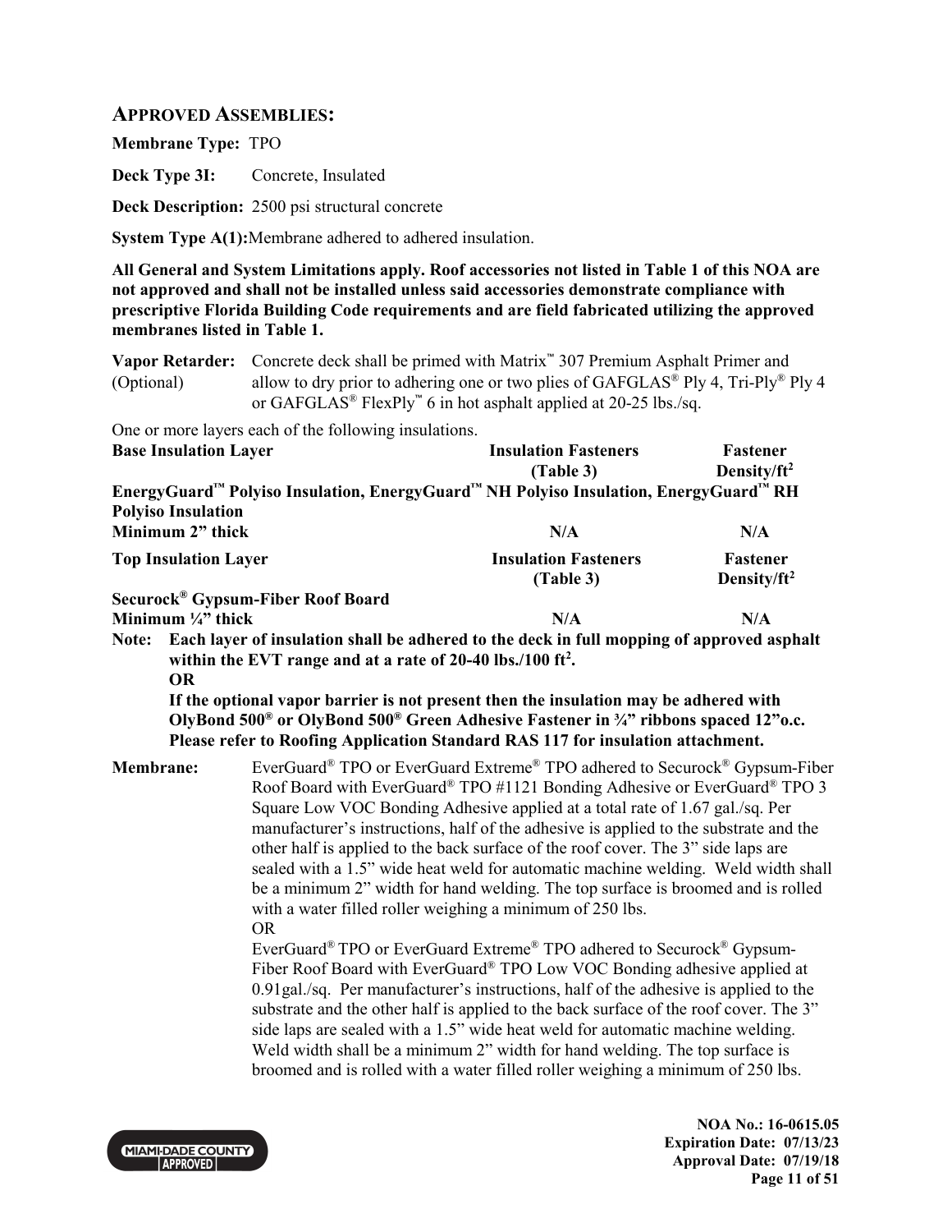## APPROVED ASSEMBLIES:

**Membrane Type:** TPO

**Deck Type 3I:** Concrete, Insulated

**Deck Description:** 2500 psi structural concrete

**System Type A(1):** Membrane adhered to adhered insulation.

**All General and System Limitations apply. Roof accessories not listed in Table 1 of this NOA are not approved and shall not be installed unless said accessories demonstrate compliance with prescriptive Florida Building Code requirements and are field fabricated utilizing the approved membranes listed in Table 1.**

**Vapor Retarder:** (Optional) Concrete deck shall be primed with Matrix™ 307 Premium Asphalt Primer and allow to dry prior to adhering one or two plies of GAFGLAS® Ply 4, Tri-Ply® Ply 4 or GAFGLAS® FlexPly™ 6 in hot asphalt applied at 20-25 lbs./sq.

One or more layers each of the following insulations.

| **Base Insulation Layer** | **Insulation Fasteners (Table 3)** | **Fastener Density/ft²** |
|---|---|---|
| **EnergyGuard™ Polyiso Insulation, EnergyGuard™ NH Polyiso Insulation, EnergyGuard™ RH Polyiso Insulation** | | |
| **Minimum 2" thick** | **N/A** | **N/A** |
| **Top Insulation Layer** | **Insulation Fasteners (Table 3)** | **Fastener Density/ft²** |
| **Securock® Gypsum-Fiber Roof Board** | | |
| **Minimum ¼" thick** | **N/A** | **N/A** |

**Note: Each layer of insulation shall be adhered to the deck in full mopping of approved asphalt within the EVT range and at a rate of 20-40 lbs./100 ft².**
**OR**
**If the optional vapor barrier is not present then the insulation may be adhered with OlyBond 500® or OlyBond 500® Green Adhesive Fastener in ¾" ribbons spaced 12"o.c. Please refer to Roofing Application Standard RAS 117 for insulation attachment.**

**Membrane:** EverGuard® TPO or EverGuard Extreme® TPO adhered to Securock® Gypsum-Fiber Roof Board with EverGuard® TPO #1121 Bonding Adhesive or EverGuard® TPO 3 Square Low VOC Bonding Adhesive applied at a total rate of 1.67 gal./sq. Per manufacturer's instructions, half of the adhesive is applied to the substrate and the other half is applied to the back surface of the roof cover. The 3" side laps are sealed with a 1.5" wide heat weld for automatic machine welding. Weld width shall be a minimum 2" width for hand welding. The top surface is broomed and is rolled with a water filled roller weighing a minimum of 250 lbs.

OR

EverGuard® TPO or EverGuard Extreme® TPO adhered to Securock® Gypsum-Fiber Roof Board with EverGuard® TPO Low VOC Bonding adhesive applied at 0.91gal./sq. Per manufacturer's instructions, half of the adhesive is applied to the substrate and the other half is applied to the back surface of the roof cover. The 3" side laps are sealed with a 1.5" wide heat weld for automatic machine welding. Weld width shall be a minimum 2" width for hand welding. The top surface is broomed and is rolled with a water filled roller weighing a minimum of 250 lbs.

**NOA No.: 16-0615.05**
**Expiration Date: 07/13/23**
**Approval Date: 07/19/18**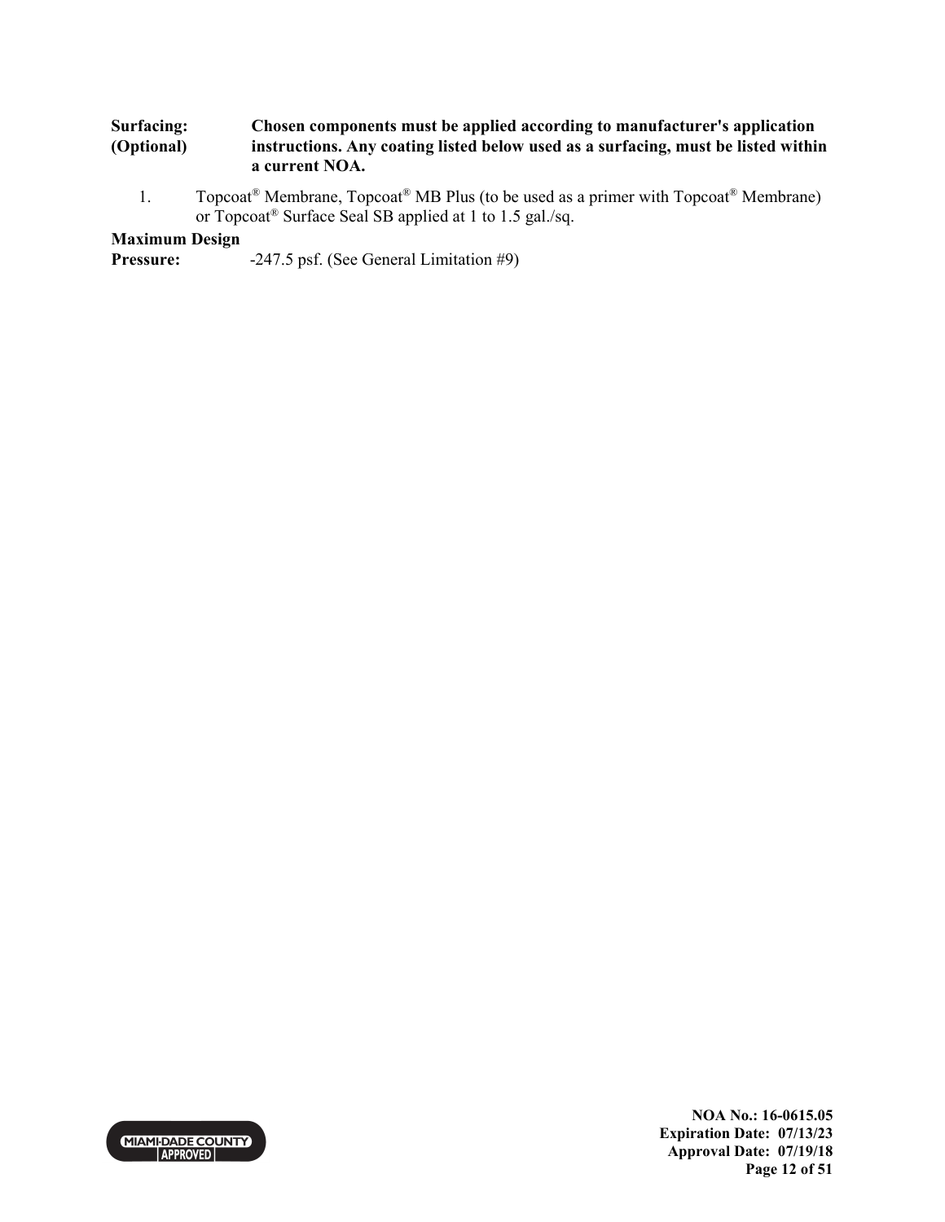**Surfacing: (Optional)** **Chosen components must be applied according to manufacturer's application instructions. Any coating listed below used as a surfacing, must be listed within a current NOA.**

1. Topcoat® Membrane, Topcoat® MB Plus (to be used as a primer with Topcoat® Membrane) or Topcoat® Surface Seal SB applied at 1 to 1.5 gal./sq.

**Maximum Design Pressure:** -247.5 psf. (See General Limitation #9)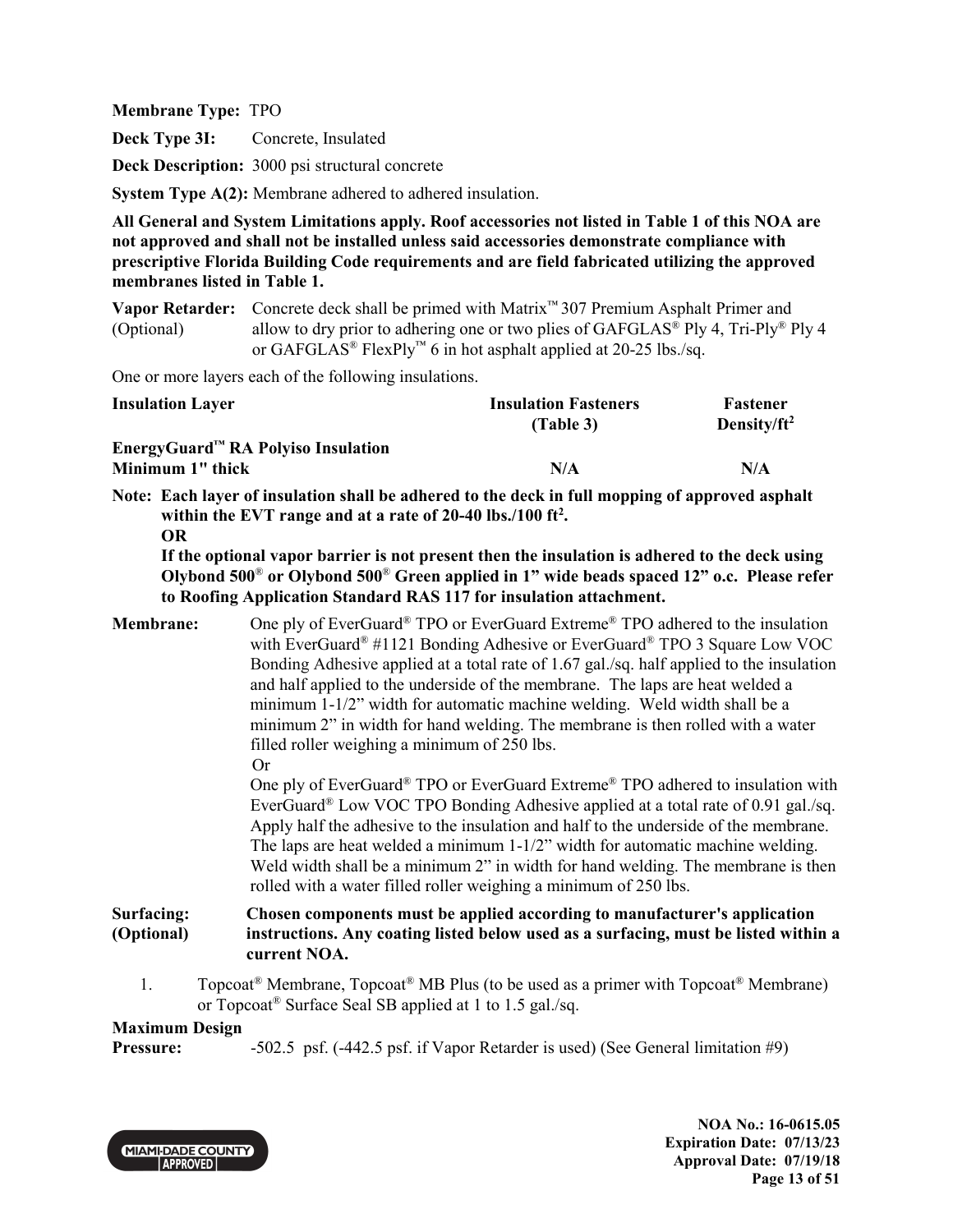**Membrane Type:** TPO

**Deck Type 3I:** Concrete, Insulated

**Deck Description:** 3000 psi structural concrete

**System Type A(2):** Membrane adhered to adhered insulation.

**All General and System Limitations apply. Roof accessories not listed in Table 1 of this NOA are not approved and shall not be installed unless said accessories demonstrate compliance with prescriptive Florida Building Code requirements and are field fabricated utilizing the approved membranes listed in Table 1.**

**Vapor Retarder:** (Optional) Concrete deck shall be primed with Matrix™ 307 Premium Asphalt Primer and allow to dry prior to adhering one or two plies of GAFGLAS® Ply 4, Tri-Ply® Ply 4 or GAFGLAS® FlexPly™ 6 in hot asphalt applied at 20-25 lbs./sq.

One or more layers each of the following insulations.

| Insulation Layer | Insulation Fasteners (Table 3) | Fastener Density/ft² |
|---|---|---|
| **EnergyGuard™ RA Polyiso Insulation Minimum 1" thick** | **N/A** | **N/A** |

**Note: Each layer of insulation shall be adhered to the deck in full mopping of approved asphalt within the EVT range and at a rate of 20-40 lbs./100 ft².**
**OR**
**If the optional vapor barrier is not present then the insulation is adhered to the deck using Olybond 500® or Olybond 500® Green applied in 1" wide beads spaced 12" o.c. Please refer to Roofing Application Standard RAS 117 for insulation attachment.**

**Membrane:** One ply of EverGuard® TPO or EverGuard Extreme® TPO adhered to the insulation with EverGuard® #1121 Bonding Adhesive or EverGuard® TPO 3 Square Low VOC Bonding Adhesive applied at a total rate of 1.67 gal./sq. half applied to the insulation and half applied to the underside of the membrane. The laps are heat welded a minimum 1-1/2" width for automatic machine welding. Weld width shall be a minimum 2" in width for hand welding. The membrane is then rolled with a water filled roller weighing a minimum of 250 lbs.

Or

One ply of EverGuard® TPO or EverGuard Extreme® TPO adhered to insulation with EverGuard® Low VOC TPO Bonding Adhesive applied at a total rate of 0.91 gal./sq. Apply half the adhesive to the insulation and half to the underside of the membrane. The laps are heat welded a minimum 1-1/2" width for automatic machine welding. Weld width shall be a minimum 2" in width for hand welding. The membrane is then rolled with a water filled roller weighing a minimum of 250 lbs.

**Surfacing:** (Optional) **Chosen components must be applied according to manufacturer's application instructions. Any coating listed below used as a surfacing, must be listed within a current NOA.**

1. Topcoat® Membrane, Topcoat® MB Plus (to be used as a primer with Topcoat® Membrane) or Topcoat® Surface Seal SB applied at 1 to 1.5 gal./sq.

**Maximum Design Pressure:** -502.5 psf. (-442.5 psf. if Vapor Retarder is used) (See General limitation #9)

**NOA No.: 16-0615.05**
**Expiration Date: 07/13/23**
**Approval Date: 07/19/18**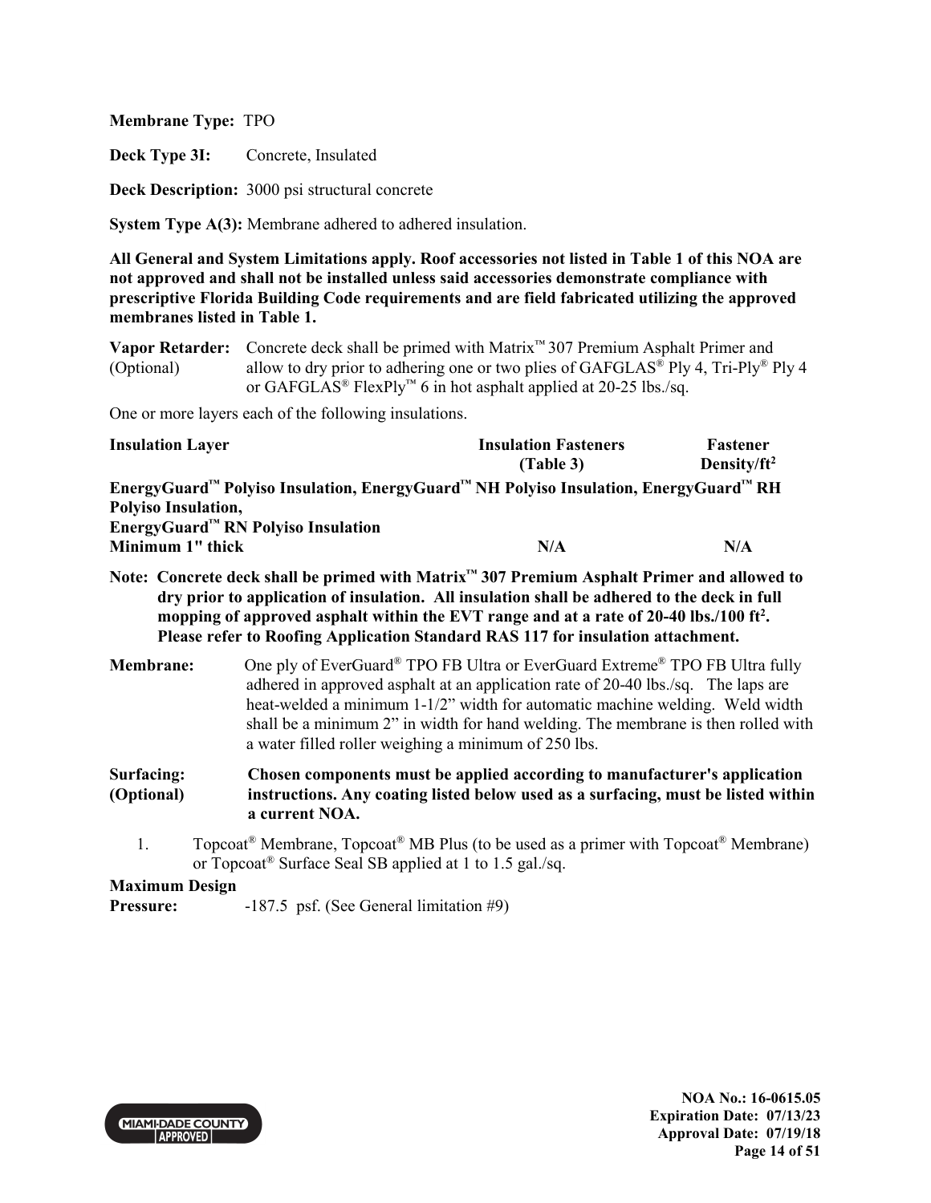**Membrane Type:** TPO

**Deck Type 3I:** Concrete, Insulated

**Deck Description:** 3000 psi structural concrete

**System Type A(3):** Membrane adhered to adhered insulation.

**All General and System Limitations apply. Roof accessories not listed in Table 1 of this NOA are not approved and shall not be installed unless said accessories demonstrate compliance with prescriptive Florida Building Code requirements and are field fabricated utilizing the approved membranes listed in Table 1.**

**Vapor Retarder:** (Optional) Concrete deck shall be primed with Matrix™ 307 Premium Asphalt Primer and allow to dry prior to adhering one or two plies of GAFGLAS® Ply 4, Tri-Ply® Ply 4 or GAFGLAS® FlexPly™ 6 in hot asphalt applied at 20-25 lbs./sq.

One or more layers each of the following insulations.

| Insulation Layer | Insulation Fasteners (Table 3) | Fastener Density/ft² |
|---|---|---|
| **EnergyGuard™ Polyiso Insulation, EnergyGuard™ NH Polyiso Insulation, EnergyGuard™ RH Polyiso Insulation, EnergyGuard™ RN Polyiso Insulation** | | |
| **Minimum 1" thick** | **N/A** | **N/A** |

**Note: Concrete deck shall be primed with Matrix™ 307 Premium Asphalt Primer and allowed to dry prior to application of insulation. All insulation shall be adhered to the deck in full mopping of approved asphalt within the EVT range and at a rate of 20-40 lbs./100 ft². Please refer to Roofing Application Standard RAS 117 for insulation attachment.**

**Membrane:** One ply of EverGuard® TPO FB Ultra or EverGuard Extreme® TPO FB Ultra fully adhered in approved asphalt at an application rate of 20-40 lbs./sq. The laps are heat-welded a minimum 1-1/2" width for automatic machine welding. Weld width shall be a minimum 2" in width for hand welding. The membrane is then rolled with a water filled roller weighing a minimum of 250 lbs.

**Surfacing: (Optional)** **Chosen components must be applied according to manufacturer's application instructions. Any coating listed below used as a surfacing, must be listed within a current NOA.**

1. Topcoat® Membrane, Topcoat® MB Plus (to be used as a primer with Topcoat® Membrane) or Topcoat® Surface Seal SB applied at 1 to 1.5 gal./sq.

**Maximum Design Pressure:** -187.5 psf. (See General limitation #9)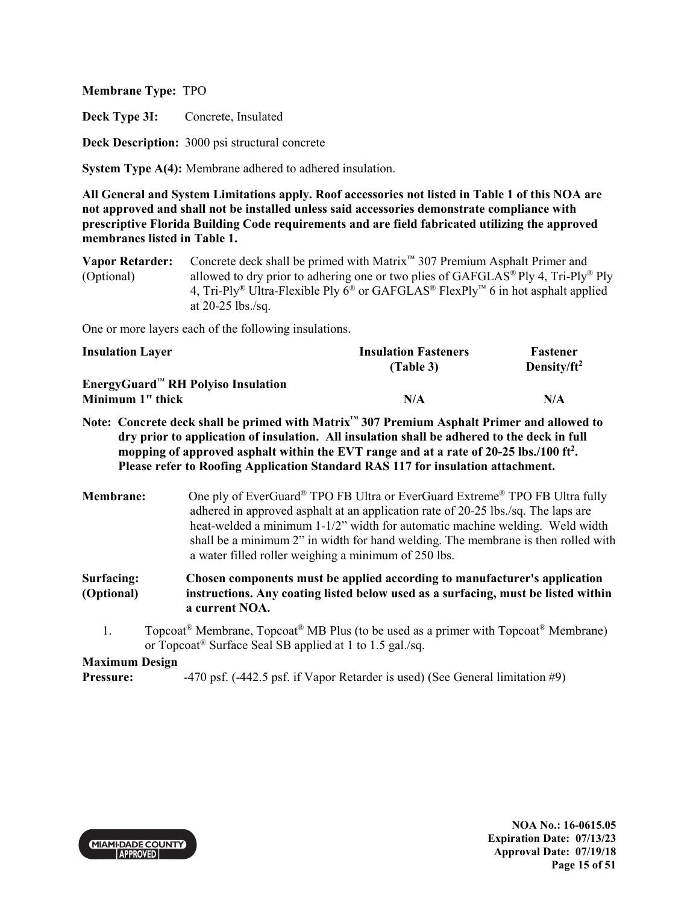**Membrane Type:** TPO

**Deck Type 3I:** Concrete, Insulated

**Deck Description:** 3000 psi structural concrete

**System Type A(4):** Membrane adhered to adhered insulation.

**All General and System Limitations apply. Roof accessories not listed in Table 1 of this NOA are not approved and shall not be installed unless said accessories demonstrate compliance with prescriptive Florida Building Code requirements and are field fabricated utilizing the approved membranes listed in Table 1.**

**Vapor Retarder:** (Optional) Concrete deck shall be primed with Matrix™ 307 Premium Asphalt Primer and allowed to dry prior to adhering one or two plies of GAFGLAS® Ply 4, Tri-Ply® Ply 4, Tri-Ply® Ultra-Flexible Ply 6® or GAFGLAS® FlexPly™ 6 in hot asphalt applied at 20-25 lbs./sq.

One or more layers each of the following insulations.

| Insulation Layer | Insulation Fasteners (Table 3) | Fastener Density/ft² |
|---|---|---|
| **EnergyGuard™ RH Polyiso Insulation** | | |
| **Minimum 1" thick** | **N/A** | **N/A** |

**Note: Concrete deck shall be primed with Matrix™ 307 Premium Asphalt Primer and allowed to dry prior to application of insulation. All insulation shall be adhered to the deck in full mopping of approved asphalt within the EVT range and at a rate of 20-25 lbs./100 ft². Please refer to Roofing Application Standard RAS 117 for insulation attachment.**

**Membrane:** One ply of EverGuard® TPO FB Ultra or EverGuard Extreme® TPO FB Ultra fully adhered in approved asphalt at an application rate of 20-25 lbs./sq. The laps are heat-welded a minimum 1-1/2" width for automatic machine welding. Weld width shall be a minimum 2" in width for hand welding. The membrane is then rolled with a water filled roller weighing a minimum of 250 lbs.

**Surfacing:** (Optional) **Chosen components must be applied according to manufacturer's application instructions. Any coating listed below used as a surfacing, must be listed within a current NOA.**

1. Topcoat® Membrane, Topcoat® MB Plus (to be used as a primer with Topcoat® Membrane) or Topcoat® Surface Seal SB applied at 1 to 1.5 gal./sq.

**Maximum Design Pressure:** -470 psf. (-442.5 psf. if Vapor Retarder is used) (See General limitation #9)

**NOA No.: 16-0615.05**
**Expiration Date: 07/13/23**
**Approval Date: 07/19/18**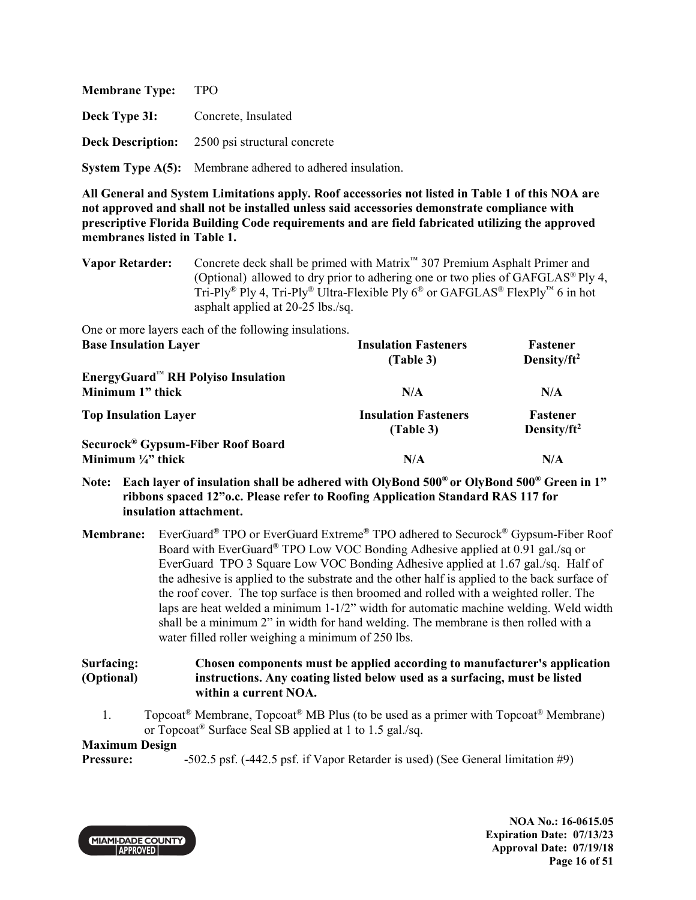**Membrane Type:** TPO

**Deck Type 3I:** Concrete, Insulated

**Deck Description:** 2500 psi structural concrete

**System Type A(5):** Membrane adhered to adhered insulation.

**All General and System Limitations apply. Roof accessories not listed in Table 1 of this NOA are not approved and shall not be installed unless said accessories demonstrate compliance with prescriptive Florida Building Code requirements and are field fabricated utilizing the approved membranes listed in Table 1.**

**Vapor Retarder:** Concrete deck shall be primed with Matrix™ 307 Premium Asphalt Primer and (Optional) allowed to dry prior to adhering one or two plies of GAFGLAS® Ply 4, Tri-Ply® Ply 4, Tri-Ply® Ultra-Flexible Ply 6® or GAFGLAS® FlexPly™ 6 in hot asphalt applied at 20-25 lbs./sq.

One or more layers each of the following insulations.

| **Base Insulation Layer** | **Insulation Fasteners (Table 3)** | **Fastener Density/ft$^2$** |
|---|---|---|
| **EnergyGuard™ RH Polyiso Insulation Minimum 1" thick** | N/A | N/A |
| **Top Insulation Layer** | **Insulation Fasteners (Table 3)** | **Fastener Density/ft$^2$** |
| **Securock® Gypsum-Fiber Roof Board Minimum ¼" thick** | N/A | N/A |

**Note: Each layer of insulation shall be adhered with OlyBond 500® or OlyBond 500® Green in 1" ribbons spaced 12"o.c. Please refer to Roofing Application Standard RAS 117 for insulation attachment.**

**Membrane:** EverGuard® TPO or EverGuard Extreme® TPO adhered to Securock® Gypsum-Fiber Roof Board with EverGuard® TPO Low VOC Bonding Adhesive applied at 0.91 gal./sq or EverGuard TPO 3 Square Low VOC Bonding Adhesive applied at 1.67 gal./sq. Half of the adhesive is applied to the substrate and the other half is applied to the back surface of the roof cover. The top surface is then broomed and rolled with a weighted roller. The laps are heat welded a minimum 1-1/2" width for automatic machine welding. Weld width shall be a minimum 2" in width for hand welding. The membrane is then rolled with a water filled roller weighing a minimum of 250 lbs.

**Surfacing: (Optional)** **Chosen components must be applied according to manufacturer's application instructions. Any coating listed below used as a surfacing, must be listed within a current NOA.**

1. Topcoat® Membrane, Topcoat® MB Plus (to be used as a primer with Topcoat® Membrane) or Topcoat® Surface Seal SB applied at 1 to 1.5 gal./sq.

**Maximum Design Pressure:** -502.5 psf. (-442.5 psf. if Vapor Retarder is used) (See General limitation #9)

**NOA No.: 16-0615.05**
**Expiration Date: 07/13/23**
**Approval Date: 07/19/18**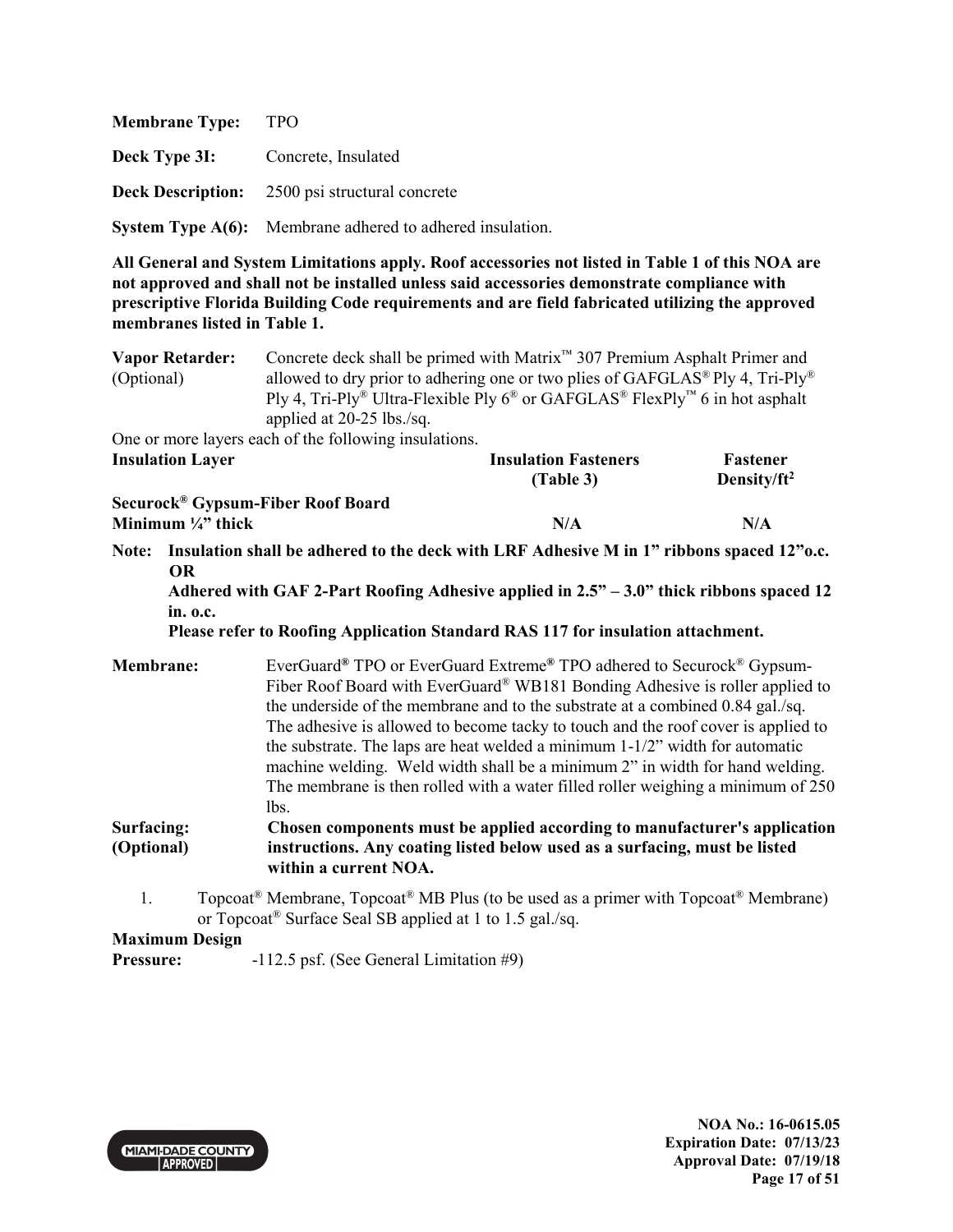**Membrane Type:** TPO

**Deck Type 3I:** Concrete, Insulated

**Deck Description:** 2500 psi structural concrete

**System Type A(6):** Membrane adhered to adhered insulation.

**All General and System Limitations apply. Roof accessories not listed in Table 1 of this NOA are not approved and shall not be installed unless said accessories demonstrate compliance with prescriptive Florida Building Code requirements and are field fabricated utilizing the approved membranes listed in Table 1.**

**Vapor Retarder:** (Optional) Concrete deck shall be primed with Matrix™ 307 Premium Asphalt Primer and allowed to dry prior to adhering one or two plies of GAFGLAS® Ply 4, Tri-Ply® Ply 4, Tri-Ply® Ultra-Flexible Ply 6® or GAFGLAS® FlexPly™ 6 in hot asphalt applied at 20-25 lbs./sq.

One or more layers each of the following insulations.

| Insulation Layer | Insulation Fasteners (Table 3) | Fastener Density/ft² |
|---|---|---|
| **Securock® Gypsum-Fiber Roof Board** Minimum ¼" thick | N/A | N/A |

**Note: Insulation shall be adhered to the deck with LRF Adhesive M in 1" ribbons spaced 12"o.c. OR**
**Adhered with GAF 2-Part Roofing Adhesive applied in 2.5" – 3.0" thick ribbons spaced 12 in. o.c.**
**Please refer to Roofing Application Standard RAS 117 for insulation attachment.**

**Membrane:** EverGuard® TPO or EverGuard Extreme® TPO adhered to Securock® Gypsum-Fiber Roof Board with EverGuard® WB181 Bonding Adhesive is roller applied to the underside of the membrane and to the substrate at a combined 0.84 gal./sq. The adhesive is allowed to become tacky to touch and the roof cover is applied to the substrate. The laps are heat welded a minimum 1-1/2" width for automatic machine welding. Weld width shall be a minimum 2" in width for hand welding. The membrane is then rolled with a water filled roller weighing a minimum of 250 lbs.

**Surfacing: (Optional)** **Chosen components must be applied according to manufacturer's application instructions. Any coating listed below used as a surfacing, must be listed within a current NOA.**

1. Topcoat® Membrane, Topcoat® MB Plus (to be used as a primer with Topcoat® Membrane) or Topcoat® Surface Seal SB applied at 1 to 1.5 gal./sq.

**Maximum Design Pressure:** -112.5 psf. (See General Limitation #9)

NOA No.: 16-0615.05
Expiration Date: 07/13/23
Approval Date: 07/19/18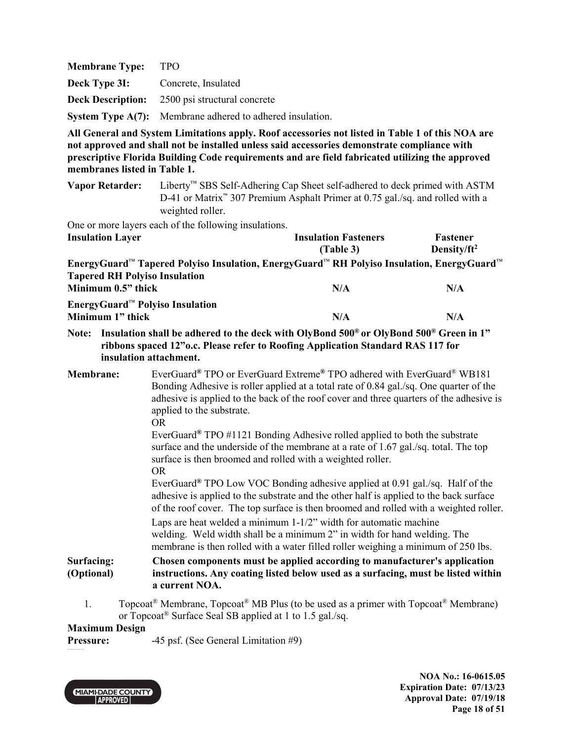**Membrane Type:** TPO

**Deck Type 3I:** Concrete, Insulated

**Deck Description:** 2500 psi structural concrete

**System Type A(7):** Membrane adhered to adhered insulation.

**All General and System Limitations apply. Roof accessories not listed in Table 1 of this NOA are not approved and shall not be installed unless said accessories demonstrate compliance with prescriptive Florida Building Code requirements and are field fabricated utilizing the approved membranes listed in Table 1.**

**Vapor Retarder:** Liberty™ SBS Self-Adhering Cap Sheet self-adhered to deck primed with ASTM D-41 or Matrix™ 307 Premium Asphalt Primer at 0.75 gal./sq. and rolled with a weighted roller.

One or more layers each of the following insulations.

| Insulation Layer | Insulation Fasteners (Table 3) | Fastener Density/ft² |
|---|---|---|
| **EnergyGuard™ Tapered Polyiso Insulation, EnergyGuard™ RH Polyiso Insulation, EnergyGuard™ Tapered RH Polyiso Insulation** | | |
| **Minimum 0.5" thick** | **N/A** | **N/A** |
| **EnergyGuard™ Polyiso Insulation** | | |
| **Minimum 1" thick** | **N/A** | **N/A** |

**Note: Insulation shall be adhered to the deck with OlyBond 500® or OlyBond 500® Green in 1" ribbons spaced 12"o.c. Please refer to Roofing Application Standard RAS 117 for insulation attachment.**

**Membrane:** EverGuard® TPO or EverGuard Extreme® TPO adhered with EverGuard® WB181 Bonding Adhesive is roller applied at a total rate of 0.84 gal./sq. One quarter of the adhesive is applied to the back of the roof cover and three quarters of the adhesive is applied to the substrate.

OR

EverGuard® TPO #1121 Bonding Adhesive rolled applied to both the substrate surface and the underside of the membrane at a rate of 1.67 gal./sq. total. The top surface is then broomed and rolled with a weighted roller.

OR

EverGuard® TPO Low VOC Bonding adhesive applied at 0.91 gal./sq. Half of the adhesive is applied to the substrate and the other half is applied to the back surface of the roof cover. The top surface is then broomed and rolled with a weighted roller.

Laps are heat welded a minimum 1-1/2" width for automatic machine welding. Weld width shall be a minimum 2" in width for hand welding. The membrane is then rolled with a water filled roller weighing a minimum of 250 lbs.

**Surfacing: (Optional)** **Chosen components must be applied according to manufacturer's application instructions. Any coating listed below used as a surfacing, must be listed within a current NOA.**

1. Topcoat® Membrane, Topcoat® MB Plus (to be used as a primer with Topcoat® Membrane) or Topcoat® Surface Seal SB applied at 1 to 1.5 gal./sq.

**Maximum Design Pressure:** -45 psf. (See General Limitation #9)

**NOA No.: 16-0615.05**
**Expiration Date: 07/13/23**
**Approval Date: 07/19/18**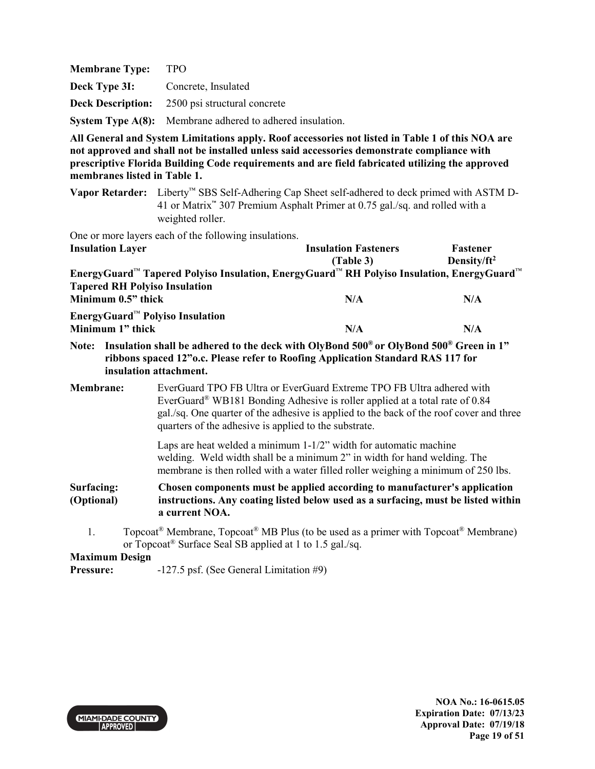**Membrane Type:** TPO

**Deck Type 3I:** Concrete, Insulated

**Deck Description:** 2500 psi structural concrete

**System Type A(8):** Membrane adhered to adhered insulation.

**All General and System Limitations apply. Roof accessories not listed in Table 1 of this NOA are not approved and shall not be installed unless said accessories demonstrate compliance with prescriptive Florida Building Code requirements and are field fabricated utilizing the approved membranes listed in Table 1.**

**Vapor Retarder:** Liberty™ SBS Self-Adhering Cap Sheet self-adhered to deck primed with ASTM D-41 or Matrix™ 307 Premium Asphalt Primer at 0.75 gal./sq. and rolled with a weighted roller.

One or more layers each of the following insulations.

| Insulation Layer | Insulation Fasteners (Table 3) | Fastener Density/ft² |
|---|---|---|
| **EnergyGuard™ Tapered Polyiso Insulation, EnergyGuard™ RH Polyiso Insulation, EnergyGuard™ Tapered RH Polyiso Insulation** | | |
| **Minimum 0.5" thick** | **N/A** | **N/A** |
| **EnergyGuard™ Polyiso Insulation** | | |
| **Minimum 1" thick** | **N/A** | **N/A** |

**Note: Insulation shall be adhered to the deck with OlyBond 500® or OlyBond 500® Green in 1" ribbons spaced 12"o.c. Please refer to Roofing Application Standard RAS 117 for insulation attachment.**

**Membrane:** EverGuard TPO FB Ultra or EverGuard Extreme TPO FB Ultra adhered with EverGuard® WB181 Bonding Adhesive is roller applied at a total rate of 0.84 gal./sq. One quarter of the adhesive is applied to the back of the roof cover and three quarters of the adhesive is applied to the substrate.

Laps are heat welded a minimum 1-1/2" width for automatic machine welding. Weld width shall be a minimum 2" in width for hand welding. The membrane is then rolled with a water filled roller weighing a minimum of 250 lbs.

**Surfacing: (Optional)** **Chosen components must be applied according to manufacturer's application instructions. Any coating listed below used as a surfacing, must be listed within a current NOA.**

1. Topcoat® Membrane, Topcoat® MB Plus (to be used as a primer with Topcoat® Membrane) or Topcoat® Surface Seal SB applied at 1 to 1.5 gal./sq.

**Maximum Design Pressure:** -127.5 psf. (See General Limitation #9)

**NOA No.: 16-0615.05**
**Expiration Date: 07/13/23**
**Approval Date: 07/19/18**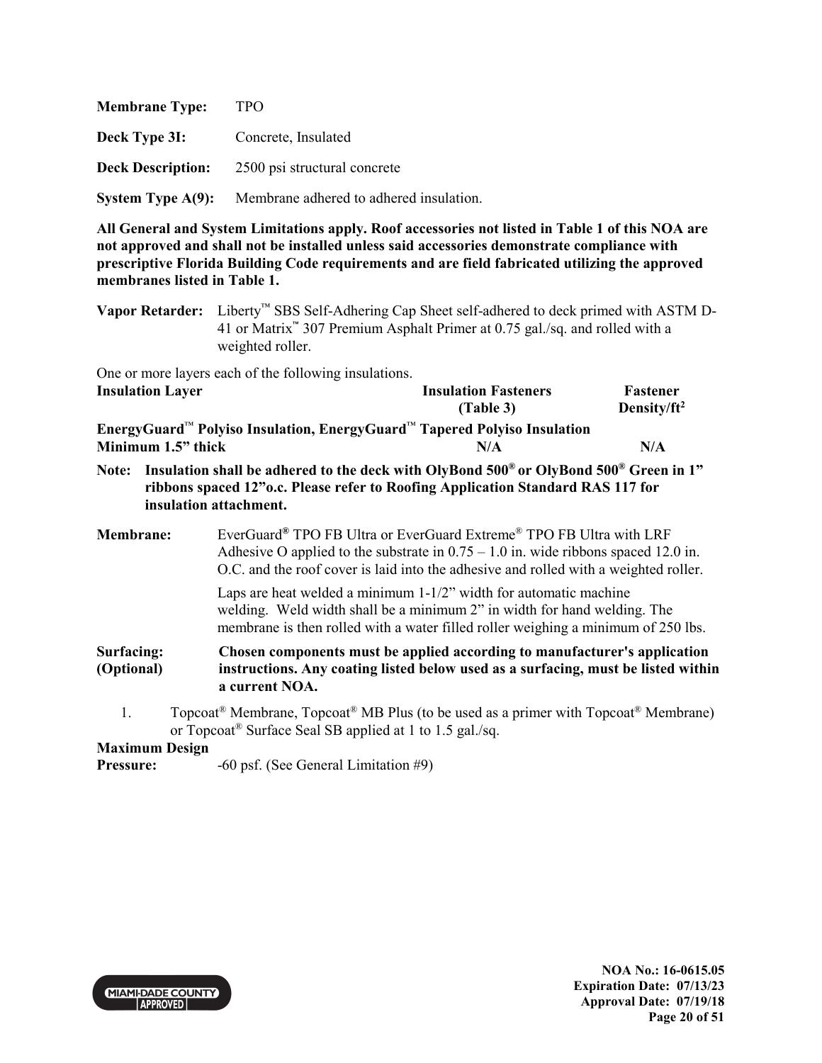**Membrane Type:** TPO

**Deck Type 3I:** Concrete, Insulated

**Deck Description:** 2500 psi structural concrete

**System Type A(9):** Membrane adhered to adhered insulation.

**All General and System Limitations apply. Roof accessories not listed in Table 1 of this NOA are not approved and shall not be installed unless said accessories demonstrate compliance with prescriptive Florida Building Code requirements and are field fabricated utilizing the approved membranes listed in Table 1.**

**Vapor Retarder:** Liberty™ SBS Self-Adhering Cap Sheet self-adhered to deck primed with ASTM D-41 or Matrix™ 307 Premium Asphalt Primer at 0.75 gal./sq. and rolled with a weighted roller.

One or more layers each of the following insulations.

| Insulation Layer | Insulation Fasteners (Table 3) | Fastener Density/ft² |
|---|---|---|
| **EnergyGuard™ Polyiso Insulation, EnergyGuard™ Tapered Polyiso Insulation** | | |
| **Minimum 1.5" thick** | **N/A** | **N/A** |

**Note: Insulation shall be adhered to the deck with OlyBond 500® or OlyBond 500® Green in 1" ribbons spaced 12"o.c. Please refer to Roofing Application Standard RAS 117 for insulation attachment.**

**Membrane:** EverGuard® TPO FB Ultra or EverGuard Extreme® TPO FB Ultra with LRF Adhesive O applied to the substrate in 0.75 – 1.0 in. wide ribbons spaced 12.0 in. O.C. and the roof cover is laid into the adhesive and rolled with a weighted roller.

Laps are heat welded a minimum 1-1/2" width for automatic machine welding. Weld width shall be a minimum 2" in width for hand welding. The membrane is then rolled with a water filled roller weighing a minimum of 250 lbs.

**Surfacing: (Optional)** **Chosen components must be applied according to manufacturer's application instructions. Any coating listed below used as a surfacing, must be listed within a current NOA.**

1. Topcoat® Membrane, Topcoat® MB Plus (to be used as a primer with Topcoat® Membrane) or Topcoat® Surface Seal SB applied at 1 to 1.5 gal./sq.

**Maximum Design Pressure:** -60 psf. (See General Limitation #9)

NOA No.: 16-0615.05
Expiration Date: 07/13/23
Approval Date: 07/19/18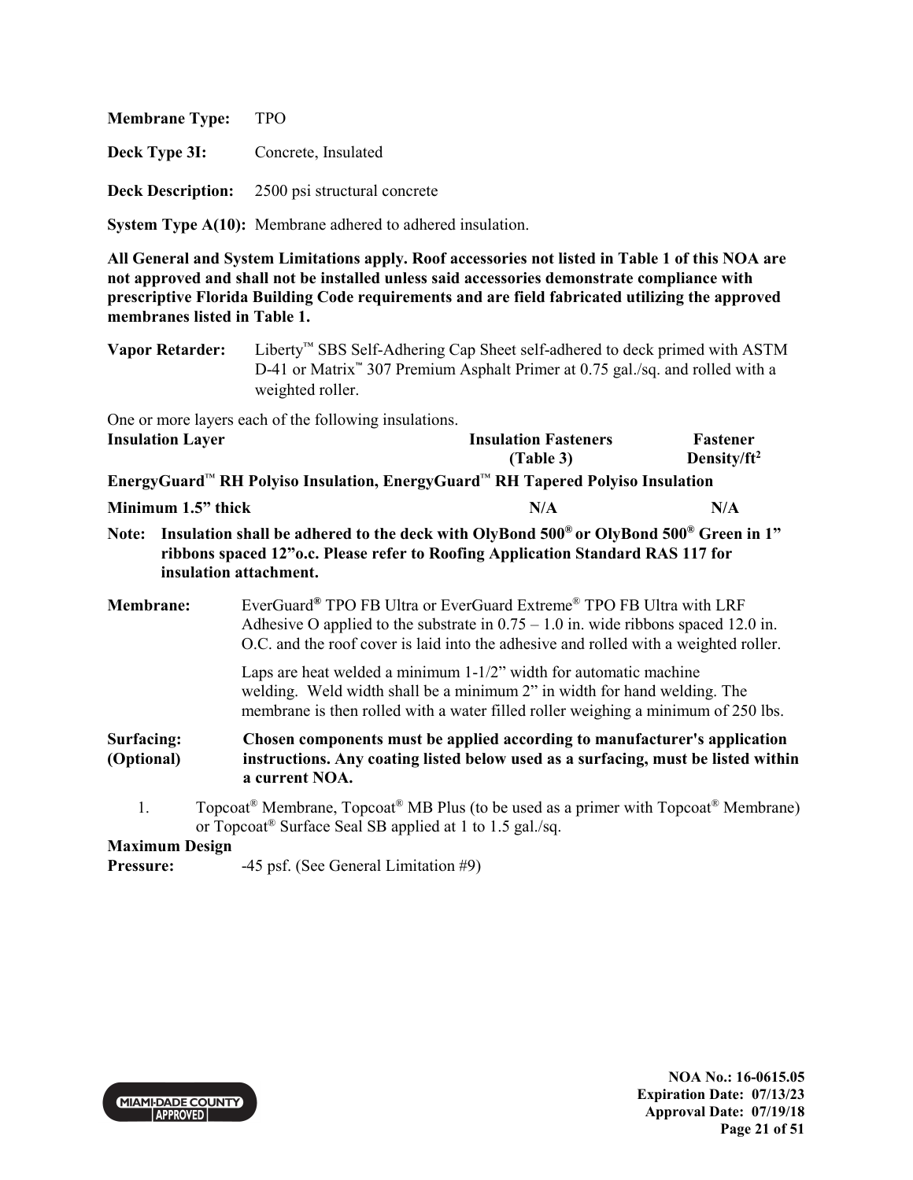**Membrane Type:** TPO

**Deck Type 3I:** Concrete, Insulated

**Deck Description:** 2500 psi structural concrete

**System Type A(10):** Membrane adhered to adhered insulation.

**All General and System Limitations apply. Roof accessories not listed in Table 1 of this NOA are not approved and shall not be installed unless said accessories demonstrate compliance with prescriptive Florida Building Code requirements and are field fabricated utilizing the approved membranes listed in Table 1.**

**Vapor Retarder:** Liberty™ SBS Self-Adhering Cap Sheet self-adhered to deck primed with ASTM D-41 or Matrix™ 307 Premium Asphalt Primer at 0.75 gal./sq. and rolled with a weighted roller.

One or more layers each of the following insulations.

| Insulation Layer | Insulation Fasteners (Table 3) | Fastener Density/ft² |
|---|---|---|
| **EnergyGuard™ RH Polyiso Insulation, EnergyGuard™ RH Tapered Polyiso Insulation** | | |
| **Minimum 1.5" thick** | **N/A** | **N/A** |

**Note: Insulation shall be adhered to the deck with OlyBond 500® or OlyBond 500® Green in 1" ribbons spaced 12"o.c. Please refer to Roofing Application Standard RAS 117 for insulation attachment.**

**Membrane:** EverGuard® TPO FB Ultra or EverGuard Extreme® TPO FB Ultra with LRF Adhesive O applied to the substrate in 0.75 – 1.0 in. wide ribbons spaced 12.0 in. O.C. and the roof cover is laid into the adhesive and rolled with a weighted roller.

Laps are heat welded a minimum 1-1/2" width for automatic machine welding. Weld width shall be a minimum 2" in width for hand welding. The membrane is then rolled with a water filled roller weighing a minimum of 250 lbs.

**Surfacing: (Optional)** **Chosen components must be applied according to manufacturer's application instructions. Any coating listed below used as a surfacing, must be listed within a current NOA.**

1. Topcoat® Membrane, Topcoat® MB Plus (to be used as a primer with Topcoat® Membrane) or Topcoat® Surface Seal SB applied at 1 to 1.5 gal./sq.

**Maximum Design Pressure:** -45 psf. (See General Limitation #9)

NOA No.: 16-0615.05
Expiration Date: 07/13/23
Approval Date: 07/19/18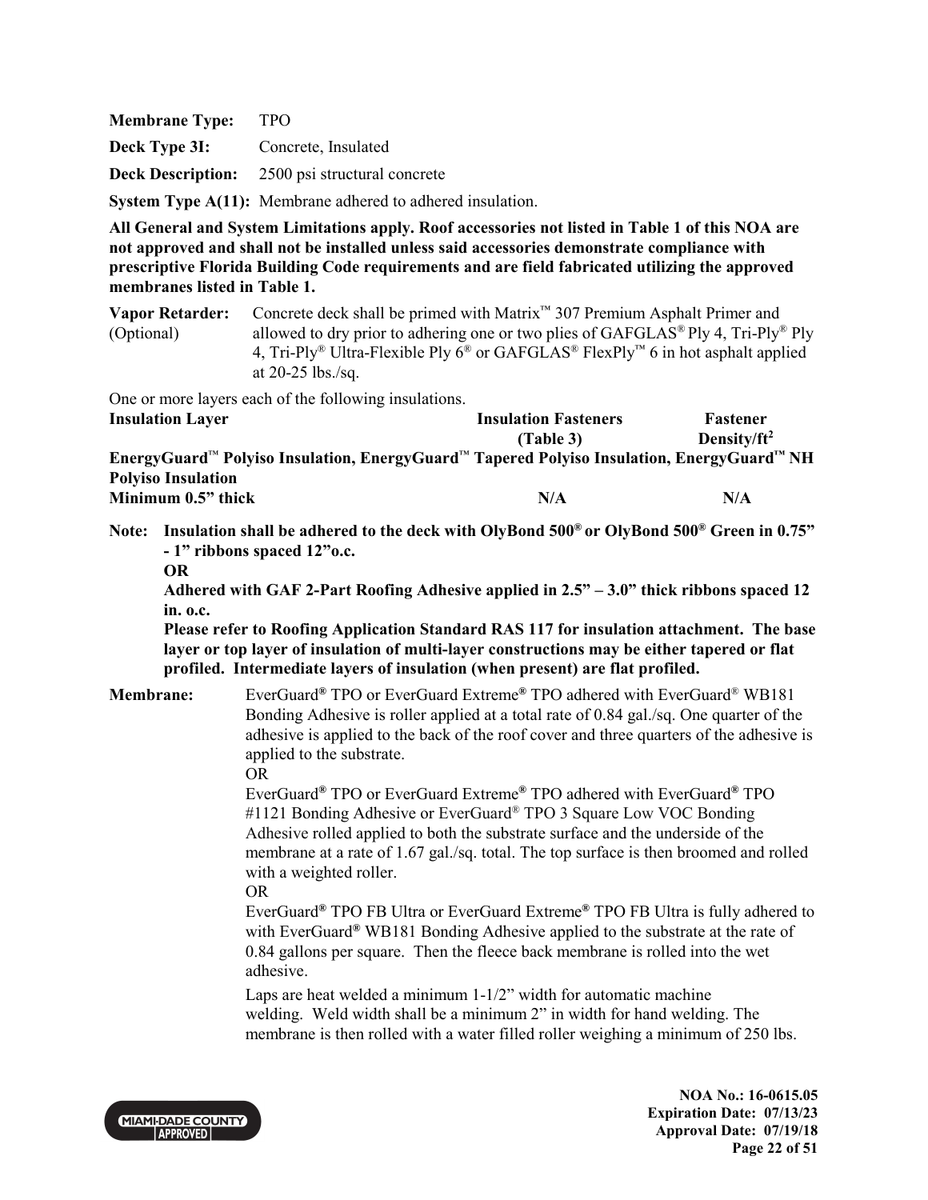**Membrane Type:** TPO

**Deck Type 3I:** Concrete, Insulated

**Deck Description:** 2500 psi structural concrete

**System Type A(11):** Membrane adhered to adhered insulation.

**All General and System Limitations apply. Roof accessories not listed in Table 1 of this NOA are not approved and shall not be installed unless said accessories demonstrate compliance with prescriptive Florida Building Code requirements and are field fabricated utilizing the approved membranes listed in Table 1.**

**Vapor Retarder:** (Optional) Concrete deck shall be primed with Matrix™ 307 Premium Asphalt Primer and allowed to dry prior to adhering one or two plies of GAFGLAS® Ply 4, Tri-Ply® Ply 4, Tri-Ply® Ultra-Flexible Ply 6® or GAFGLAS® FlexPly™ 6 in hot asphalt applied at 20-25 lbs./sq.

One or more layers each of the following insulations.

| Insulation Layer | Insulation Fasteners (Table 3) | Fastener Density/ft² |
|---|---|---|
| **EnergyGuard™ Polyiso Insulation, EnergyGuard™ Tapered Polyiso Insulation, EnergyGuard™ NH Polyiso Insulation** | | |
| **Minimum 0.5" thick** | **N/A** | **N/A** |

**Note: Insulation shall be adhered to the deck with OlyBond 500® or OlyBond 500® Green in 0.75" - 1" ribbons spaced 12"o.c.**

**OR**

**Adhered with GAF 2-Part Roofing Adhesive applied in 2.5" – 3.0" thick ribbons spaced 12 in. o.c.**

**Please refer to Roofing Application Standard RAS 117 for insulation attachment. The base layer or top layer of insulation of multi-layer constructions may be either tapered or flat profiled. Intermediate layers of insulation (when present) are flat profiled.**

**Membrane:** EverGuard® TPO or EverGuard Extreme® TPO adhered with EverGuard® WB181 Bonding Adhesive is roller applied at a total rate of 0.84 gal./sq. One quarter of the adhesive is applied to the back of the roof cover and three quarters of the adhesive is applied to the substrate.

OR

EverGuard® TPO or EverGuard Extreme® TPO adhered with EverGuard® TPO #1121 Bonding Adhesive or EverGuard® TPO 3 Square Low VOC Bonding Adhesive rolled applied to both the substrate surface and the underside of the membrane at a rate of 1.67 gal./sq. total. The top surface is then broomed and rolled with a weighted roller.

OR

EverGuard® TPO FB Ultra or EverGuard Extreme® TPO FB Ultra is fully adhered to with EverGuard® WB181 Bonding Adhesive applied to the substrate at the rate of 0.84 gallons per square. Then the fleece back membrane is rolled into the wet adhesive.

Laps are heat welded a minimum 1-1/2" width for automatic machine welding. Weld width shall be a minimum 2" in width for hand welding. The membrane is then rolled with a water filled roller weighing a minimum of 250 lbs.

NOA No.: 16-0615.05
Expiration Date: 07/13/23
Approval Date: 07/19/18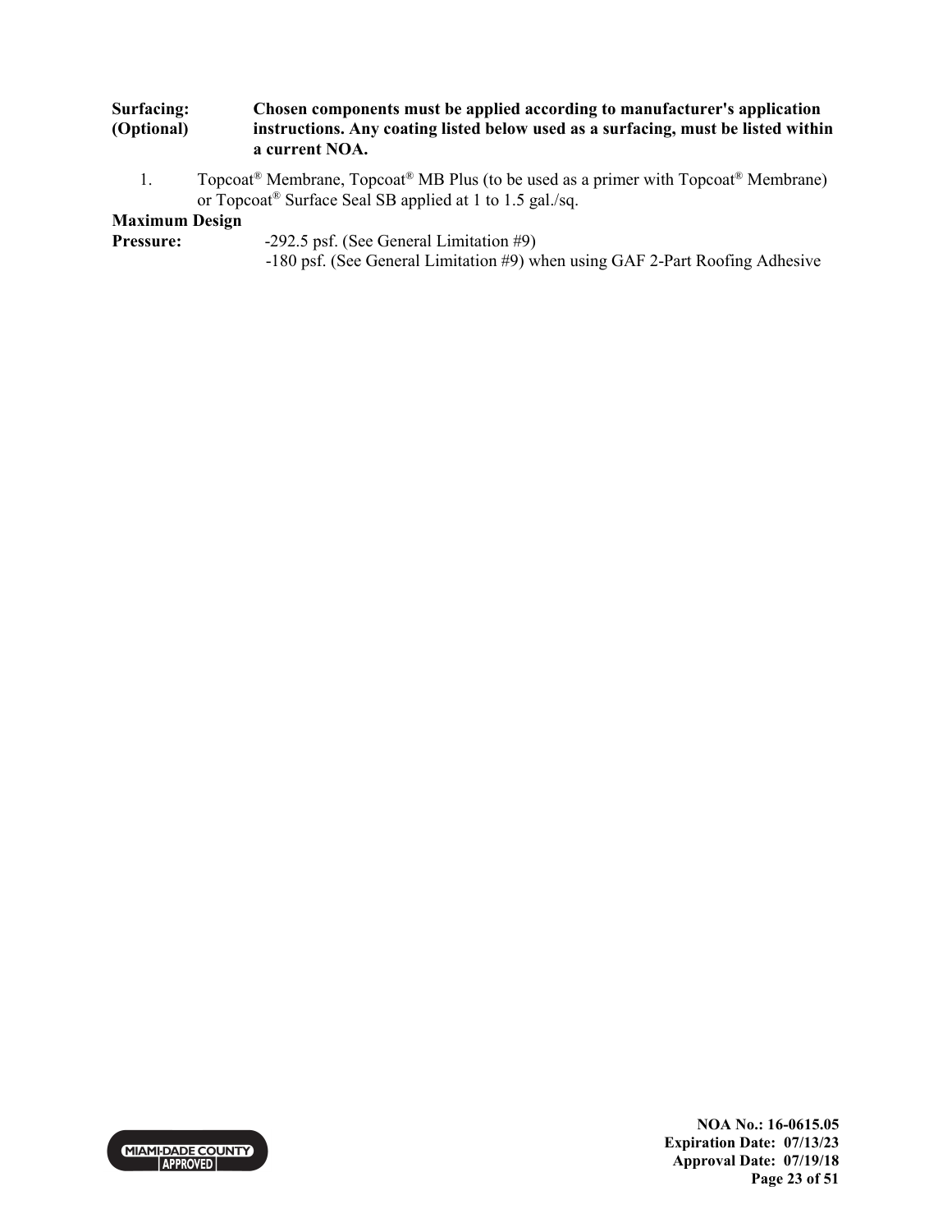**Surfacing: (Optional)** **Chosen components must be applied according to manufacturer's application instructions. Any coating listed below used as a surfacing, must be listed within a current NOA.**

1. Topcoat® Membrane, Topcoat® MB Plus (to be used as a primer with Topcoat® Membrane) or Topcoat® Surface Seal SB applied at 1 to 1.5 gal./sq.

**Maximum Design Pressure:** -292.5 psf. (See General Limitation #9)
-180 psf. (See General Limitation #9) when using GAF 2-Part Roofing Adhesive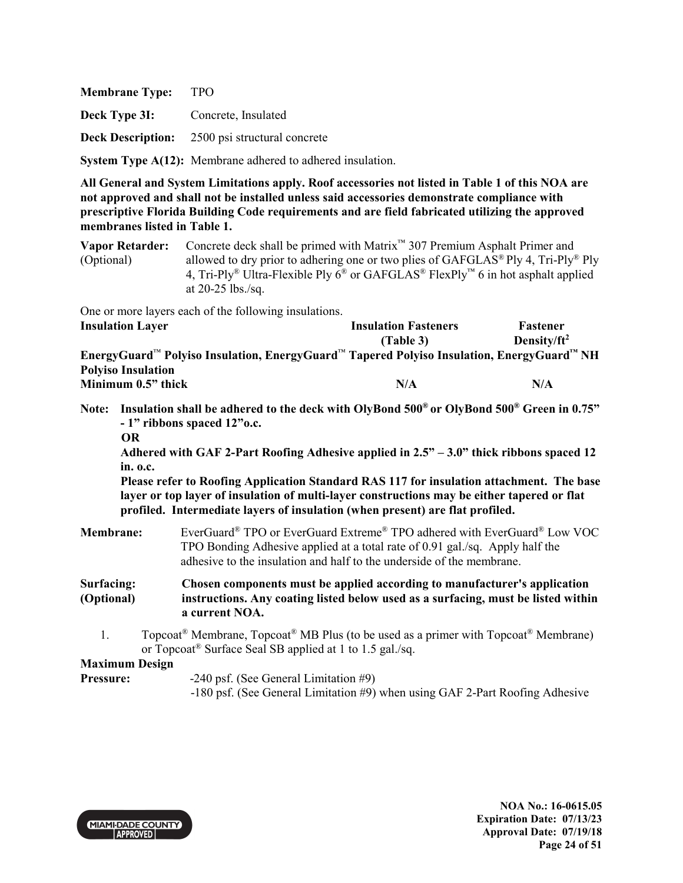**Membrane Type:** TPO

**Deck Type 3I:** Concrete, Insulated

**Deck Description:** 2500 psi structural concrete

**System Type A(12):** Membrane adhered to adhered insulation.

**All General and System Limitations apply. Roof accessories not listed in Table 1 of this NOA are not approved and shall not be installed unless said accessories demonstrate compliance with prescriptive Florida Building Code requirements and are field fabricated utilizing the approved membranes listed in Table 1.**

**Vapor Retarder:** (Optional) Concrete deck shall be primed with Matrix™ 307 Premium Asphalt Primer and allowed to dry prior to adhering one or two plies of GAFGLAS® Ply 4, Tri-Ply® Ply 4, Tri-Ply® Ultra-Flexible Ply 6® or GAFGLAS® FlexPly™ 6 in hot asphalt applied at 20-25 lbs./sq.

One or more layers each of the following insulations.

| Insulation Layer | Insulation Fasteners (Table 3) | Fastener Density/ft² |
|---|---|---|
| **EnergyGuard™ Polyiso Insulation, EnergyGuard™ Tapered Polyiso Insulation, EnergyGuard™ NH Polyiso Insulation** | | |
| **Minimum 0.5" thick** | **N/A** | **N/A** |

**Note: Insulation shall be adhered to the deck with OlyBond 500® or OlyBond 500® Green in 0.75" - 1" ribbons spaced 12"o.c.**
**OR**
**Adhered with GAF 2-Part Roofing Adhesive applied in 2.5" – 3.0" thick ribbons spaced 12 in. o.c.**
**Please refer to Roofing Application Standard RAS 117 for insulation attachment. The base layer or top layer of insulation of multi-layer constructions may be either tapered or flat profiled. Intermediate layers of insulation (when present) are flat profiled.**

**Membrane:** EverGuard® TPO or EverGuard Extreme® TPO adhered with EverGuard® Low VOC TPO Bonding Adhesive applied at a total rate of 0.91 gal./sq. Apply half the adhesive to the insulation and half to the underside of the membrane.

**Surfacing: (Optional)** **Chosen components must be applied according to manufacturer's application instructions. Any coating listed below used as a surfacing, must be listed within a current NOA.**

1. Topcoat® Membrane, Topcoat® MB Plus (to be used as a primer with Topcoat® Membrane) or Topcoat® Surface Seal SB applied at 1 to 1.5 gal./sq.

**Maximum Design Pressure:**
-240 psf. (See General Limitation #9)
-180 psf. (See General Limitation #9) when using GAF 2-Part Roofing Adhesive

NOA No.: 16-0615.05
Expiration Date: 07/13/23
Approval Date: 07/19/18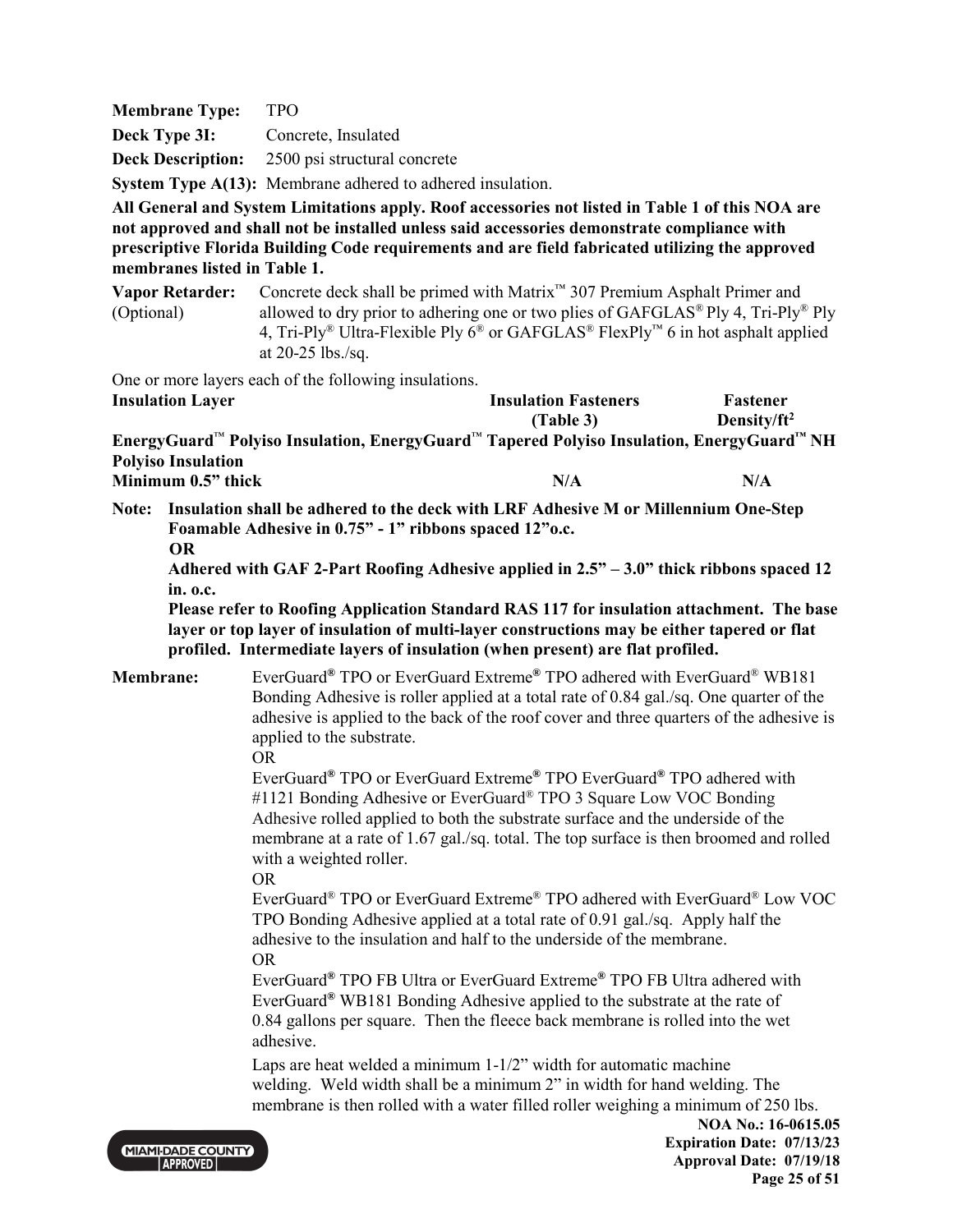**Membrane Type:** TPO

**Deck Type 3I:** Concrete, Insulated

**Deck Description:** 2500 psi structural concrete

**System Type A(13):** Membrane adhered to adhered insulation.

**All General and System Limitations apply. Roof accessories not listed in Table 1 of this NOA are not approved and shall not be installed unless said accessories demonstrate compliance with prescriptive Florida Building Code requirements and are field fabricated utilizing the approved membranes listed in Table 1.**

**Vapor Retarder:** (Optional) Concrete deck shall be primed with Matrix™ 307 Premium Asphalt Primer and allowed to dry prior to adhering one or two plies of GAFGLAS® Ply 4, Tri-Ply® Ply 4, Tri-Ply® Ultra-Flexible Ply 6® or GAFGLAS® FlexPly™ 6 in hot asphalt applied at 20-25 lbs./sq.

One or more layers each of the following insulations.

| Insulation Layer | Insulation Fasteners (Table 3) | Fastener Density/ft² |
|---|---|---|
| **EnergyGuard™ Polyiso Insulation, EnergyGuard™ Tapered Polyiso Insulation, EnergyGuard™ NH Polyiso Insulation** | | |
| **Minimum 0.5" thick** | **N/A** | **N/A** |

**Note: Insulation shall be adhered to the deck with LRF Adhesive M or Millennium One-Step Foamable Adhesive in 0.75" - 1" ribbons spaced 12"o.c.**

**OR**

**Adhered with GAF 2-Part Roofing Adhesive applied in 2.5" – 3.0" thick ribbons spaced 12 in. o.c.**

**Please refer to Roofing Application Standard RAS 117 for insulation attachment. The base layer or top layer of insulation of multi-layer constructions may be either tapered or flat profiled. Intermediate layers of insulation (when present) are flat profiled.**

**Membrane:** EverGuard® TPO or EverGuard Extreme® TPO adhered with EverGuard® WB181 Bonding Adhesive is roller applied at a total rate of 0.84 gal./sq. One quarter of the adhesive is applied to the back of the roof cover and three quarters of the adhesive is applied to the substrate.

OR

EverGuard® TPO or EverGuard Extreme® TPO EverGuard® TPO adhered with #1121 Bonding Adhesive or EverGuard® TPO 3 Square Low VOC Bonding Adhesive rolled applied to both the substrate surface and the underside of the membrane at a rate of 1.67 gal./sq. total. The top surface is then broomed and rolled with a weighted roller.

OR

EverGuard® TPO or EverGuard Extreme® TPO adhered with EverGuard® Low VOC TPO Bonding Adhesive applied at a total rate of 0.91 gal./sq. Apply half the adhesive to the insulation and half to the underside of the membrane.

OR

EverGuard® TPO FB Ultra or EverGuard Extreme® TPO FB Ultra adhered with EverGuard® WB181 Bonding Adhesive applied to the substrate at the rate of 0.84 gallons per square. Then the fleece back membrane is rolled into the wet adhesive.

Laps are heat welded a minimum 1-1/2" width for automatic machine welding. Weld width shall be a minimum 2" in width for hand welding. The membrane is then rolled with a water filled roller weighing a minimum of 250 lbs.

**NOA No.: 16-0615.05**
**Expiration Date: 07/13/23**
**Approval Date: 07/19/18**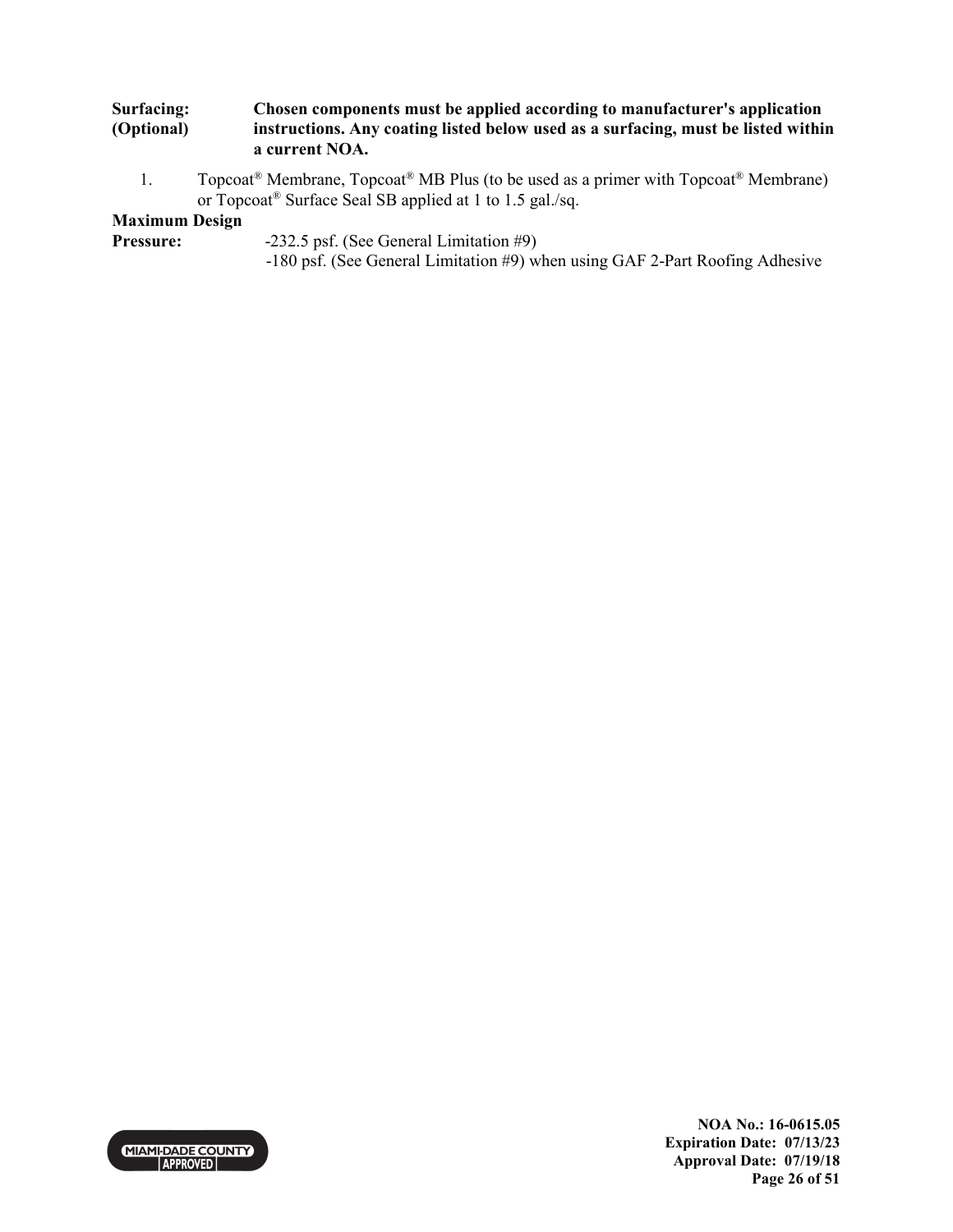**Surfacing: (Optional)** **Chosen components must be applied according to manufacturer's application instructions. Any coating listed below used as a surfacing, must be listed within a current NOA.**

1. Topcoat® Membrane, Topcoat® MB Plus (to be used as a primer with Topcoat® Membrane) or Topcoat® Surface Seal SB applied at 1 to 1.5 gal./sq.

**Maximum Design Pressure:** -232.5 psf. (See General Limitation #9)
-180 psf. (See General Limitation #9) when using GAF 2-Part Roofing Adhesive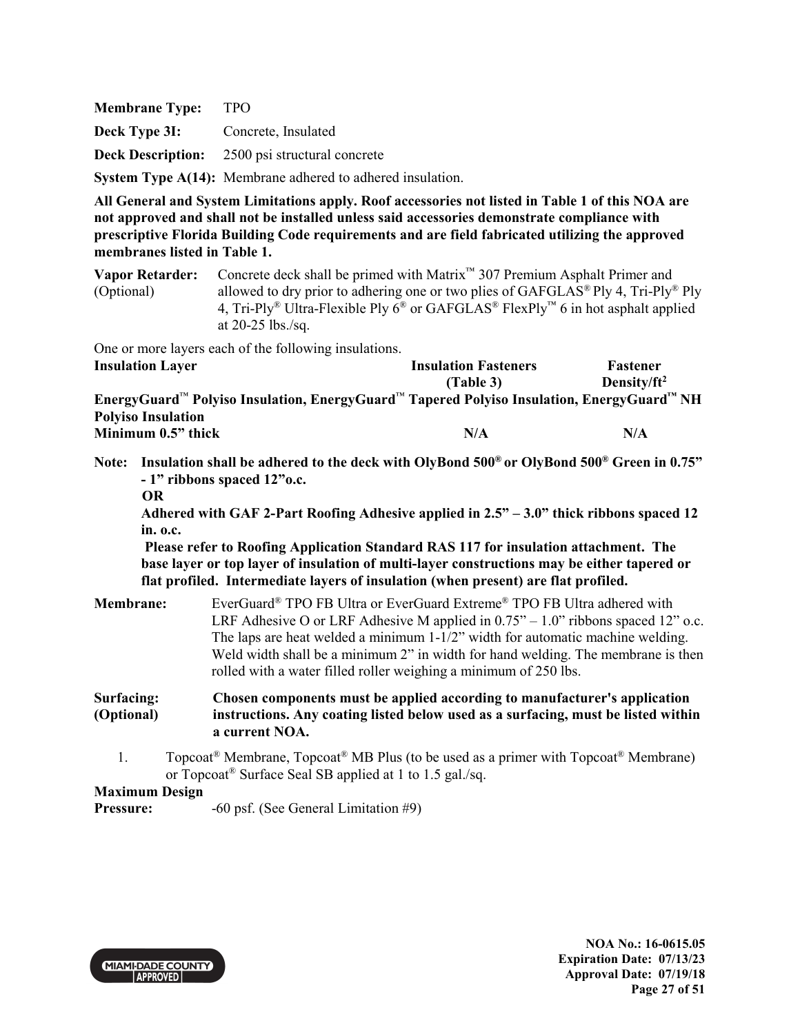**Membrane Type:** TPO

**Deck Type 3I:** Concrete, Insulated

**Deck Description:** 2500 psi structural concrete

**System Type A(14):** Membrane adhered to adhered insulation.

**All General and System Limitations apply. Roof accessories not listed in Table 1 of this NOA are not approved and shall not be installed unless said accessories demonstrate compliance with prescriptive Florida Building Code requirements and are field fabricated utilizing the approved membranes listed in Table 1.**

**Vapor Retarder:** (Optional) Concrete deck shall be primed with Matrix™ 307 Premium Asphalt Primer and allowed to dry prior to adhering one or two plies of GAFGLAS® Ply 4, Tri-Ply® Ply 4, Tri-Ply® Ultra-Flexible Ply 6® or GAFGLAS® FlexPly™ 6 in hot asphalt applied at 20-25 lbs./sq.

One or more layers each of the following insulations.

| Insulation Layer | Insulation Fasteners (Table 3) | Fastener Density/ft² |
|---|---|---|
| **EnergyGuard™ Polyiso Insulation, EnergyGuard™ Tapered Polyiso Insulation, EnergyGuard™ NH Polyiso Insulation** | | |
| **Minimum 0.5" thick** | **N/A** | **N/A** |

**Note: Insulation shall be adhered to the deck with OlyBond 500® or OlyBond 500® Green in 0.75" - 1" ribbons spaced 12"o.c.**

**OR**

**Adhered with GAF 2-Part Roofing Adhesive applied in 2.5" – 3.0" thick ribbons spaced 12 in. o.c.**

**Please refer to Roofing Application Standard RAS 117 for insulation attachment. The base layer or top layer of insulation of multi-layer constructions may be either tapered or flat profiled. Intermediate layers of insulation (when present) are flat profiled.**

**Membrane:** EverGuard® TPO FB Ultra or EverGuard Extreme® TPO FB Ultra adhered with LRF Adhesive O or LRF Adhesive M applied in 0.75" – 1.0" ribbons spaced 12" o.c. The laps are heat welded a minimum 1-1/2" width for automatic machine welding. Weld width shall be a minimum 2" in width for hand welding. The membrane is then rolled with a water filled roller weighing a minimum of 250 lbs.

**Surfacing: (Optional)** **Chosen components must be applied according to manufacturer's application instructions. Any coating listed below used as a surfacing, must be listed within a current NOA.**

1. Topcoat® Membrane, Topcoat® MB Plus (to be used as a primer with Topcoat® Membrane) or Topcoat® Surface Seal SB applied at 1 to 1.5 gal./sq.

**Maximum Design Pressure:** -60 psf. (See General Limitation #9)

NOA No.: 16-0615.05
Expiration Date: 07/13/23
Approval Date: 07/19/18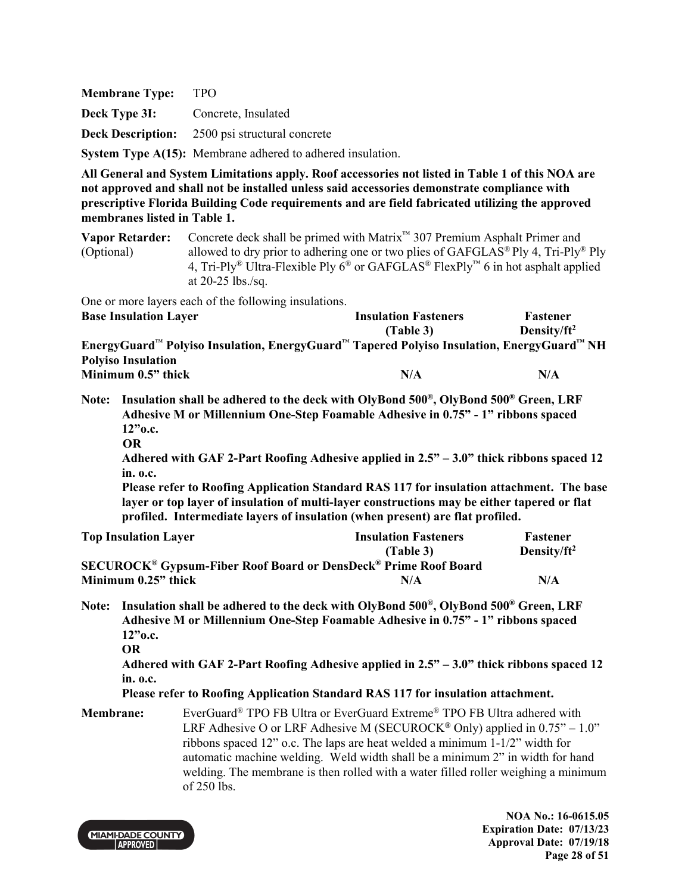**Membrane Type:** TPO

**Deck Type 3I:** Concrete, Insulated

**Deck Description:** 2500 psi structural concrete

**System Type A(15):** Membrane adhered to adhered insulation.

**All General and System Limitations apply. Roof accessories not listed in Table 1 of this NOA are not approved and shall not be installed unless said accessories demonstrate compliance with prescriptive Florida Building Code requirements and are field fabricated utilizing the approved membranes listed in Table 1.**

**Vapor Retarder:** (Optional) Concrete deck shall be primed with Matrix™ 307 Premium Asphalt Primer and allowed to dry prior to adhering one or two plies of GAFGLAS® Ply 4, Tri-Ply® Ply 4, Tri-Ply® Ultra-Flexible Ply 6® or GAFGLAS® FlexPly™ 6 in hot asphalt applied at 20-25 lbs./sq.

One or more layers each of the following insulations.

| Base Insulation Layer | Insulation Fasteners (Table 3) | Fastener Density/ft² |
|---|---|---|
| **EnergyGuard™ Polyiso Insulation, EnergyGuard™ Tapered Polyiso Insulation, EnergyGuard™ NH Polyiso Insulation** | | |
| **Minimum 0.5" thick** | **N/A** | **N/A** |

**Note: Insulation shall be adhered to the deck with OlyBond 500®, OlyBond 500® Green, LRF Adhesive M or Millennium One-Step Foamable Adhesive in 0.75" - 1" ribbons spaced 12"o.c.**
**OR**
**Adhered with GAF 2-Part Roofing Adhesive applied in 2.5" – 3.0" thick ribbons spaced 12 in. o.c.**
**Please refer to Roofing Application Standard RAS 117 for insulation attachment. The base layer or top layer of insulation of multi-layer constructions may be either tapered or flat profiled. Intermediate layers of insulation (when present) are flat profiled.**

| Top Insulation Layer | Insulation Fasteners (Table 3) | Fastener Density/ft² |
|---|---|---|
| **SECUROCK® Gypsum-Fiber Roof Board or DensDeck® Prime Roof Board** | | |
| **Minimum 0.25" thick** | **N/A** | **N/A** |

**Note: Insulation shall be adhered to the deck with OlyBond 500®, OlyBond 500® Green, LRF Adhesive M or Millennium One-Step Foamable Adhesive in 0.75" - 1" ribbons spaced 12"o.c.**
**OR**
**Adhered with GAF 2-Part Roofing Adhesive applied in 2.5" – 3.0" thick ribbons spaced 12 in. o.c.**
**Please refer to Roofing Application Standard RAS 117 for insulation attachment.**

**Membrane:** EverGuard® TPO FB Ultra or EverGuard Extreme® TPO FB Ultra adhered with LRF Adhesive O or LRF Adhesive M (SECUROCK® Only) applied in 0.75" – 1.0" ribbons spaced 12" o.c. The laps are heat welded a minimum 1-1/2" width for automatic machine welding. Weld width shall be a minimum 2" in width for hand welding. The membrane is then rolled with a water filled roller weighing a minimum of 250 lbs.

**NOA No.: 16-0615.05**
**Expiration Date: 07/13/23**
**Approval Date: 07/19/18**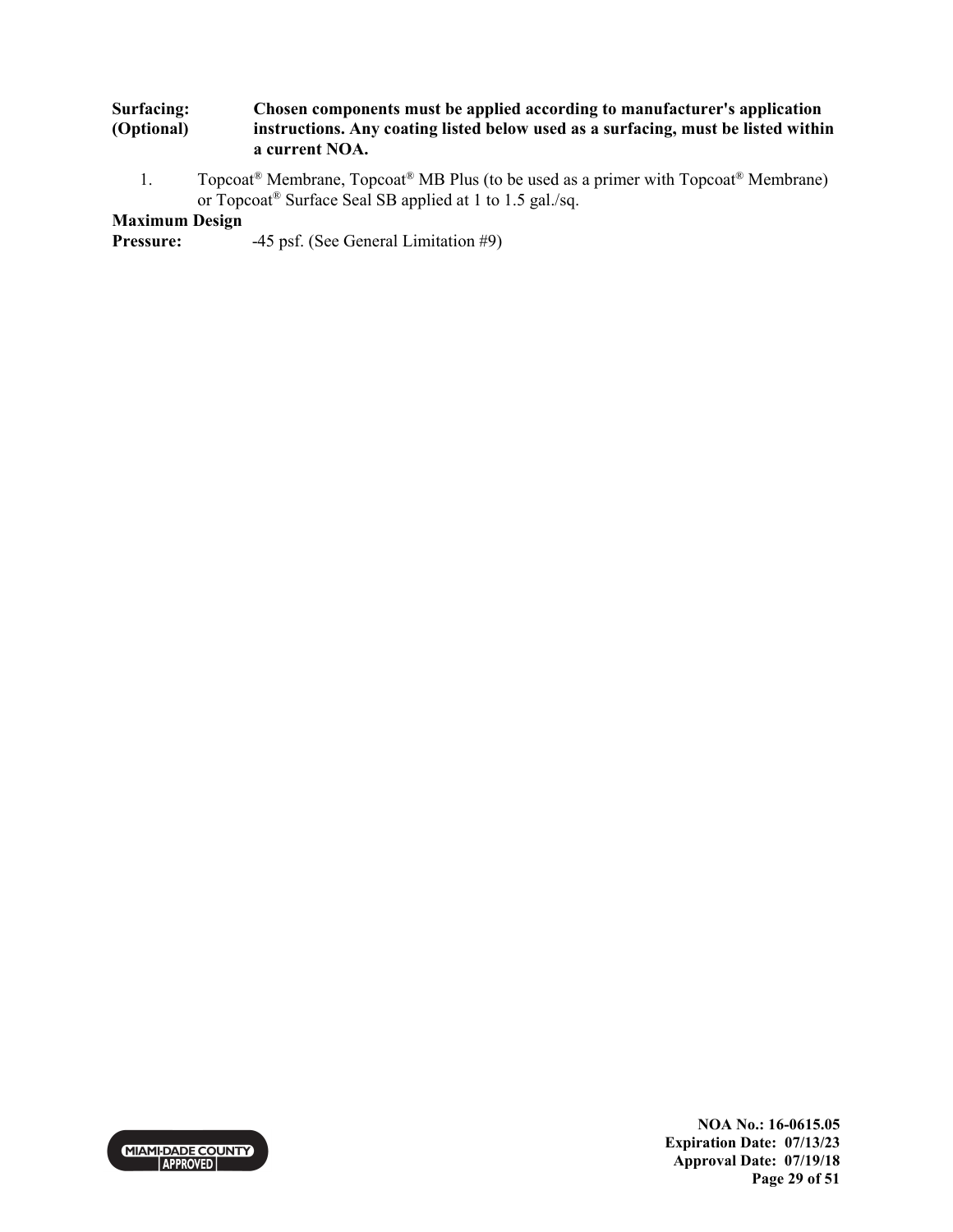**Surfacing: (Optional)** **Chosen components must be applied according to manufacturer's application instructions. Any coating listed below used as a surfacing, must be listed within a current NOA.**

1. Topcoat® Membrane, Topcoat® MB Plus (to be used as a primer with Topcoat® Membrane) or Topcoat® Surface Seal SB applied at 1 to 1.5 gal./sq.

**Maximum Design Pressure:** -45 psf. (See General Limitation #9)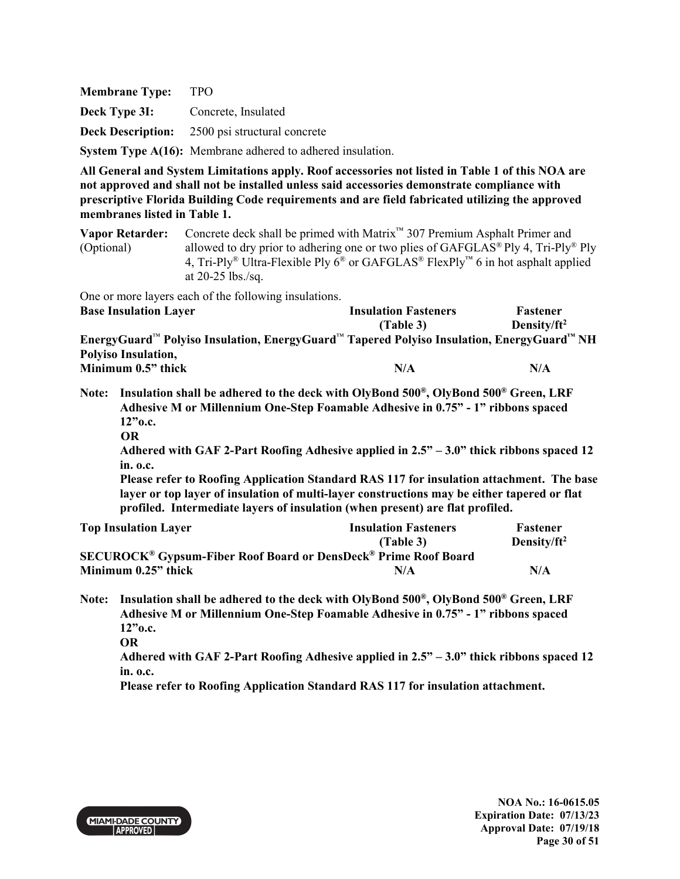**Membrane Type:** TPO

**Deck Type 3I:** Concrete, Insulated

**Deck Description:** 2500 psi structural concrete

**System Type A(16):** Membrane adhered to adhered insulation.

**All General and System Limitations apply. Roof accessories not listed in Table 1 of this NOA are not approved and shall not be installed unless said accessories demonstrate compliance with prescriptive Florida Building Code requirements and are field fabricated utilizing the approved membranes listed in Table 1.**

**Vapor Retarder:** (Optional) Concrete deck shall be primed with Matrix™ 307 Premium Asphalt Primer and allowed to dry prior to adhering one or two plies of GAFGLAS® Ply 4, Tri-Ply® Ply 4, Tri-Ply® Ultra-Flexible Ply 6® or GAFGLAS® FlexPly™ 6 in hot asphalt applied at 20-25 lbs./sq.

One or more layers each of the following insulations.

| Base Insulation Layer | Insulation Fasteners (Table 3) | Fastener Density/ft² |
|---|---|---|
| **EnergyGuard™ Polyiso Insulation, EnergyGuard™ Tapered Polyiso Insulation, EnergyGuard™ NH Polyiso Insulation, Minimum 0.5" thick** | **N/A** | **N/A** |

**Note: Insulation shall be adhered to the deck with OlyBond 500®, OlyBond 500® Green, LRF Adhesive M or Millennium One-Step Foamable Adhesive in 0.75" - 1" ribbons spaced 12"o.c.**
**OR**
**Adhered with GAF 2-Part Roofing Adhesive applied in 2.5" – 3.0" thick ribbons spaced 12 in. o.c.**
**Please refer to Roofing Application Standard RAS 117 for insulation attachment. The base layer or top layer of insulation of multi-layer constructions may be either tapered or flat profiled. Intermediate layers of insulation (when present) are flat profiled.**

| Top Insulation Layer | Insulation Fasteners (Table 3) | Fastener Density/ft² |
|---|---|---|
| **SECUROCK® Gypsum-Fiber Roof Board or DensDeck® Prime Roof Board Minimum 0.25" thick** | **N/A** | **N/A** |

**Note: Insulation shall be adhered to the deck with OlyBond 500®, OlyBond 500® Green, LRF Adhesive M or Millennium One-Step Foamable Adhesive in 0.75" - 1" ribbons spaced 12"o.c.**
**OR**
**Adhered with GAF 2-Part Roofing Adhesive applied in 2.5" – 3.0" thick ribbons spaced 12 in. o.c.**
**Please refer to Roofing Application Standard RAS 117 for insulation attachment.**

**NOA No.: 16-0615.05**
**Expiration Date: 07/13/23**
**Approval Date: 07/19/18**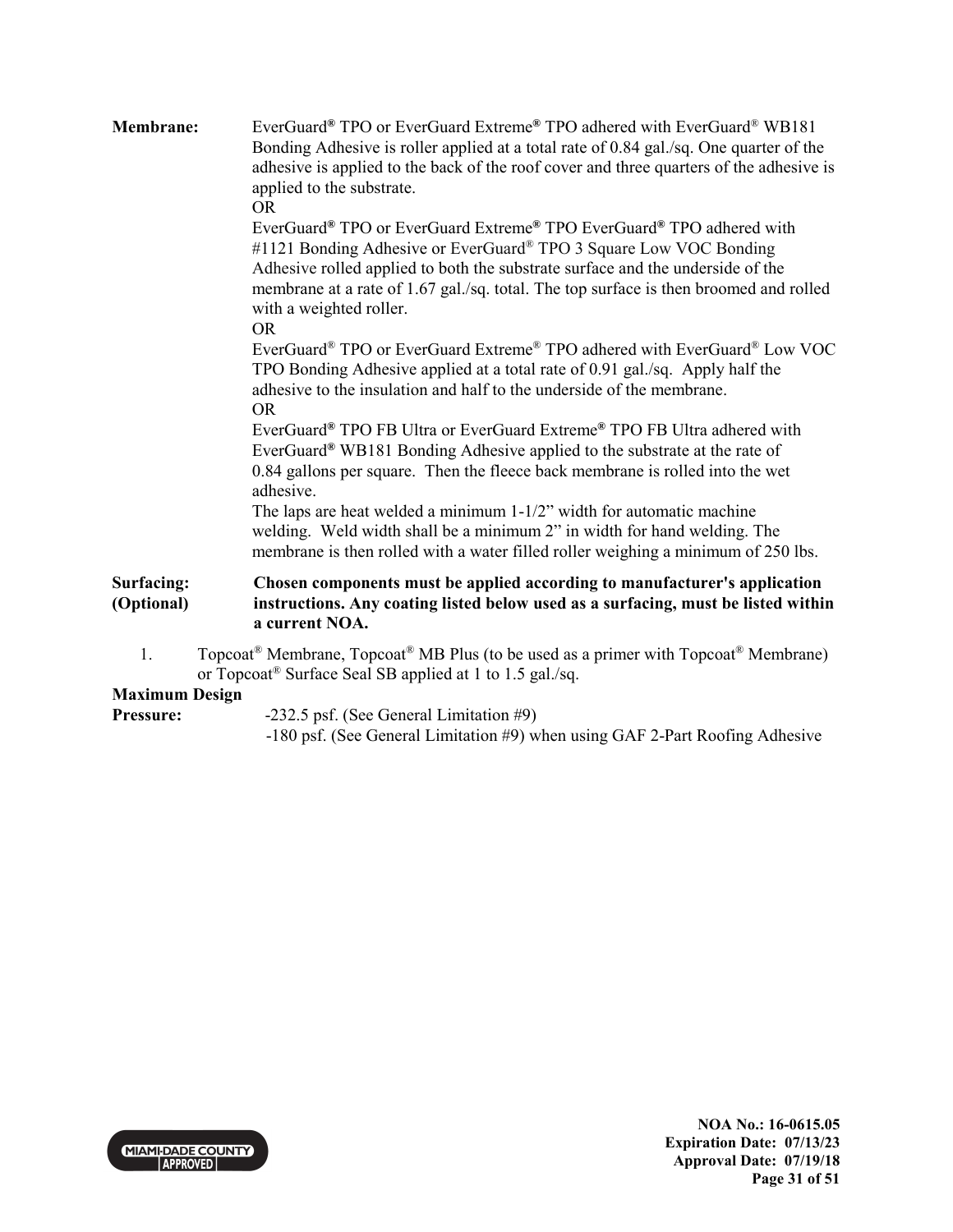**Membrane:** EverGuard® TPO or EverGuard Extreme® TPO adhered with EverGuard® WB181 Bonding Adhesive is roller applied at a total rate of 0.84 gal./sq. One quarter of the adhesive is applied to the back of the roof cover and three quarters of the adhesive is applied to the substrate.

OR

EverGuard® TPO or EverGuard Extreme® TPO EverGuard® TPO adhered with #1121 Bonding Adhesive or EverGuard® TPO 3 Square Low VOC Bonding Adhesive rolled applied to both the substrate surface and the underside of the membrane at a rate of 1.67 gal./sq. total. The top surface is then broomed and rolled with a weighted roller.

OR

EverGuard® TPO or EverGuard Extreme® TPO adhered with EverGuard® Low VOC TPO Bonding Adhesive applied at a total rate of 0.91 gal./sq. Apply half the adhesive to the insulation and half to the underside of the membrane.

OR

EverGuard® TPO FB Ultra or EverGuard Extreme® TPO FB Ultra adhered with EverGuard® WB181 Bonding Adhesive applied to the substrate at the rate of 0.84 gallons per square. Then the fleece back membrane is rolled into the wet adhesive.

The laps are heat welded a minimum 1-1/2" width for automatic machine welding. Weld width shall be a minimum 2" in width for hand welding. The membrane is then rolled with a water filled roller weighing a minimum of 250 lbs.

**Surfacing: (Optional)** **Chosen components must be applied according to manufacturer's application instructions. Any coating listed below used as a surfacing, must be listed within a current NOA.**

1. Topcoat® Membrane, Topcoat® MB Plus (to be used as a primer with Topcoat® Membrane) or Topcoat® Surface Seal SB applied at 1 to 1.5 gal./sq.

**Maximum Design Pressure:** -232.5 psf. (See General Limitation #9)

-180 psf. (See General Limitation #9) when using GAF 2-Part Roofing Adhesive

NOA No.: 16-0615.05
Expiration Date: 07/13/23
Approval Date: 07/19/18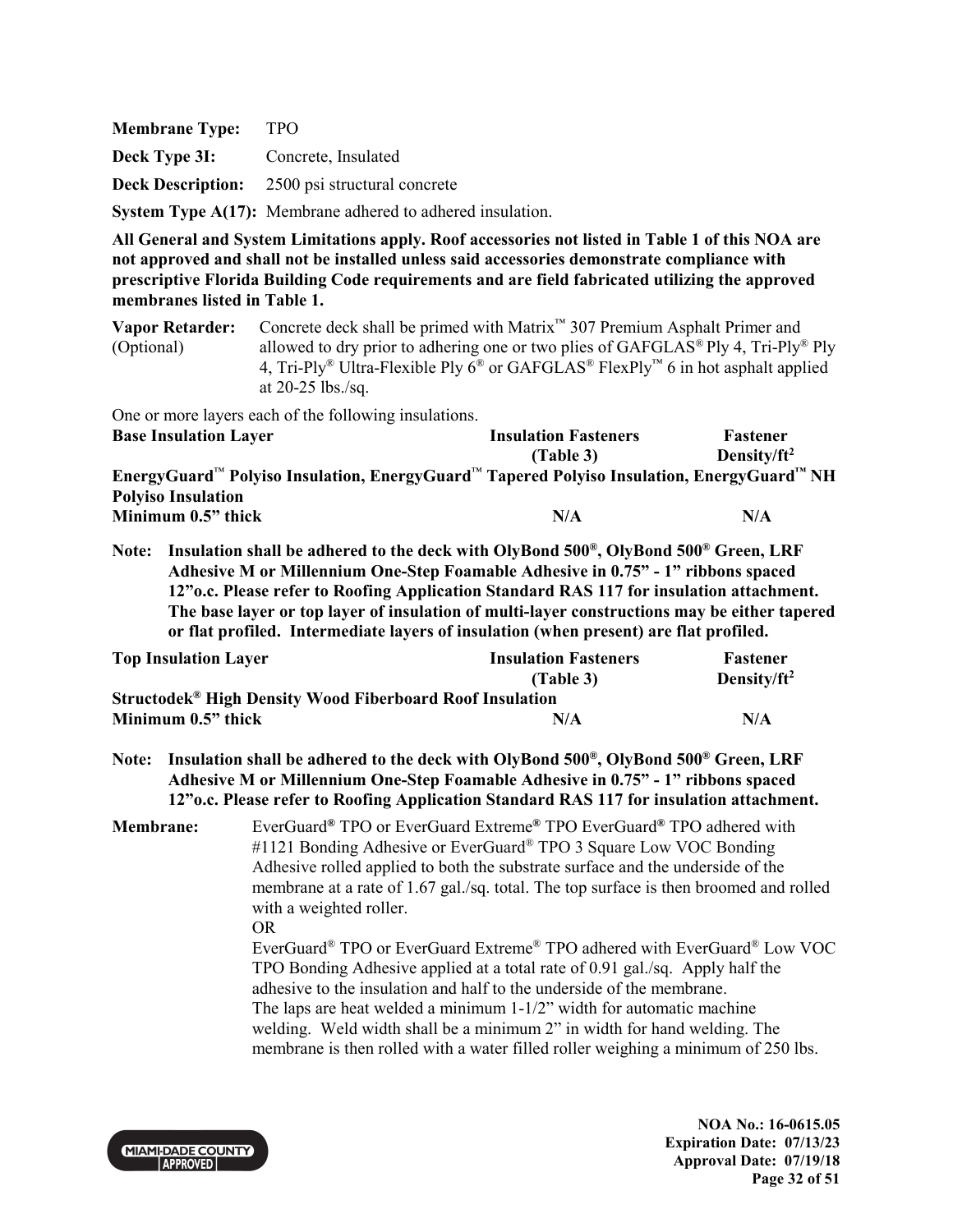**Membrane Type:** TPO

**Deck Type 3I:** Concrete, Insulated

**Deck Description:** 2500 psi structural concrete

**System Type A(17):** Membrane adhered to adhered insulation.

**All General and System Limitations apply. Roof accessories not listed in Table 1 of this NOA are not approved and shall not be installed unless said accessories demonstrate compliance with prescriptive Florida Building Code requirements and are field fabricated utilizing the approved membranes listed in Table 1.**

**Vapor Retarder:** (Optional) Concrete deck shall be primed with Matrix™ 307 Premium Asphalt Primer and allowed to dry prior to adhering one or two plies of GAFGLAS® Ply 4, Tri-Ply® Ply 4, Tri-Ply® Ultra-Flexible Ply 6® or GAFGLAS® FlexPly™ 6 in hot asphalt applied at 20-25 lbs./sq.

One or more layers each of the following insulations.

| Base Insulation Layer | Insulation Fasteners (Table 3) | Fastener Density/ft² |
|---|---|---|
| **EnergyGuard™ Polyiso Insulation, EnergyGuard™ Tapered Polyiso Insulation, EnergyGuard™ NH Polyiso Insulation** | | |
| **Minimum 0.5" thick** | **N/A** | **N/A** |

**Note: Insulation shall be adhered to the deck with OlyBond 500®, OlyBond 500® Green, LRF Adhesive M or Millennium One-Step Foamable Adhesive in 0.75" - 1" ribbons spaced 12"o.c. Please refer to Roofing Application Standard RAS 117 for insulation attachment. The base layer or top layer of insulation of multi-layer constructions may be either tapered or flat profiled. Intermediate layers of insulation (when present) are flat profiled.**

| Top Insulation Layer | Insulation Fasteners (Table 3) | Fastener Density/ft² |
|---|---|---|
| **Structodek® High Density Wood Fiberboard Roof Insulation** | | |
| **Minimum 0.5" thick** | **N/A** | **N/A** |

**Note: Insulation shall be adhered to the deck with OlyBond 500®, OlyBond 500® Green, LRF Adhesive M or Millennium One-Step Foamable Adhesive in 0.75" - 1" ribbons spaced 12"o.c. Please refer to Roofing Application Standard RAS 117 for insulation attachment.**

**Membrane:** EverGuard® TPO or EverGuard Extreme® TPO EverGuard® TPO adhered with #1121 Bonding Adhesive or EverGuard® TPO 3 Square Low VOC Bonding Adhesive rolled applied to both the substrate surface and the underside of the membrane at a rate of 1.67 gal./sq. total. The top surface is then broomed and rolled with a weighted roller.

OR

EverGuard® TPO or EverGuard Extreme® TPO adhered with EverGuard® Low VOC TPO Bonding Adhesive applied at a total rate of 0.91 gal./sq. Apply half the adhesive to the insulation and half to the underside of the membrane.
The laps are heat welded a minimum 1-1/2" width for automatic machine welding. Weld width shall be a minimum 2" in width for hand welding. The membrane is then rolled with a water filled roller weighing a minimum of 250 lbs.

**NOA No.: 16-0615.05**
**Expiration Date: 07/13/23**
**Approval Date: 07/19/18**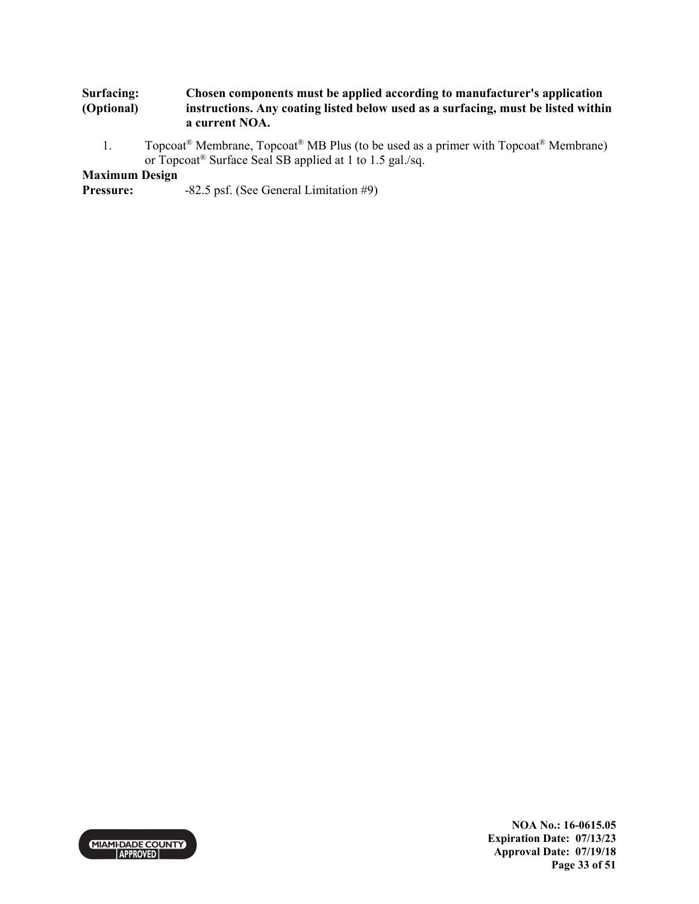**Surfacing: (Optional)** **Chosen components must be applied according to manufacturer's application instructions. Any coating listed below used as a surfacing, must be listed within a current NOA.**

1. Topcoat® Membrane, Topcoat® MB Plus (to be used as a primer with Topcoat® Membrane) or Topcoat® Surface Seal SB applied at 1 to 1.5 gal./sq.

**Maximum Design Pressure:** -82.5 psf. (See General Limitation #9)

**NOA No.: 16-0615.05**
**Expiration Date: 07/13/23**
**Approval Date: 07/19/18**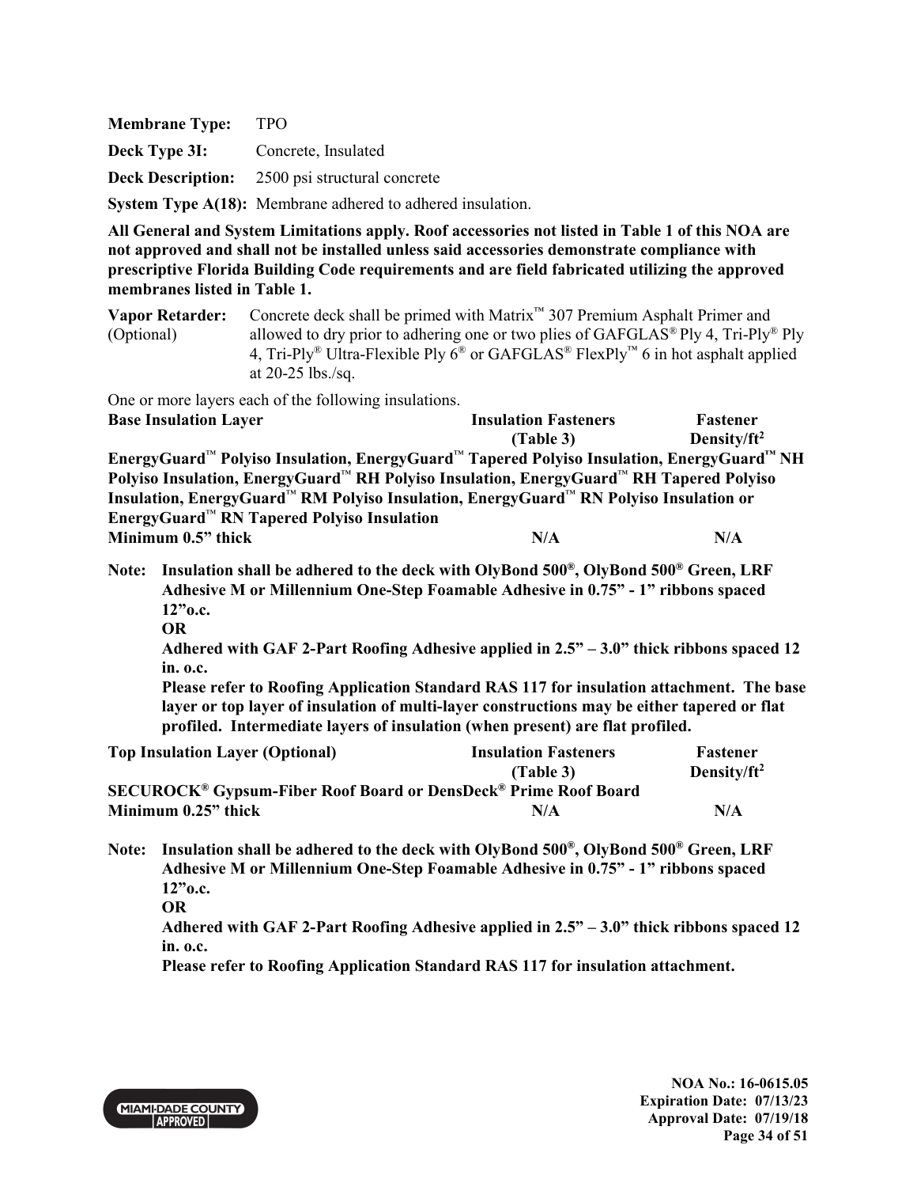**Membrane Type:** TPO

**Deck Type 3I:** Concrete, Insulated

**Deck Description:** 2500 psi structural concrete

**System Type A(18):** Membrane adhered to adhered insulation.

**All General and System Limitations apply. Roof accessories not listed in Table 1 of this NOA are not approved and shall not be installed unless said accessories demonstrate compliance with prescriptive Florida Building Code requirements and are field fabricated utilizing the approved membranes listed in Table 1.**

**Vapor Retarder:** (Optional) Concrete deck shall be primed with Matrix™ 307 Premium Asphalt Primer and allowed to dry prior to adhering one or two plies of GAFGLAS® Ply 4, Tri-Ply® Ply 4, Tri-Ply® Ultra-Flexible Ply 6® or GAFGLAS® FlexPly™ 6 in hot asphalt applied at 20-25 lbs./sq.

One or more layers each of the following insulations.

| Base Insulation Layer | Insulation Fasteners (Table 3) | Fastener Density/ft² |
|---|---|---|
| **EnergyGuard™ Polyiso Insulation, EnergyGuard™ Tapered Polyiso Insulation, EnergyGuard™ NH Polyiso Insulation, EnergyGuard™ RH Polyiso Insulation, EnergyGuard™ RH Tapered Polyiso Insulation, EnergyGuard™ RM Polyiso Insulation, EnergyGuard™ RN Polyiso Insulation or EnergyGuard™ RN Tapered Polyiso Insulation** | | |
| **Minimum 0.5" thick** | **N/A** | **N/A** |

**Note: Insulation shall be adhered to the deck with OlyBond 500®, OlyBond 500® Green, LRF Adhesive M or Millennium One-Step Foamable Adhesive in 0.75" - 1" ribbons spaced 12"o.c.**
**OR**
**Adhered with GAF 2-Part Roofing Adhesive applied in 2.5" – 3.0" thick ribbons spaced 12 in. o.c.**
**Please refer to Roofing Application Standard RAS 117 for insulation attachment. The base layer or top layer of insulation of multi-layer constructions may be either tapered or flat profiled. Intermediate layers of insulation (when present) are flat profiled.**

| Top Insulation Layer (Optional) | Insulation Fasteners (Table 3) | Fastener Density/ft² |
|---|---|---|
| **SECUROCK® Gypsum-Fiber Roof Board or DensDeck® Prime Roof Board** | | |
| **Minimum 0.25" thick** | **N/A** | **N/A** |

**Note: Insulation shall be adhered to the deck with OlyBond 500®, OlyBond 500® Green, LRF Adhesive M or Millennium One-Step Foamable Adhesive in 0.75" - 1" ribbons spaced 12"o.c.**
**OR**
**Adhered with GAF 2-Part Roofing Adhesive applied in 2.5" – 3.0" thick ribbons spaced 12 in. o.c.**
**Please refer to Roofing Application Standard RAS 117 for insulation attachment.**

**NOA No.: 16-0615.05**
**Expiration Date: 07/13/23**
**Approval Date: 07/19/18**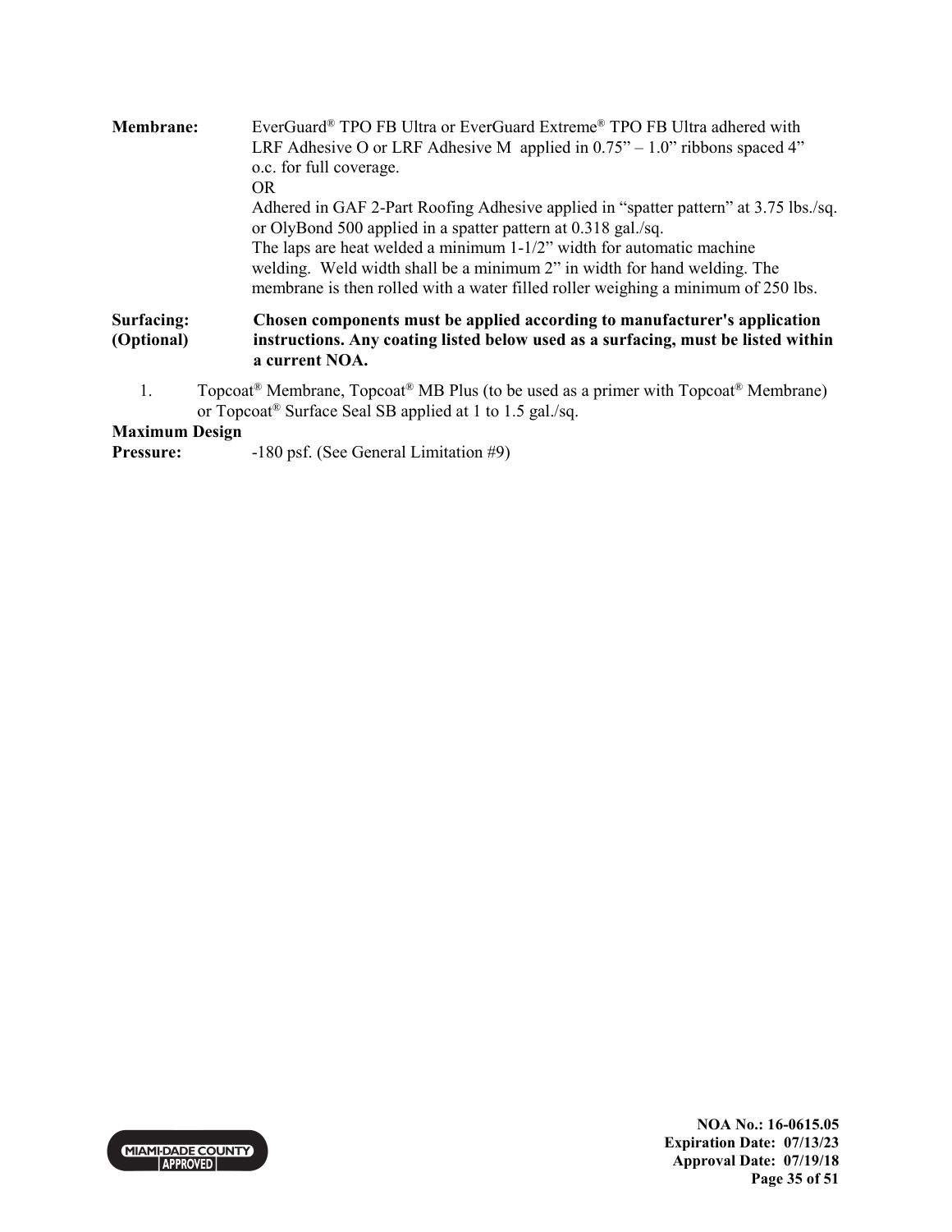**Membrane:** EverGuard® TPO FB Ultra or EverGuard Extreme® TPO FB Ultra adhered with LRF Adhesive O or LRF Adhesive M applied in 0.75" – 1.0" ribbons spaced 4" o.c. for full coverage.
OR
Adhered in GAF 2-Part Roofing Adhesive applied in "spatter pattern" at 3.75 lbs./sq. or OlyBond 500 applied in a spatter pattern at 0.318 gal./sq.
The laps are heat welded a minimum 1-1/2" width for automatic machine welding. Weld width shall be a minimum 2" in width for hand welding. The membrane is then rolled with a water filled roller weighing a minimum of 250 lbs.

**Surfacing: (Optional)** **Chosen components must be applied according to manufacturer's application instructions. Any coating listed below used as a surfacing, must be listed within a current NOA.**

1. Topcoat® Membrane, Topcoat® MB Plus (to be used as a primer with Topcoat® Membrane) or Topcoat® Surface Seal SB applied at 1 to 1.5 gal./sq.

**Maximum Design Pressure:** -180 psf. (See General Limitation #9)

NOA No.: 16-0615.05
Expiration Date: 07/13/23
Approval Date: 07/19/18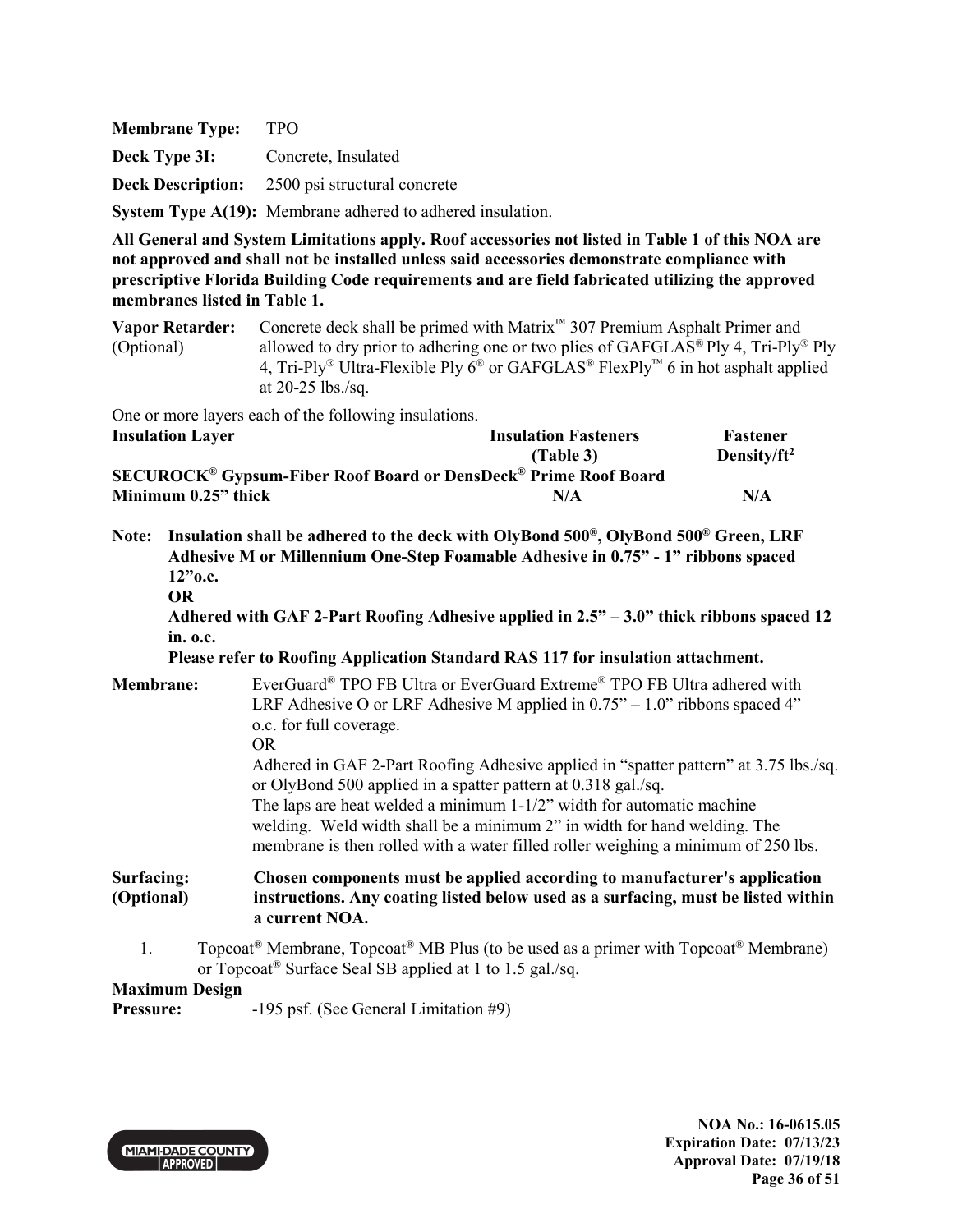**Membrane Type:** TPO

**Deck Type 3I:** Concrete, Insulated

**Deck Description:** 2500 psi structural concrete

**System Type A(19):** Membrane adhered to adhered insulation.

**All General and System Limitations apply. Roof accessories not listed in Table 1 of this NOA are not approved and shall not be installed unless said accessories demonstrate compliance with prescriptive Florida Building Code requirements and are field fabricated utilizing the approved membranes listed in Table 1.**

**Vapor Retarder:** (Optional) Concrete deck shall be primed with Matrix™ 307 Premium Asphalt Primer and allowed to dry prior to adhering one or two plies of GAFGLAS® Ply 4, Tri-Ply® Ply 4, Tri-Ply® Ultra-Flexible Ply 6® or GAFGLAS® FlexPly™ 6 in hot asphalt applied at 20-25 lbs./sq.

One or more layers each of the following insulations.

| Insulation Layer | Insulation Fasteners (Table 3) | Fastener Density/ft² |
|---|---|---|
| **SECUROCK® Gypsum-Fiber Roof Board or DensDeck® Prime Roof Board** | | |
| **Minimum 0.25" thick** | **N/A** | **N/A** |

**Note: Insulation shall be adhered to the deck with OlyBond 500®, OlyBond 500® Green, LRF Adhesive M or Millennium One-Step Foamable Adhesive in 0.75" - 1" ribbons spaced 12"o.c.**
**OR**
**Adhered with GAF 2-Part Roofing Adhesive applied in 2.5" – 3.0" thick ribbons spaced 12 in. o.c.**
**Please refer to Roofing Application Standard RAS 117 for insulation attachment.**

**Membrane:** EverGuard® TPO FB Ultra or EverGuard Extreme® TPO FB Ultra adhered with LRF Adhesive O or LRF Adhesive M applied in 0.75" – 1.0" ribbons spaced 4" o.c. for full coverage.
OR
Adhered in GAF 2-Part Roofing Adhesive applied in "spatter pattern" at 3.75 lbs./sq. or OlyBond 500 applied in a spatter pattern at 0.318 gal./sq.
The laps are heat welded a minimum 1-1/2" width for automatic machine welding. Weld width shall be a minimum 2" in width for hand welding. The membrane is then rolled with a water filled roller weighing a minimum of 250 lbs.

**Surfacing: (Optional)** **Chosen components must be applied according to manufacturer's application instructions. Any coating listed below used as a surfacing, must be listed within a current NOA.**

1. Topcoat® Membrane, Topcoat® MB Plus (to be used as a primer with Topcoat® Membrane) or Topcoat® Surface Seal SB applied at 1 to 1.5 gal./sq.

**Maximum Design Pressure:** -195 psf. (See General Limitation #9)

**NOA No.: 16-0615.05**
**Expiration Date: 07/13/23**
**Approval Date: 07/19/18**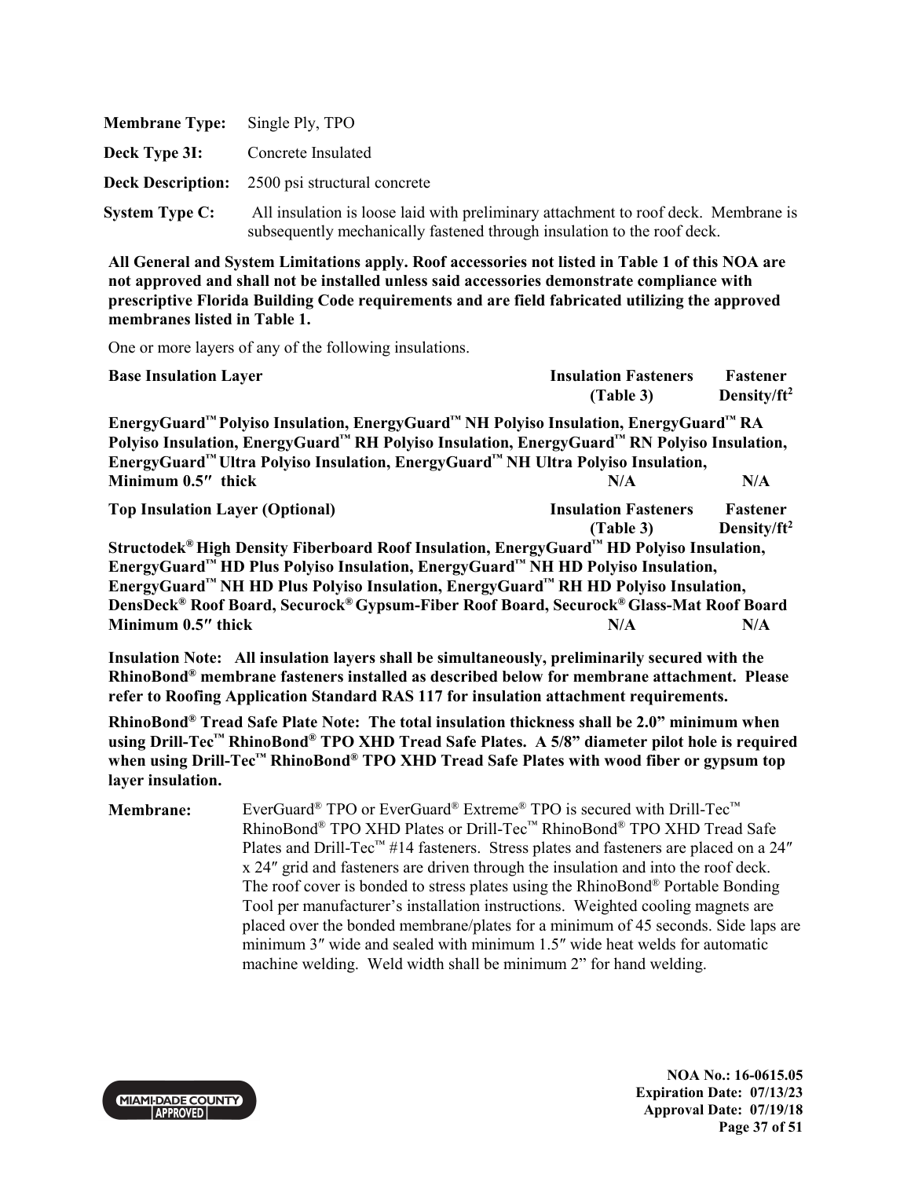**Membrane Type:** Single Ply, TPO

**Deck Type 3I:** Concrete Insulated

**Deck Description:** 2500 psi structural concrete

**System Type C:** All insulation is loose laid with preliminary attachment to roof deck. Membrane is subsequently mechanically fastened through insulation to the roof deck.

**All General and System Limitations apply. Roof accessories not listed in Table 1 of this NOA are not approved and shall not be installed unless said accessories demonstrate compliance with prescriptive Florida Building Code requirements and are field fabricated utilizing the approved membranes listed in Table 1.**

One or more layers of any of the following insulations.

| Base Insulation Layer | Insulation Fasteners (Table 3) | Fastener Density/ft² |
|---|---|---|
| **EnergyGuard™ Polyiso Insulation, EnergyGuard™ NH Polyiso Insulation, EnergyGuard™ RA Polyiso Insulation, EnergyGuard™ RH Polyiso Insulation, EnergyGuard™ RN Polyiso Insulation, EnergyGuard™ Ultra Polyiso Insulation, EnergyGuard™ NH Ultra Polyiso Insulation, Minimum 0.5″ thick** | **N/A** | **N/A** |

| Top Insulation Layer (Optional) | Insulation Fasteners (Table 3) | Fastener Density/ft² |
|---|---|---|
| **Structodek® High Density Fiberboard Roof Insulation, EnergyGuard™ HD Polyiso Insulation, EnergyGuard™ HD Plus Polyiso Insulation, EnergyGuard™ NH HD Polyiso Insulation, EnergyGuard™ NH HD Plus Polyiso Insulation, EnergyGuard™ RH HD Polyiso Insulation, DensDeck® Roof Board, Securock® Gypsum-Fiber Roof Board, Securock® Glass-Mat Roof Board Minimum 0.5″ thick** | **N/A** | **N/A** |

**Insulation Note: All insulation layers shall be simultaneously, preliminarily secured with the RhinoBond® membrane fasteners installed as described below for membrane attachment. Please refer to Roofing Application Standard RAS 117 for insulation attachment requirements.**

**RhinoBond® Tread Safe Plate Note: The total insulation thickness shall be 2.0" minimum when using Drill-Tec™ RhinoBond® TPO XHD Tread Safe Plates. A 5/8" diameter pilot hole is required when using Drill-Tec™ RhinoBond® TPO XHD Tread Safe Plates with wood fiber or gypsum top layer insulation.**

**Membrane:** EverGuard® TPO or EverGuard® Extreme® TPO is secured with Drill-Tec™ RhinoBond® TPO XHD Plates or Drill-Tec™ RhinoBond® TPO XHD Tread Safe Plates and Drill-Tec™ #14 fasteners. Stress plates and fasteners are placed on a 24″ x 24″ grid and fasteners are driven through the insulation and into the roof deck. The roof cover is bonded to stress plates using the RhinoBond® Portable Bonding Tool per manufacturer's installation instructions. Weighted cooling magnets are placed over the bonded membrane/plates for a minimum of 45 seconds. Side laps are minimum 3″ wide and sealed with minimum 1.5″ wide heat welds for automatic machine welding. Weld width shall be minimum 2" for hand welding.

**NOA No.: 16-0615.05**
**Expiration Date: 07/13/23**
**Approval Date: 07/19/18**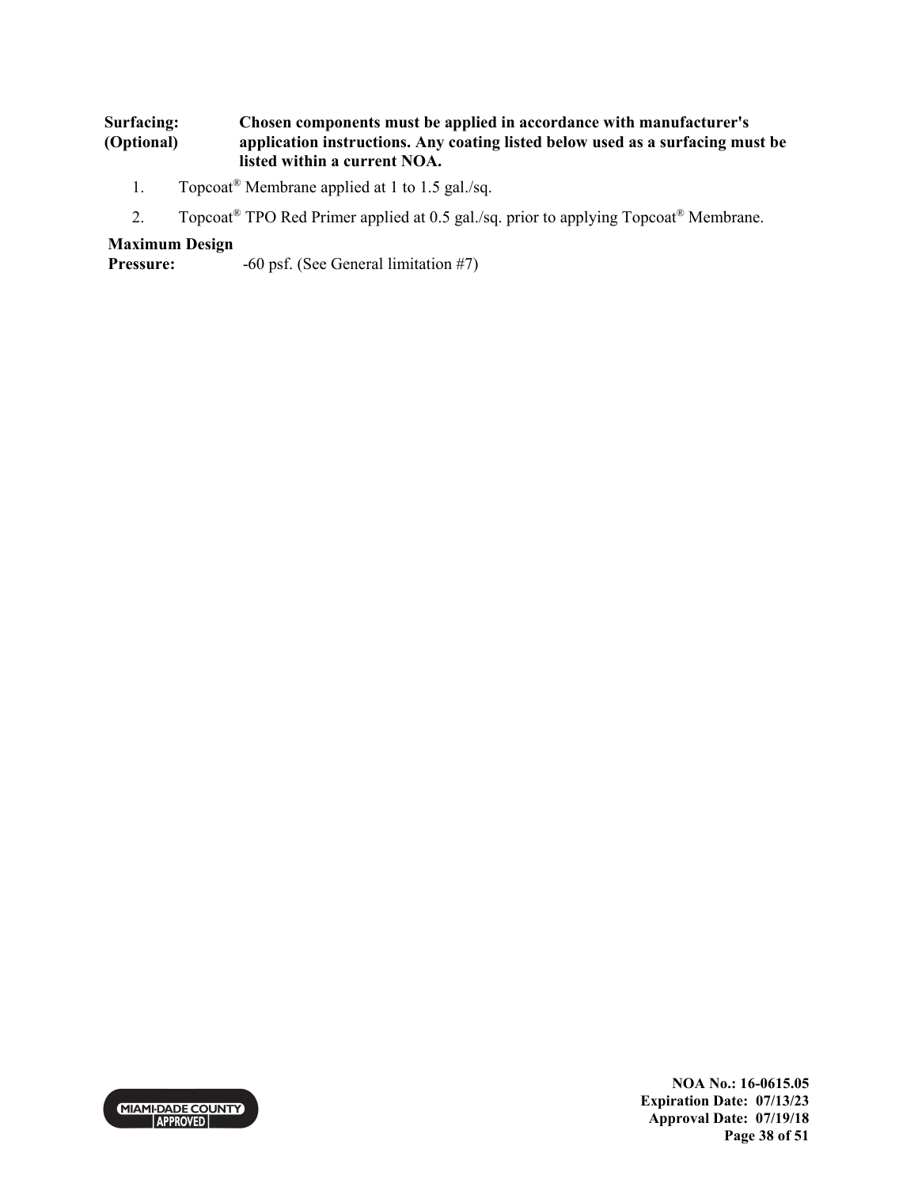**Surfacing: (Optional)** **Chosen components must be applied in accordance with manufacturer's application instructions. Any coating listed below used as a surfacing must be listed within a current NOA.**

1. Topcoat® Membrane applied at 1 to 1.5 gal./sq.
2. Topcoat® TPO Red Primer applied at 0.5 gal./sq. prior to applying Topcoat® Membrane.

**Maximum Design Pressure:** -60 psf. (See General limitation #7)

**NOA No.: 16-0615.05**
**Expiration Date: 07/13/23**
**Approval Date: 07/19/18**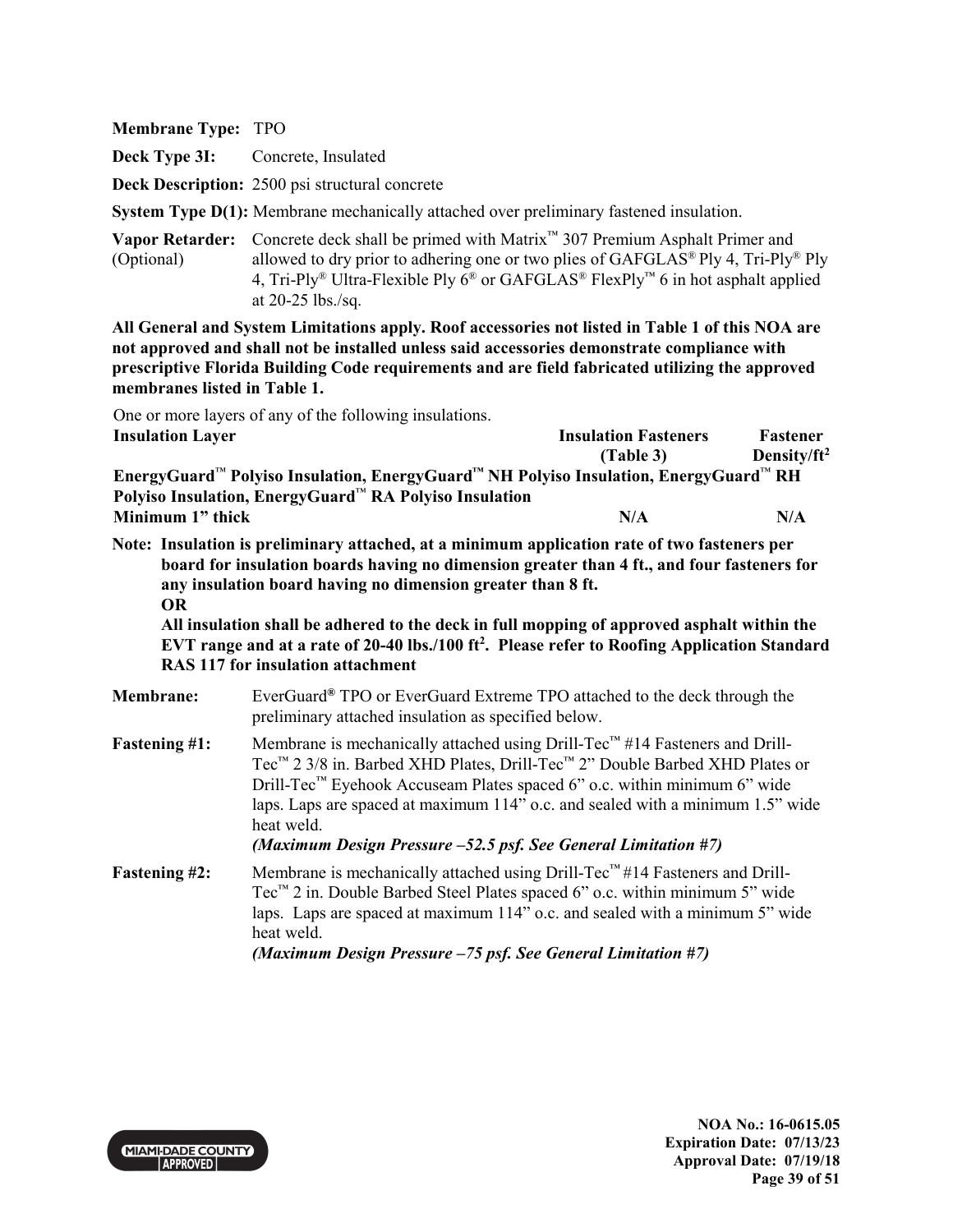**Membrane Type:** TPO

**Deck Type 3I:** Concrete, Insulated

**Deck Description:** 2500 psi structural concrete

**System Type D(1):** Membrane mechanically attached over preliminary fastened insulation.

**Vapor Retarder:** (Optional) Concrete deck shall be primed with Matrix™ 307 Premium Asphalt Primer and allowed to dry prior to adhering one or two plies of GAFGLAS® Ply 4, Tri-Ply® Ply 4, Tri-Ply® Ultra-Flexible Ply 6® or GAFGLAS® FlexPly™ 6 in hot asphalt applied at 20-25 lbs./sq.

**All General and System Limitations apply. Roof accessories not listed in Table 1 of this NOA are not approved and shall not be installed unless said accessories demonstrate compliance with prescriptive Florida Building Code requirements and are field fabricated utilizing the approved membranes listed in Table 1.**

One or more layers of any of the following insulations.

| Insulation Layer | Insulation Fasteners (Table 3) | Fastener Density/ft² |
|---|---|---|
| **EnergyGuard™ Polyiso Insulation, EnergyGuard™ NH Polyiso Insulation, EnergyGuard™ RH Polyiso Insulation, EnergyGuard™ RA Polyiso Insulation** | | |
| **Minimum 1" thick** | **N/A** | **N/A** |

**Note: Insulation is preliminary attached, at a minimum application rate of two fasteners per board for insulation boards having no dimension greater than 4 ft., and four fasteners for any insulation board having no dimension greater than 8 ft.**
**OR**
**All insulation shall be adhered to the deck in full mopping of approved asphalt within the EVT range and at a rate of 20-40 lbs./100 ft². Please refer to Roofing Application Standard RAS 117 for insulation attachment**

**Membrane:** EverGuard® TPO or EverGuard Extreme TPO attached to the deck through the preliminary attached insulation as specified below.

**Fastening #1:** Membrane is mechanically attached using Drill-Tec™ #14 Fasteners and Drill-Tec™ 2 3/8 in. Barbed XHD Plates, Drill-Tec™ 2" Double Barbed XHD Plates or Drill-Tec™ Eyehook Accuseam Plates spaced 6" o.c. within minimum 6" wide laps. Laps are spaced at maximum 114" o.c. and sealed with a minimum 1.5" wide heat weld.
***(Maximum Design Pressure –52.5 psf. See General Limitation #7)***

**Fastening #2:** Membrane is mechanically attached using Drill-Tec™ #14 Fasteners and Drill-Tec™ 2 in. Double Barbed Steel Plates spaced 6" o.c. within minimum 5" wide laps. Laps are spaced at maximum 114" o.c. and sealed with a minimum 5" wide heat weld.
***(Maximum Design Pressure –75 psf. See General Limitation #7)***

**NOA No.: 16-0615.05**
**Expiration Date: 07/13/23**
**Approval Date: 07/19/18**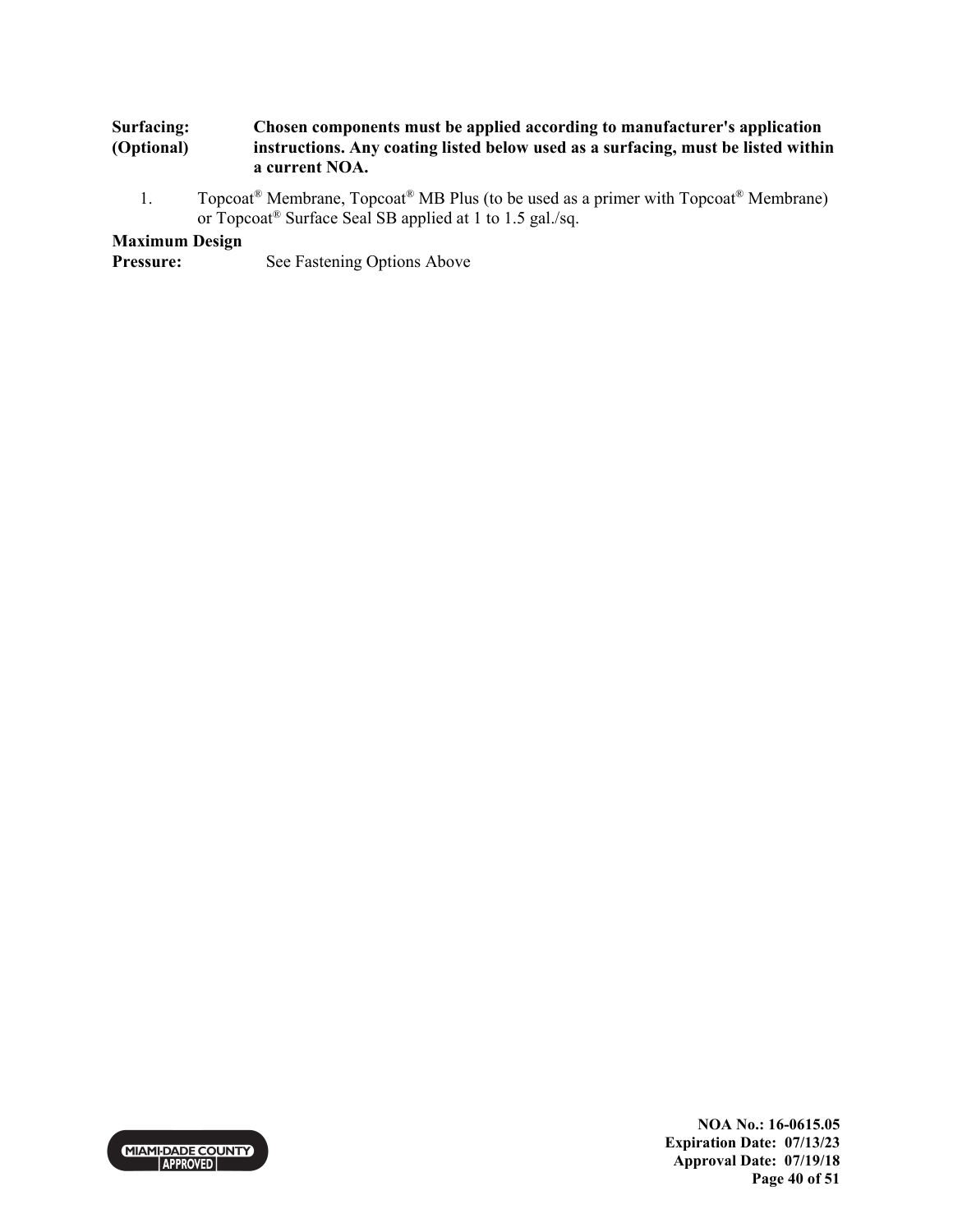**Surfacing: (Optional)** **Chosen components must be applied according to manufacturer's application instructions. Any coating listed below used as a surfacing, must be listed within a current NOA.**

1. Topcoat® Membrane, Topcoat® MB Plus (to be used as a primer with Topcoat® Membrane) or Topcoat® Surface Seal SB applied at 1 to 1.5 gal./sq.

**Maximum Design Pressure:** See Fastening Options Above

NOA No.: 16-0615.05
Expiration Date: 07/13/23
Approval Date: 07/19/18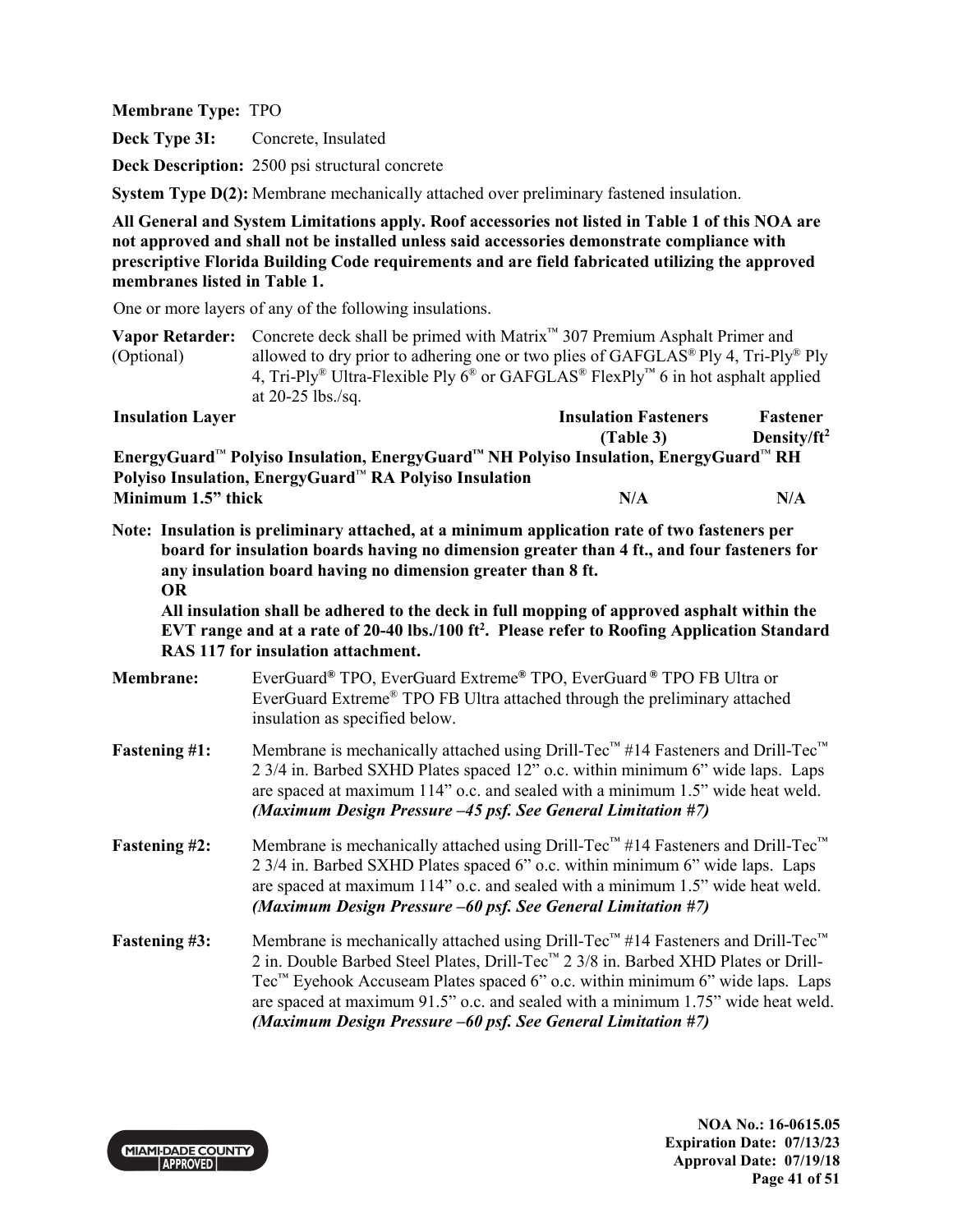**Membrane Type:** TPO

**Deck Type 3I:** Concrete, Insulated

**Deck Description:** 2500 psi structural concrete

**System Type D(2):** Membrane mechanically attached over preliminary fastened insulation.

**All General and System Limitations apply. Roof accessories not listed in Table 1 of this NOA are not approved and shall not be installed unless said accessories demonstrate compliance with prescriptive Florida Building Code requirements and are field fabricated utilizing the approved membranes listed in Table 1.**

One or more layers of any of the following insulations.

**Vapor Retarder:** (Optional) Concrete deck shall be primed with Matrix™ 307 Premium Asphalt Primer and allowed to dry prior to adhering one or two plies of GAFGLAS® Ply 4, Tri-Ply® Ply 4, Tri-Ply® Ultra-Flexible Ply 6® or GAFGLAS® FlexPly™ 6 in hot asphalt applied at 20-25 lbs./sq.

| Insulation Layer | Insulation Fasteners (Table 3) | Fastener Density/ft² |
|---|---|---|
| **EnergyGuard™ Polyiso Insulation, EnergyGuard™ NH Polyiso Insulation, EnergyGuard™ RH Polyiso Insulation, EnergyGuard™ RA Polyiso Insulation** | | |
| **Minimum 1.5" thick** | **N/A** | **N/A** |

**Note: Insulation is preliminary attached, at a minimum application rate of two fasteners per board for insulation boards having no dimension greater than 4 ft., and four fasteners for any insulation board having no dimension greater than 8 ft.**
**OR**
**All insulation shall be adhered to the deck in full mopping of approved asphalt within the EVT range and at a rate of 20-40 lbs./100 ft². Please refer to Roofing Application Standard RAS 117 for insulation attachment.**

**Membrane:** EverGuard® TPO, EverGuard Extreme® TPO, EverGuard ® TPO FB Ultra or EverGuard Extreme® TPO FB Ultra attached through the preliminary attached insulation as specified below.

**Fastening #1:** Membrane is mechanically attached using Drill-Tec™ #14 Fasteners and Drill-Tec™ 2 3/4 in. Barbed SXHD Plates spaced 12" o.c. within minimum 6" wide laps. Laps are spaced at maximum 114" o.c. and sealed with a minimum 1.5" wide heat weld. ***(Maximum Design Pressure –45 psf. See General Limitation #7)***

**Fastening #2:** Membrane is mechanically attached using Drill-Tec™ #14 Fasteners and Drill-Tec™ 2 3/4 in. Barbed SXHD Plates spaced 6" o.c. within minimum 6" wide laps. Laps are spaced at maximum 114" o.c. and sealed with a minimum 1.5" wide heat weld. ***(Maximum Design Pressure –60 psf. See General Limitation #7)***

**Fastening #3:** Membrane is mechanically attached using Drill-Tec™ #14 Fasteners and Drill-Tec™ 2 in. Double Barbed Steel Plates, Drill-Tec™ 2 3/8 in. Barbed XHD Plates or Drill-Tec™ Eyehook Accuseam Plates spaced 6" o.c. within minimum 6" wide laps. Laps are spaced at maximum 91.5" o.c. and sealed with a minimum 1.75" wide heat weld. ***(Maximum Design Pressure –60 psf. See General Limitation #7)***

**NOA No.: 16-0615.05**
**Expiration Date: 07/13/23**
**Approval Date: 07/19/18**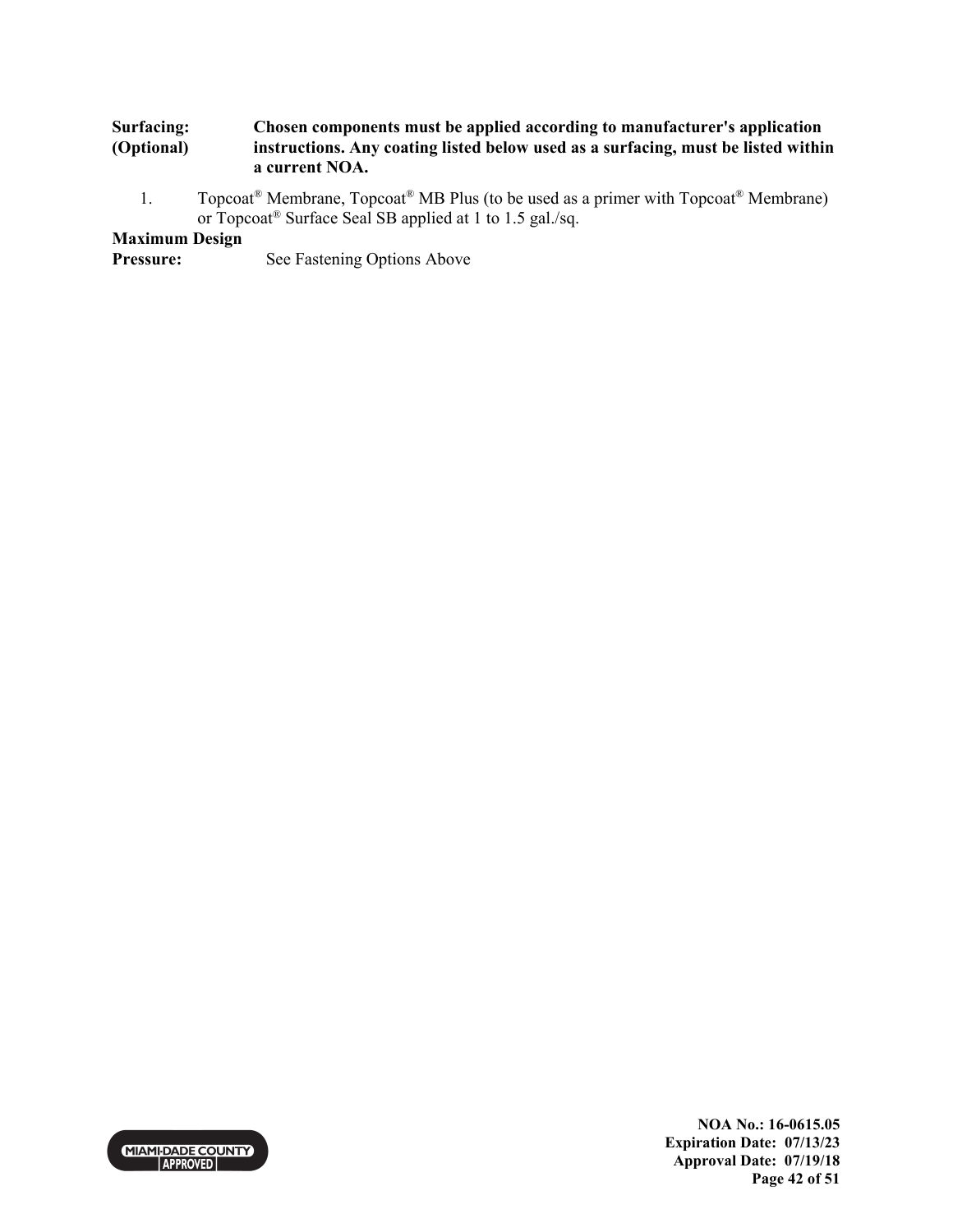**Surfacing: (Optional)** **Chosen components must be applied according to manufacturer's application instructions. Any coating listed below used as a surfacing, must be listed within a current NOA.**

1. Topcoat® Membrane, Topcoat® MB Plus (to be used as a primer with Topcoat® Membrane) or Topcoat® Surface Seal SB applied at 1 to 1.5 gal./sq.

**Maximum Design Pressure:** See Fastening Options Above

**NOA No.: 16-0615.05**
**Expiration Date: 07/13/23**
**Approval Date: 07/19/18**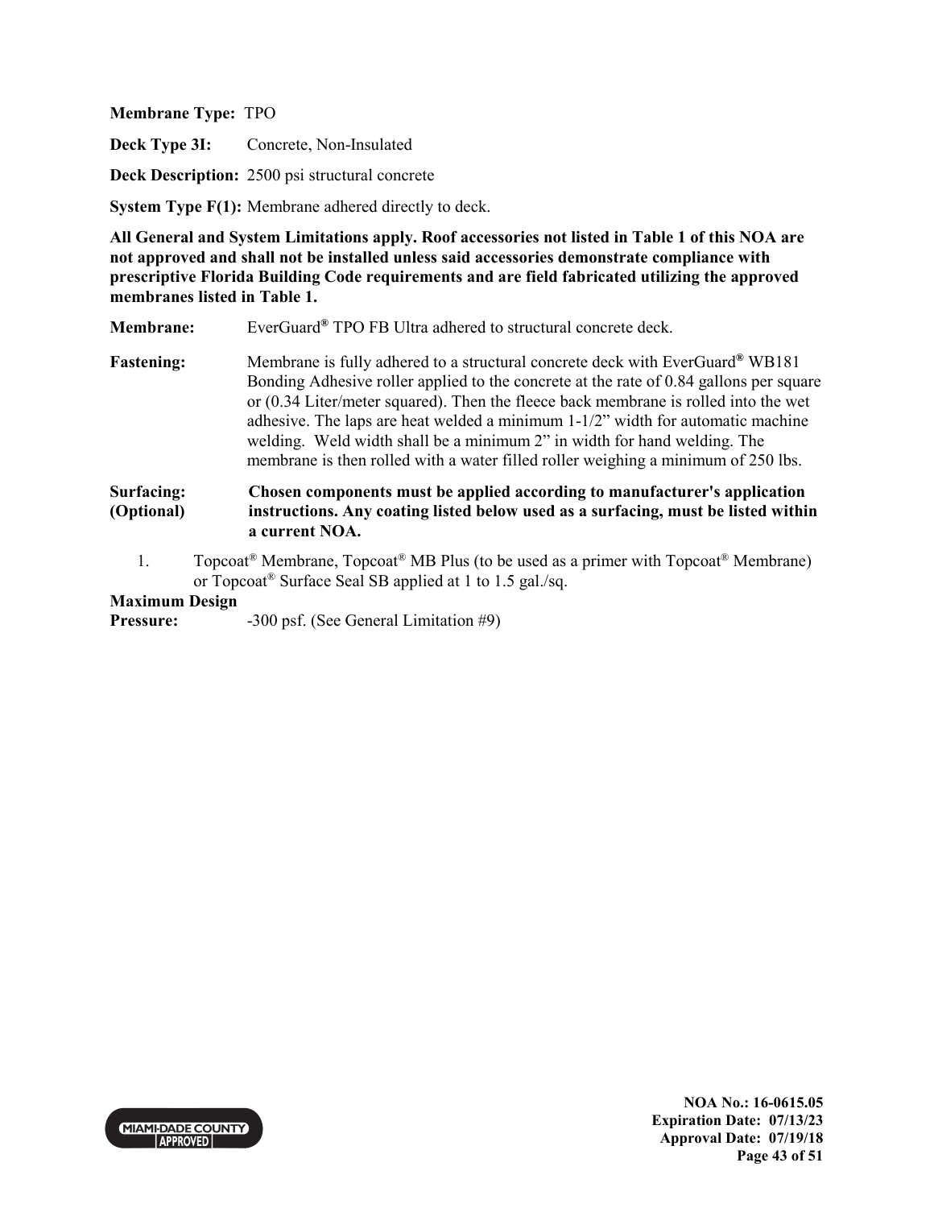**Membrane Type:** TPO

**Deck Type 3I:** Concrete, Non-Insulated

**Deck Description:** 2500 psi structural concrete

**System Type F(1):** Membrane adhered directly to deck.

**All General and System Limitations apply. Roof accessories not listed in Table 1 of this NOA are not approved and shall not be installed unless said accessories demonstrate compliance with prescriptive Florida Building Code requirements and are field fabricated utilizing the approved membranes listed in Table 1.**

**Membrane:** EverGuard® TPO FB Ultra adhered to structural concrete deck.

**Fastening:** Membrane is fully adhered to a structural concrete deck with EverGuard® WB181 Bonding Adhesive roller applied to the concrete at the rate of 0.84 gallons per square or (0.34 Liter/meter squared). Then the fleece back membrane is rolled into the wet adhesive. The laps are heat welded a minimum 1-1/2" width for automatic machine welding. Weld width shall be a minimum 2" in width for hand welding. The membrane is then rolled with a water filled roller weighing a minimum of 250 lbs.

**Surfacing: (Optional)** **Chosen components must be applied according to manufacturer's application instructions. Any coating listed below used as a surfacing, must be listed within a current NOA.**

1. Topcoat® Membrane, Topcoat® MB Plus (to be used as a primer with Topcoat® Membrane) or Topcoat® Surface Seal SB applied at 1 to 1.5 gal./sq.

**Maximum Design Pressure:** -300 psf. (See General Limitation #9)

NOA No.: 16-0615.05
Expiration Date: 07/13/23
Approval Date: 07/19/18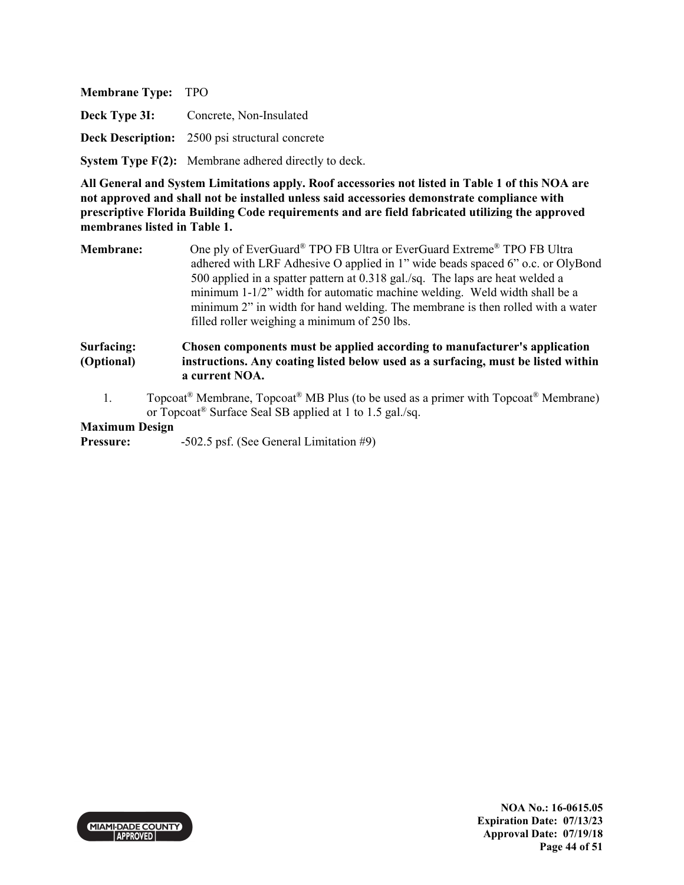**Membrane Type:** TPO

**Deck Type 3I:** Concrete, Non-Insulated

**Deck Description:** 2500 psi structural concrete

**System Type F(2):** Membrane adhered directly to deck.

**All General and System Limitations apply. Roof accessories not listed in Table 1 of this NOA are not approved and shall not be installed unless said accessories demonstrate compliance with prescriptive Florida Building Code requirements and are field fabricated utilizing the approved membranes listed in Table 1.**

**Membrane:** One ply of EverGuard® TPO FB Ultra or EverGuard Extreme® TPO FB Ultra adhered with LRF Adhesive O applied in 1" wide beads spaced 6" o.c. or OlyBond 500 applied in a spatter pattern at 0.318 gal./sq. The laps are heat welded a minimum 1-1/2" width for automatic machine welding. Weld width shall be a minimum 2" in width for hand welding. The membrane is then rolled with a water filled roller weighing a minimum of 250 lbs.

**Surfacing: (Optional)** **Chosen components must be applied according to manufacturer's application instructions. Any coating listed below used as a surfacing, must be listed within a current NOA.**

1. Topcoat® Membrane, Topcoat® MB Plus (to be used as a primer with Topcoat® Membrane) or Topcoat® Surface Seal SB applied at 1 to 1.5 gal./sq.

**Maximum Design Pressure:** -502.5 psf. (See General Limitation #9)

NOA No.: 16-0615.05
Expiration Date: 07/13/23
Approval Date: 07/19/18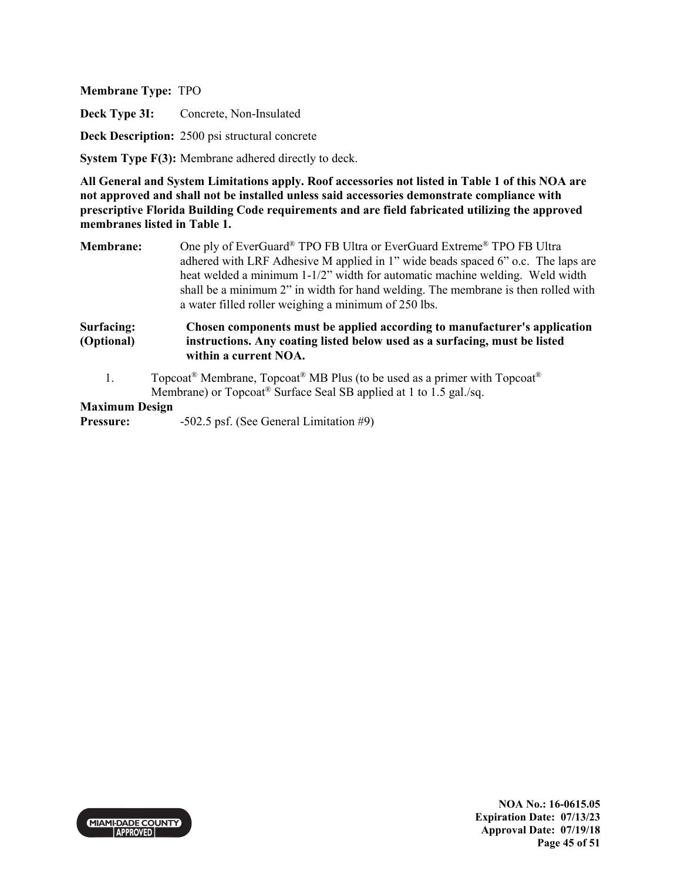**Membrane Type:** TPO

**Deck Type 3I:** Concrete, Non-Insulated

**Deck Description:** 2500 psi structural concrete

**System Type F(3):** Membrane adhered directly to deck.

**All General and System Limitations apply. Roof accessories not listed in Table 1 of this NOA are not approved and shall not be installed unless said accessories demonstrate compliance with prescriptive Florida Building Code requirements and are field fabricated utilizing the approved membranes listed in Table 1.**

**Membrane:** One ply of EverGuard® TPO FB Ultra or EverGuard Extreme® TPO FB Ultra adhered with LRF Adhesive M applied in 1" wide beads spaced 6" o.c. The laps are heat welded a minimum 1-1/2" width for automatic machine welding. Weld width shall be a minimum 2" in width for hand welding. The membrane is then rolled with a water filled roller weighing a minimum of 250 lbs.

**Surfacing: (Optional)** **Chosen components must be applied according to manufacturer's application instructions. Any coating listed below used as a surfacing, must be listed within a current NOA.**

1. Topcoat® Membrane, Topcoat® MB Plus (to be used as a primer with Topcoat® Membrane) or Topcoat® Surface Seal SB applied at 1 to 1.5 gal./sq.

**Maximum Design Pressure:** -502.5 psf. (See General Limitation #9)

NOA No.: 16-0615.05
Expiration Date: 07/13/23
Approval Date: 07/19/18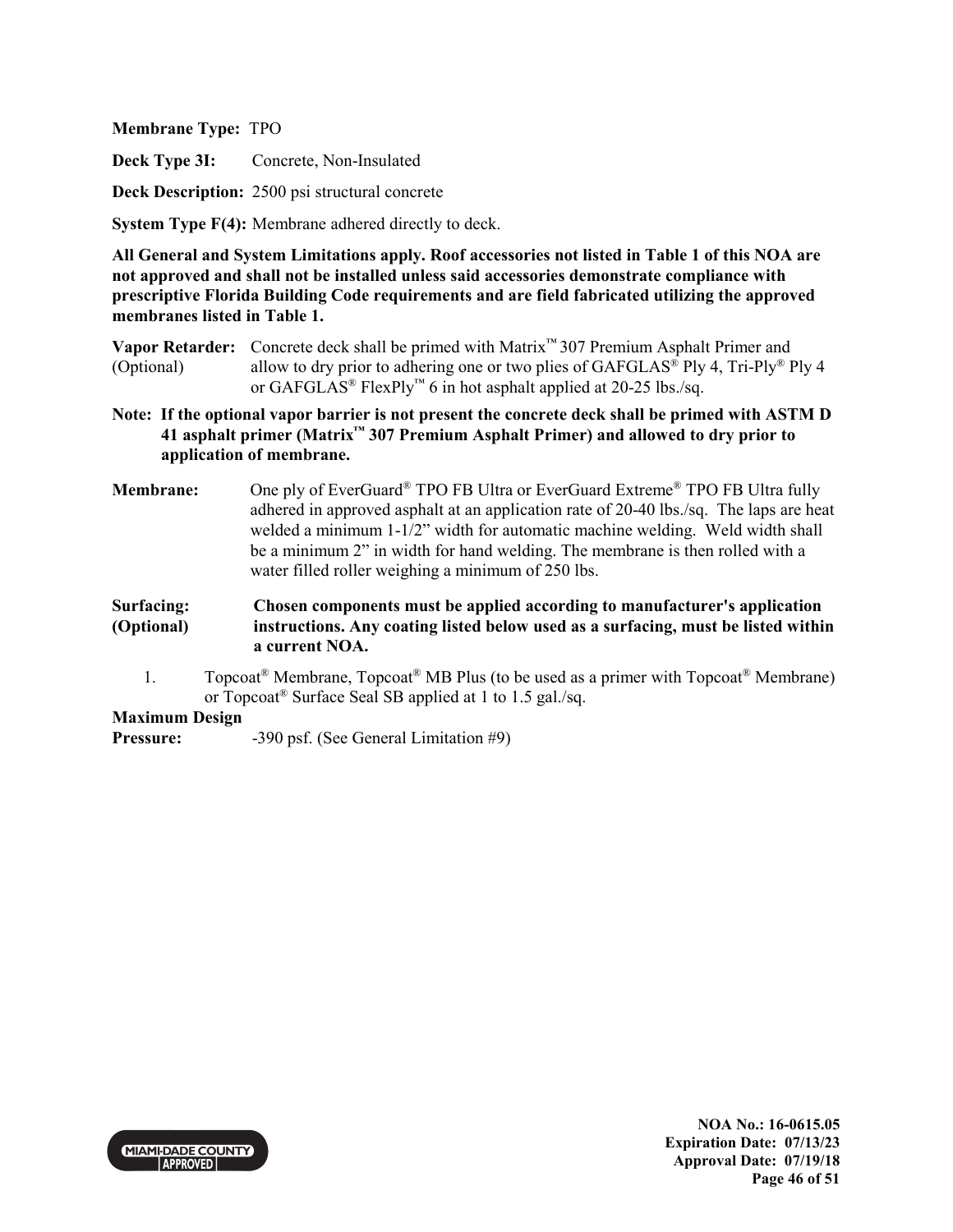**Membrane Type:** TPO

**Deck Type 3I:** Concrete, Non-Insulated

**Deck Description:** 2500 psi structural concrete

**System Type F(4):** Membrane adhered directly to deck.

**All General and System Limitations apply. Roof accessories not listed in Table 1 of this NOA are not approved and shall not be installed unless said accessories demonstrate compliance with prescriptive Florida Building Code requirements and are field fabricated utilizing the approved membranes listed in Table 1.**

**Vapor Retarder:** (Optional) Concrete deck shall be primed with Matrix™ 307 Premium Asphalt Primer and allow to dry prior to adhering one or two plies of GAFGLAS® Ply 4, Tri-Ply® Ply 4 or GAFGLAS® FlexPly™ 6 in hot asphalt applied at 20-25 lbs./sq.

**Note: If the optional vapor barrier is not present the concrete deck shall be primed with ASTM D 41 asphalt primer (Matrix™ 307 Premium Asphalt Primer) and allowed to dry prior to application of membrane.**

**Membrane:** One ply of EverGuard® TPO FB Ultra or EverGuard Extreme® TPO FB Ultra fully adhered in approved asphalt at an application rate of 20-40 lbs./sq. The laps are heat welded a minimum 1-1/2" width for automatic machine welding. Weld width shall be a minimum 2" in width for hand welding. The membrane is then rolled with a water filled roller weighing a minimum of 250 lbs.

**Surfacing: (Optional)** **Chosen components must be applied according to manufacturer's application instructions. Any coating listed below used as a surfacing, must be listed within a current NOA.**

1. Topcoat® Membrane, Topcoat® MB Plus (to be used as a primer with Topcoat® Membrane) or Topcoat® Surface Seal SB applied at 1 to 1.5 gal./sq.

**Maximum Design Pressure:** -390 psf. (See General Limitation #9)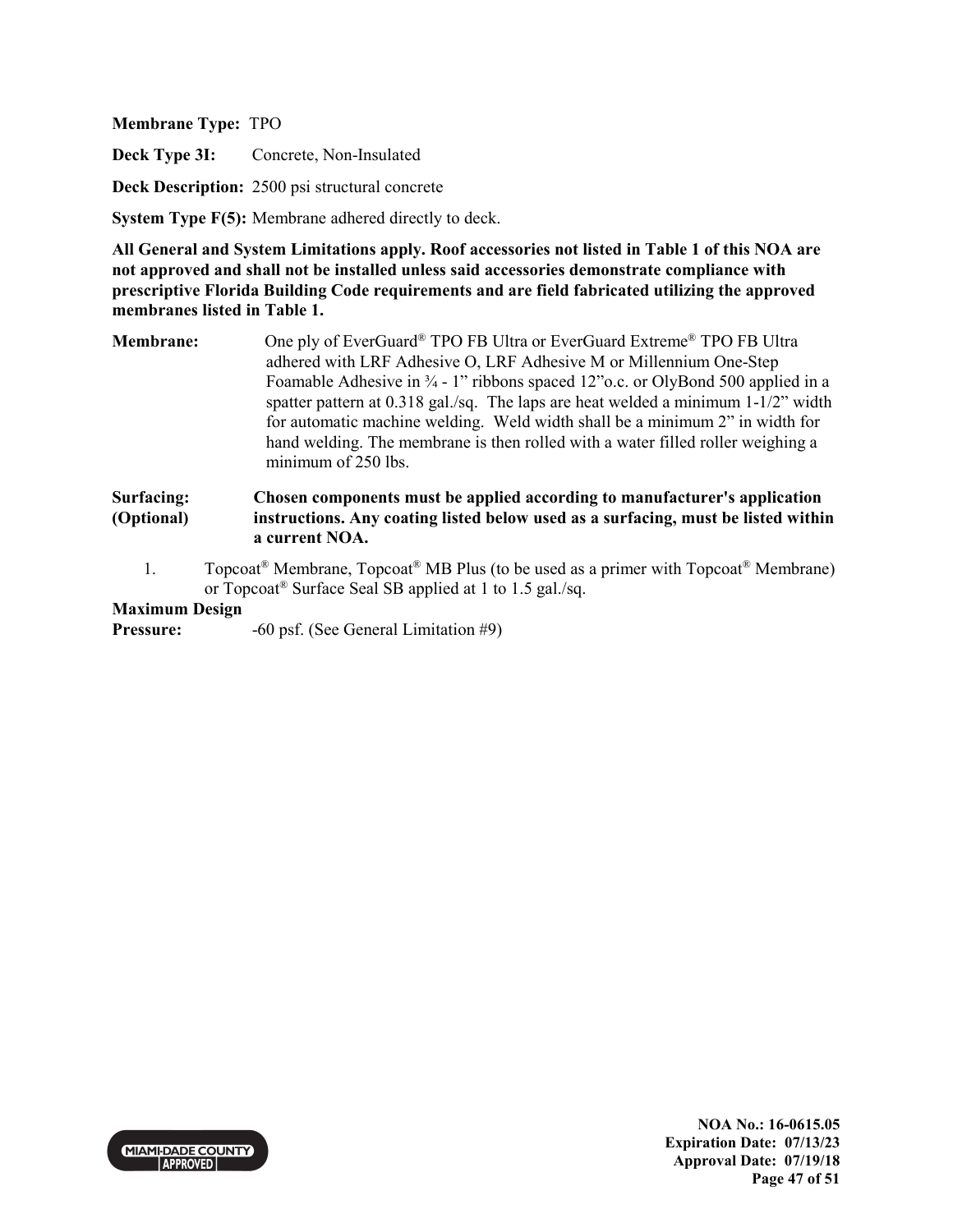**Membrane Type:** TPO

**Deck Type 3I:** Concrete, Non-Insulated

**Deck Description:** 2500 psi structural concrete

**System Type F(5):** Membrane adhered directly to deck.

**All General and System Limitations apply. Roof accessories not listed in Table 1 of this NOA are not approved and shall not be installed unless said accessories demonstrate compliance with prescriptive Florida Building Code requirements and are field fabricated utilizing the approved membranes listed in Table 1.**

**Membrane:** One ply of EverGuard® TPO FB Ultra or EverGuard Extreme® TPO FB Ultra adhered with LRF Adhesive O, LRF Adhesive M or Millennium One-Step Foamable Adhesive in ¾ - 1" ribbons spaced 12"o.c. or OlyBond 500 applied in a spatter pattern at 0.318 gal./sq. The laps are heat welded a minimum 1-1/2" width for automatic machine welding. Weld width shall be a minimum 2" in width for hand welding. The membrane is then rolled with a water filled roller weighing a minimum of 250 lbs.

**Surfacing: (Optional)** **Chosen components must be applied according to manufacturer's application instructions. Any coating listed below used as a surfacing, must be listed within a current NOA.**

1. Topcoat® Membrane, Topcoat® MB Plus (to be used as a primer with Topcoat® Membrane) or Topcoat® Surface Seal SB applied at 1 to 1.5 gal./sq.

**Maximum Design Pressure:** -60 psf. (See General Limitation #9)

NOA No.: 16-0615.05
Expiration Date: 07/13/23
Approval Date: 07/19/18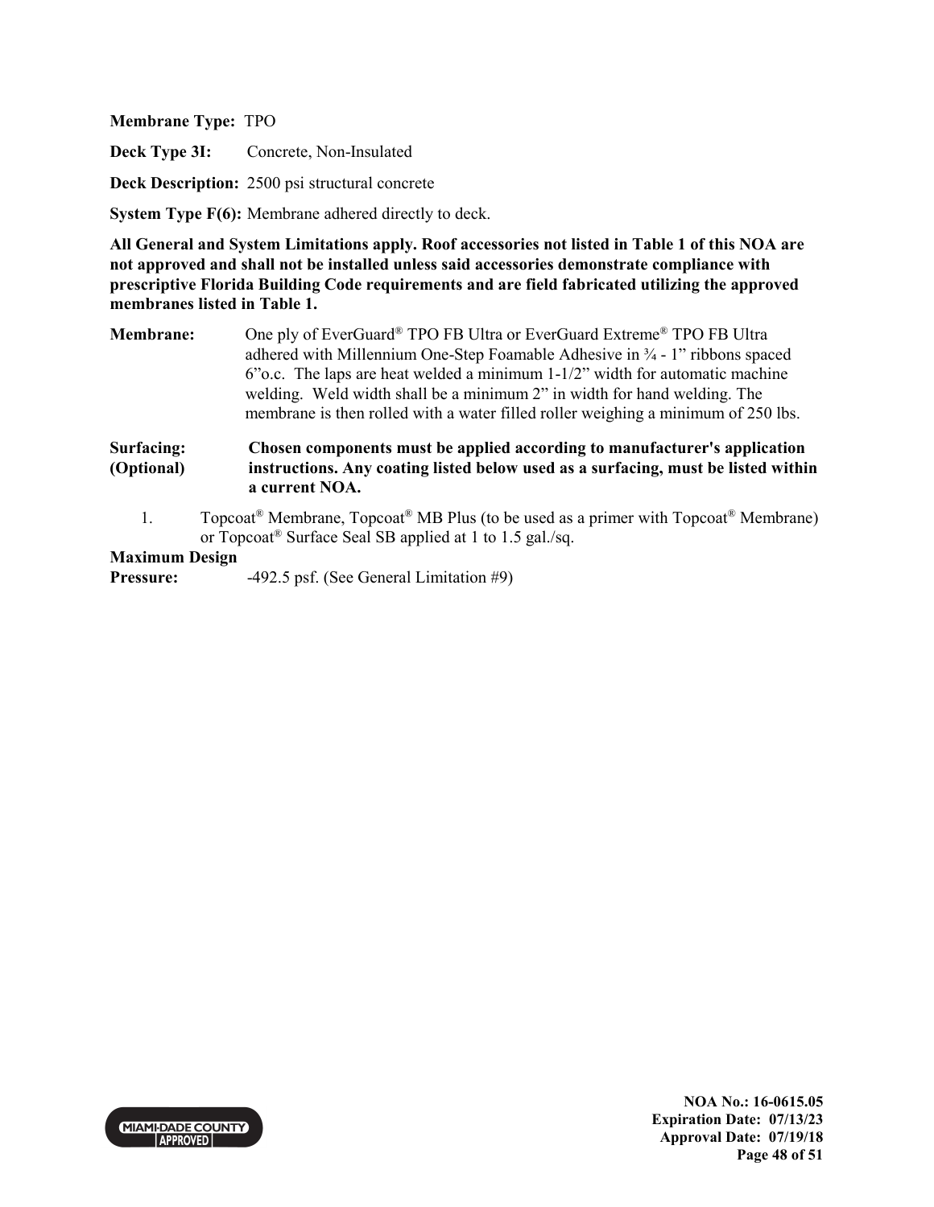**Membrane Type:** TPO

**Deck Type 3I:** Concrete, Non-Insulated

**Deck Description:** 2500 psi structural concrete

**System Type F(6):** Membrane adhered directly to deck.

**All General and System Limitations apply. Roof accessories not listed in Table 1 of this NOA are not approved and shall not be installed unless said accessories demonstrate compliance with prescriptive Florida Building Code requirements and are field fabricated utilizing the approved membranes listed in Table 1.**

**Membrane:** One ply of EverGuard® TPO FB Ultra or EverGuard Extreme® TPO FB Ultra adhered with Millennium One-Step Foamable Adhesive in ¾ - 1" ribbons spaced 6"o.c. The laps are heat welded a minimum 1-1/2" width for automatic machine welding. Weld width shall be a minimum 2" in width for hand welding. The membrane is then rolled with a water filled roller weighing a minimum of 250 lbs.

**Surfacing: (Optional)** **Chosen components must be applied according to manufacturer's application instructions. Any coating listed below used as a surfacing, must be listed within a current NOA.**

1. Topcoat® Membrane, Topcoat® MB Plus (to be used as a primer with Topcoat® Membrane) or Topcoat® Surface Seal SB applied at 1 to 1.5 gal./sq.

**Maximum Design Pressure:** -492.5 psf. (See General Limitation #9)

NOA No.: 16-0615.05
Expiration Date: 07/13/23
Approval Date: 07/19/18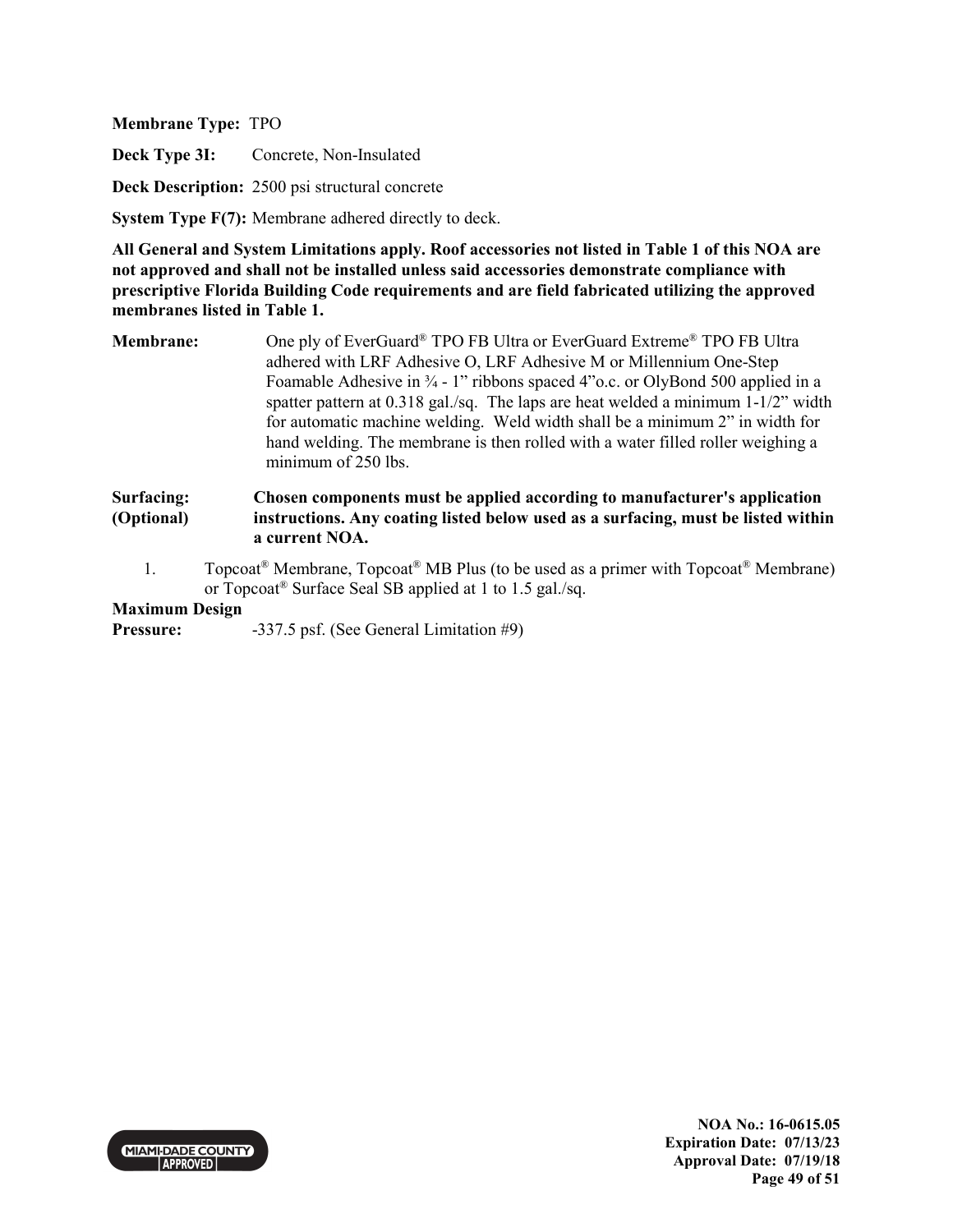**Membrane Type:** TPO

**Deck Type 3I:** Concrete, Non-Insulated

**Deck Description:** 2500 psi structural concrete

**System Type F(7):** Membrane adhered directly to deck.

**All General and System Limitations apply. Roof accessories not listed in Table 1 of this NOA are not approved and shall not be installed unless said accessories demonstrate compliance with prescriptive Florida Building Code requirements and are field fabricated utilizing the approved membranes listed in Table 1.**

**Membrane:** One ply of EverGuard® TPO FB Ultra or EverGuard Extreme® TPO FB Ultra adhered with LRF Adhesive O, LRF Adhesive M or Millennium One-Step Foamable Adhesive in ¾ - 1" ribbons spaced 4"o.c. or OlyBond 500 applied in a spatter pattern at 0.318 gal./sq. The laps are heat welded a minimum 1-1/2" width for automatic machine welding. Weld width shall be a minimum 2" in width for hand welding. The membrane is then rolled with a water filled roller weighing a minimum of 250 lbs.

**Surfacing: (Optional)** **Chosen components must be applied according to manufacturer's application instructions. Any coating listed below used as a surfacing, must be listed within a current NOA.**

1. Topcoat® Membrane, Topcoat® MB Plus (to be used as a primer with Topcoat® Membrane) or Topcoat® Surface Seal SB applied at 1 to 1.5 gal./sq.

**Maximum Design Pressure:** -337.5 psf. (See General Limitation #9)

NOA No.: 16-0615.05
Expiration Date: 07/13/23
Approval Date: 07/19/18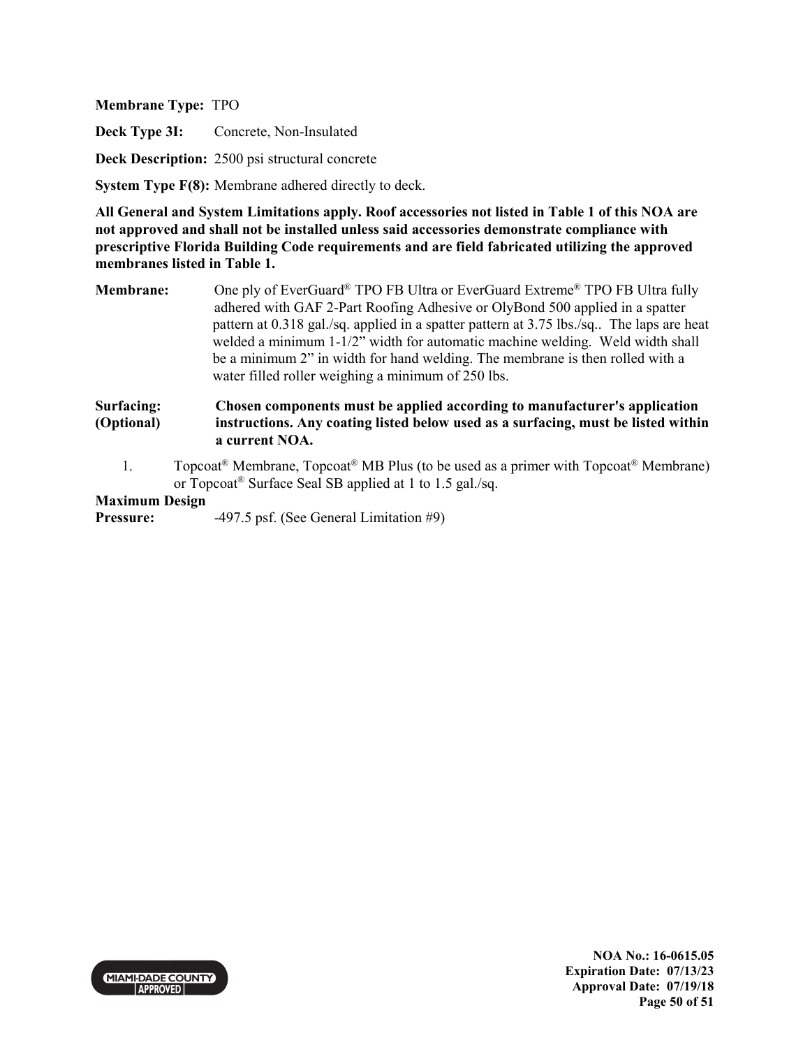**Membrane Type:** TPO

**Deck Type 3I:** Concrete, Non-Insulated

**Deck Description:** 2500 psi structural concrete

**System Type F(8):** Membrane adhered directly to deck.

**All General and System Limitations apply. Roof accessories not listed in Table 1 of this NOA are not approved and shall not be installed unless said accessories demonstrate compliance with prescriptive Florida Building Code requirements and are field fabricated utilizing the approved membranes listed in Table 1.**

**Membrane:** One ply of EverGuard® TPO FB Ultra or EverGuard Extreme® TPO FB Ultra fully adhered with GAF 2-Part Roofing Adhesive or OlyBond 500 applied in a spatter pattern at 0.318 gal./sq. applied in a spatter pattern at 3.75 lbs./sq.. The laps are heat welded a minimum 1-1/2" width for automatic machine welding. Weld width shall be a minimum 2" in width for hand welding. The membrane is then rolled with a water filled roller weighing a minimum of 250 lbs.

**Surfacing: (Optional)** **Chosen components must be applied according to manufacturer's application instructions. Any coating listed below used as a surfacing, must be listed within a current NOA.**

1. Topcoat® Membrane, Topcoat® MB Plus (to be used as a primer with Topcoat® Membrane) or Topcoat® Surface Seal SB applied at 1 to 1.5 gal./sq.

**Maximum Design Pressure:** -497.5 psf. (See General Limitation #9)

NOA No.: 16-0615.05
Expiration Date: 07/13/23
Approval Date: 07/19/18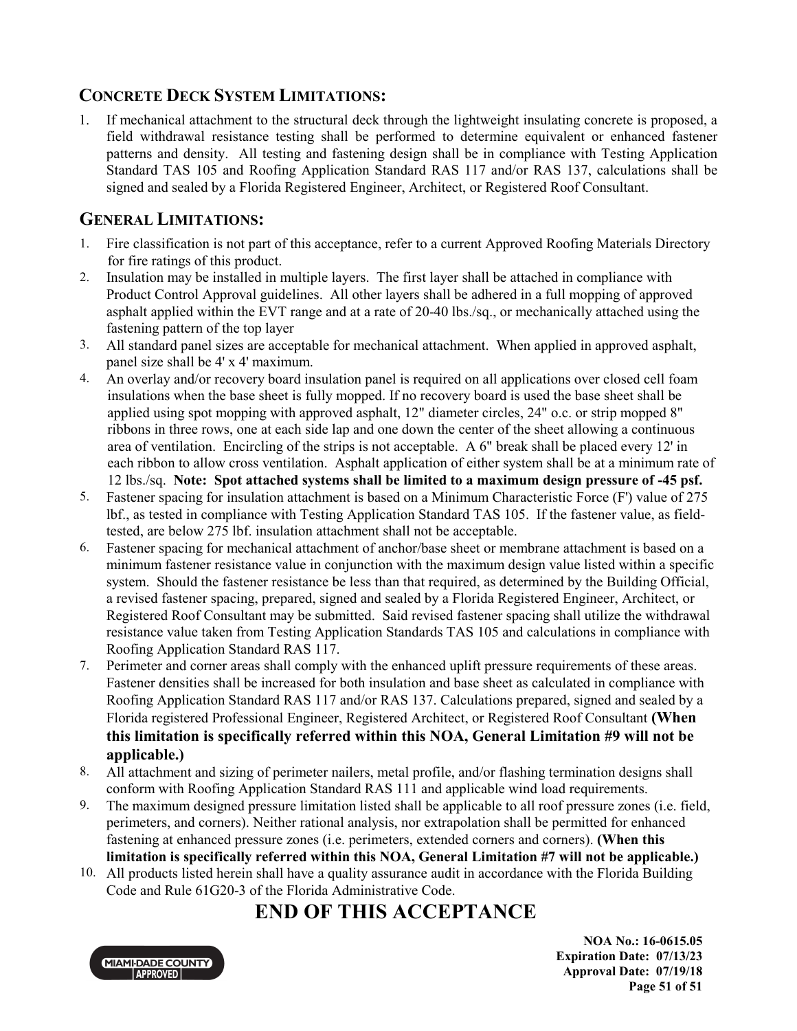## CONCRETE DECK SYSTEM LIMITATIONS:

1. If mechanical attachment to the structural deck through the lightweight insulating concrete is proposed, a field withdrawal resistance testing shall be performed to determine equivalent or enhanced fastener patterns and density. All testing and fastening design shall be in compliance with Testing Application Standard TAS 105 and Roofing Application Standard RAS 117 and/or RAS 137, calculations shall be signed and sealed by a Florida Registered Engineer, Architect, or Registered Roof Consultant.

## GENERAL LIMITATIONS:

1. Fire classification is not part of this acceptance, refer to a current Approved Roofing Materials Directory for fire ratings of this product.
2. Insulation may be installed in multiple layers. The first layer shall be attached in compliance with Product Control Approval guidelines. All other layers shall be adhered in a full mopping of approved asphalt applied within the EVT range and at a rate of 20-40 lbs./sq., or mechanically attached using the fastening pattern of the top layer
3. All standard panel sizes are acceptable for mechanical attachment. When applied in approved asphalt, panel size shall be 4' x 4' maximum.
4. An overlay and/or recovery board insulation panel is required on all applications over closed cell foam insulations when the base sheet is fully mopped. If no recovery board is used the base sheet shall be applied using spot mopping with approved asphalt, 12" diameter circles, 24" o.c. or strip mopped 8" ribbons in three rows, one at each side lap and one down the center of the sheet allowing a continuous area of ventilation. Encircling of the strips is not acceptable. A 6" break shall be placed every 12' in each ribbon to allow cross ventilation. Asphalt application of either system shall be at a minimum rate of 12 lbs./sq. **Note: Spot attached systems shall be limited to a maximum design pressure of -45 psf.**
5. Fastener spacing for insulation attachment is based on a Minimum Characteristic Force (F') value of 275 lbf., as tested in compliance with Testing Application Standard TAS 105. If the fastener value, as field-tested, are below 275 lbf. insulation attachment shall not be acceptable.
6. Fastener spacing for mechanical attachment of anchor/base sheet or membrane attachment is based on a minimum fastener resistance value in conjunction with the maximum design value listed within a specific system. Should the fastener resistance be less than that required, as determined by the Building Official, a revised fastener spacing, prepared, signed and sealed by a Florida Registered Engineer, Architect, or Registered Roof Consultant may be submitted. Said revised fastener spacing shall utilize the withdrawal resistance value taken from Testing Application Standards TAS 105 and calculations in compliance with Roofing Application Standard RAS 117.
7. Perimeter and corner areas shall comply with the enhanced uplift pressure requirements of these areas. Fastener densities shall be increased for both insulation and base sheet as calculated in compliance with Roofing Application Standard RAS 117 and/or RAS 137. Calculations prepared, signed and sealed by a Florida registered Professional Engineer, Registered Architect, or Registered Roof Consultant **(When this limitation is specifically referred within this NOA, General Limitation #9 will not be applicable.)**
8. All attachment and sizing of perimeter nailers, metal profile, and/or flashing termination designs shall conform with Roofing Application Standard RAS 111 and applicable wind load requirements.
9. The maximum designed pressure limitation listed shall be applicable to all roof pressure zones (i.e. field, perimeters, and corners). Neither rational analysis, nor extrapolation shall be permitted for enhanced fastening at enhanced pressure zones (i.e. perimeters, extended corners and corners). **(When this limitation is specifically referred within this NOA, General Limitation #7 will not be applicable.)**
10. All products listed herein shall have a quality assurance audit in accordance with the Florida Building Code and Rule 61G20-3 of the Florida Administrative Code.

# END OF THIS ACCEPTANCE

MIAMI-DADE COUNTY APPROVED

**NOA No.: 16-0615.05**
**Expiration Date: 07/13/23**
**Approval Date: 07/19/18**